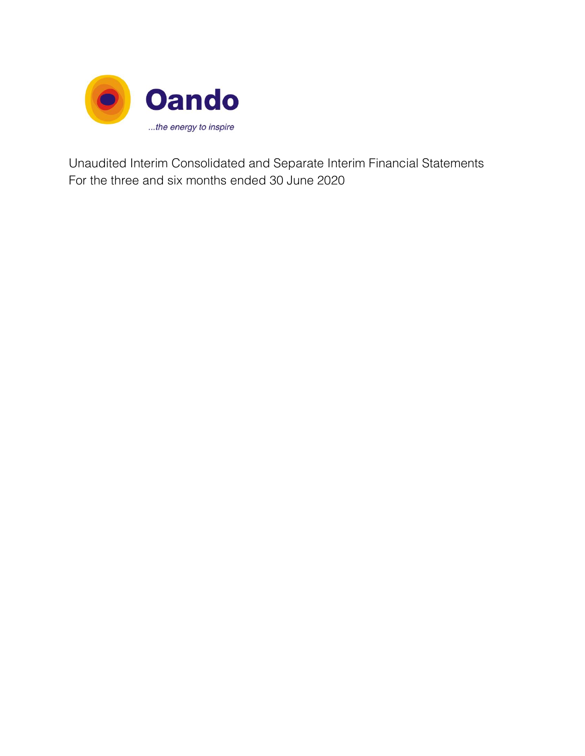Oando

*...the energy to inspire*

Unaudited Interim Consolidated and Separate Interim Financial Statements
For the three and six months ended 30 June 2020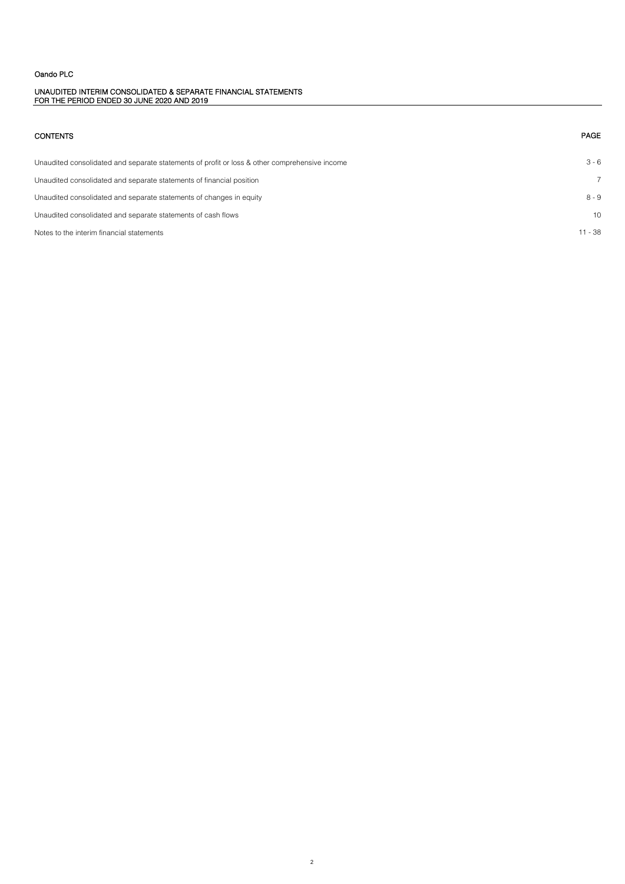Oando PLC

UNAUDITED INTERIM CONSOLIDATED & SEPARATE FINANCIAL STATEMENTS
FOR THE PERIOD ENDED 30 JUNE 2020 AND 2019

| CONTENTS | PAGE |
|---|---|
| Unaudited consolidated and separate statements of profit or loss & other comprehensive income | 3 - 6 |
| Unaudited consolidated and separate statements of financial position | 7 |
| Unaudited consolidated and separate statements of changes in equity | 8 - 9 |
| Unaudited consolidated and separate statements of cash flows | 10 |
| Notes to the interim financial statements | 11 - 38 |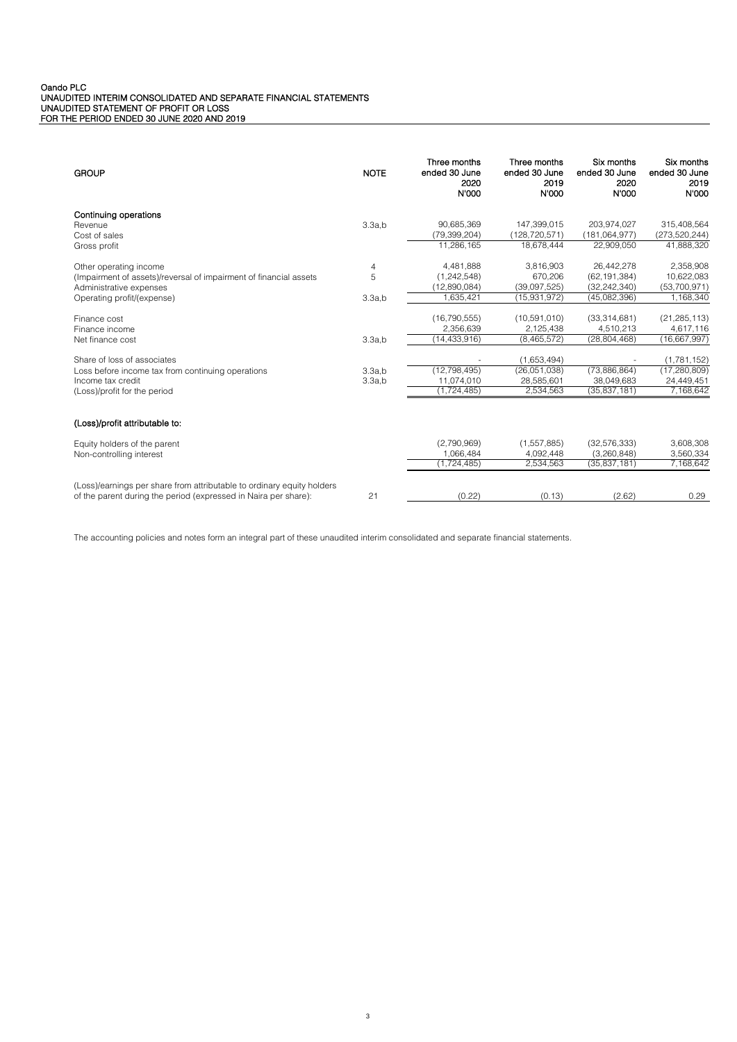Oando PLC
UNAUDITED INTERIM CONSOLIDATED AND SEPARATE FINANCIAL STATEMENTS
UNAUDITED STATEMENT OF PROFIT OR LOSS
FOR THE PERIOD ENDED 30 JUNE 2020 AND 2019

| GROUP | NOTE | Three months ended 30 June 2020 N'000 | Three months ended 30 June 2019 N'000 | Six months ended 30 June 2020 N'000 | Six months ended 30 June 2019 N'000 |
|---|---|---|---|---|---|
| **Continuing operations** | | | | | |
| Revenue | 3.3a,b | 90,685,369 | 147,399,015 | 203,974,027 | 315,408,564 |
| Cost of sales | | (79,399,204) | (128,720,571) | (181,064,977) | (273,520,244) |
| Gross profit | | 11,286,165 | 18,678,444 | 22,909,050 | 41,888,320 |
| Other operating income | 4 | 4,481,888 | 3,816,903 | 26,442,278 | 2,358,908 |
| (Impairment of assets)/reversal of impairment of financial assets | 5 | (1,242,548) | 670,206 | (62,191,384) | 10,622,083 |
| Administrative expenses | | (12,890,084) | (39,097,525) | (32,242,340) | (53,700,971) |
| Operating profit/(expense) | 3.3a,b | 1,635,421 | (15,931,972) | (45,082,396) | 1,168,340 |
| Finance cost | | (16,790,555) | (10,591,010) | (33,314,681) | (21,285,113) |
| Finance income | | 2,356,639 | 2,125,438 | 4,510,213 | 4,617,116 |
| Net finance cost | 3.3a,b | (14,433,916) | (8,465,572) | (28,804,468) | (16,667,997) |
| Share of loss of associates | | - | (1,653,494) | - | (1,781,152) |
| Loss before income tax from continuing operations | 3.3a,b | (12,798,495) | (26,051,038) | (73,886,864) | (17,280,809) |
| Income tax credit | 3.3a,b | 11,074,010 | 28,585,601 | 38,049,683 | 24,449,451 |
| (Loss)/profit for the period | | (1,724,485) | 2,534,563 | (35,837,181) | 7,168,642 |
| **(Loss)/profit attributable to:** | | | | | |
| Equity holders of the parent | | (2,790,969) | (1,557,885) | (32,576,333) | 3,608,308 |
| Non-controlling interest | | 1,066,484 | 4,092,448 | (3,260,848) | 3,560,334 |
| | | (1,724,485) | 2,534,563 | (35,837,181) | 7,168,642 |
| (Loss)/earnings per share from attributable to ordinary equity holders of the parent during the period (expressed in Naira per share): | 21 | (0.22) | (0.13) | (2.62) | 0.29 |

The accounting policies and notes form an integral part of these unaudited interim consolidated and separate financial statements.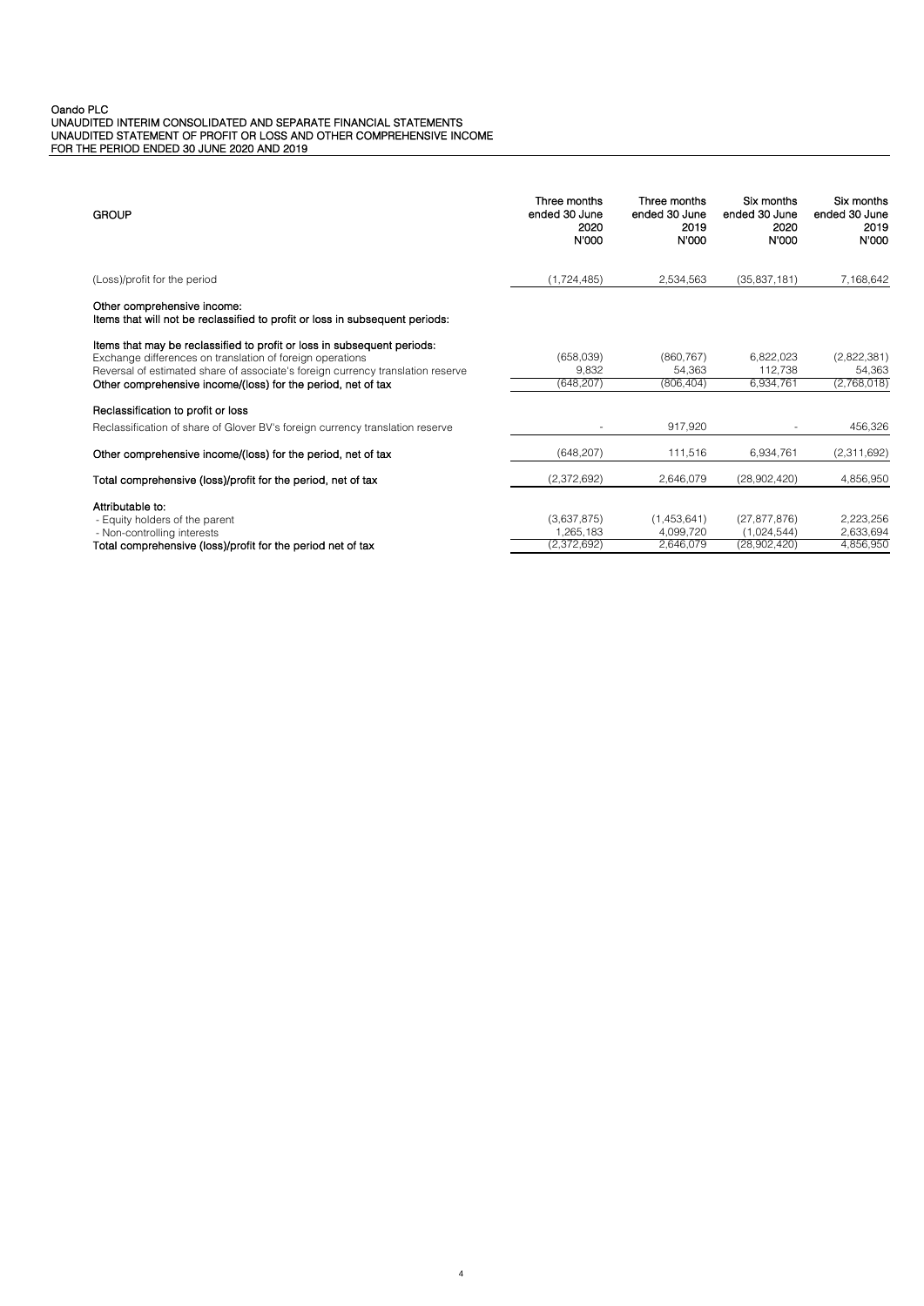Oando PLC
UNAUDITED INTERIM CONSOLIDATED AND SEPARATE FINANCIAL STATEMENTS
UNAUDITED STATEMENT OF PROFIT OR LOSS AND OTHER COMPREHENSIVE INCOME
FOR THE PERIOD ENDED 30 JUNE 2020 AND 2019

| GROUP | Three months ended 30 June 2020 N'000 | Three months ended 30 June 2019 N'000 | Six months ended 30 June 2020 N'000 | Six months ended 30 June 2019 N'000 |
|---|---|---|---|---|
| (Loss)/profit for the period | (1,724,485) | 2,534,563 | (35,837,181) | 7,168,642 |
| **Other comprehensive income:** | | | | |
| **Items that will not be reclassified to profit or loss in subsequent periods:** | | | | |
| **Items that may be reclassified to profit or loss in subsequent periods:** | | | | |
| Exchange differences on translation of foreign operations | (658,039) | (860,767) | 6,822,023 | (2,822,381) |
| Reversal of estimated share of associate's foreign currency translation reserve | 9,832 | 54,363 | 112,738 | 54,363 |
| **Other comprehensive income/(loss) for the period, net of tax** | (648,207) | (806,404) | 6,934,761 | (2,768,018) |
| **Reclassification to profit or loss** | | | | |
| Reclassification of share of Glover BV's foreign currency translation reserve | - | 917,920 | - | 456,326 |
| **Other comprehensive income/(loss) for the period, net of tax** | (648,207) | 111,516 | 6,934,761 | (2,311,692) |
| **Total comprehensive (loss)/profit for the period, net of tax** | (2,372,692) | 2,646,079 | (28,902,420) | 4,856,950 |
| **Attributable to:** | | | | |
| - Equity holders of the parent | (3,637,875) | (1,453,641) | (27,877,876) | 2,223,256 |
| - Non-controlling interests | 1,265,183 | 4,099,720 | (1,024,544) | 2,633,694 |
| **Total comprehensive (loss)/profit for the period net of tax** | (2,372,692) | 2,646,079 | (28,902,420) | 4,856,950 |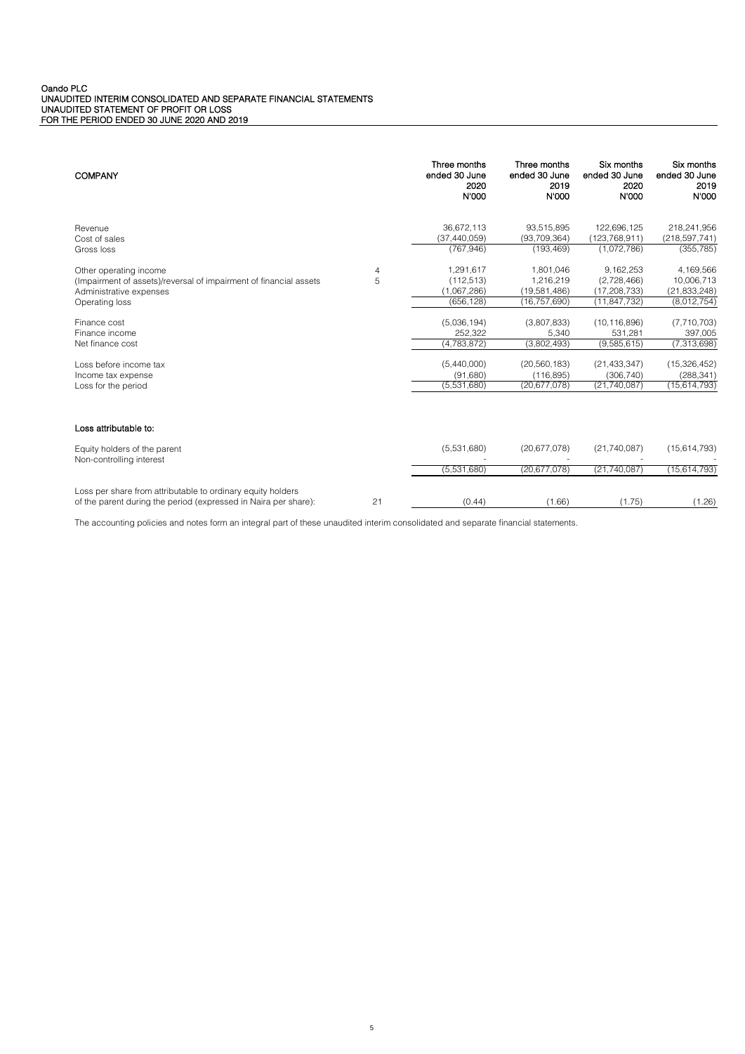Oando PLC
UNAUDITED INTERIM CONSOLIDATED AND SEPARATE FINANCIAL STATEMENTS
UNAUDITED STATEMENT OF PROFIT OR LOSS
FOR THE PERIOD ENDED 30 JUNE 2020 AND 2019

| COMPANY | | Three months ended 30 June 2020 N'000 | Three months ended 30 June 2019 N'000 | Six months ended 30 June 2020 N'000 | Six months ended 30 June 2019 N'000 |
|---|---|---|---|---|---|
| Revenue | | 36,672,113 | 93,515,895 | 122,696,125 | 218,241,956 |
| Cost of sales | | (37,440,059) | (93,709,364) | (123,768,911) | (218,597,741) |
| Gross loss | | (767,946) | (193,469) | (1,072,786) | (355,785) |
| Other operating income | 4 | 1,291,617 | 1,801,046 | 9,162,253 | 4,169,566 |
| (Impairment of assets)/reversal of impairment of financial assets | 5 | (112,513) | 1,216,219 | (2,728,466) | 10,006,713 |
| Administrative expenses | | (1,067,286) | (19,581,486) | (17,208,733) | (21,833,248) |
| Operating loss | | (656,128) | (16,757,690) | (11,847,732) | (8,012,754) |
| Finance cost | | (5,036,194) | (3,807,833) | (10,116,896) | (7,710,703) |
| Finance income | | 252,322 | 5,340 | 531,281 | 397,005 |
| Net finance cost | | (4,783,872) | (3,802,493) | (9,585,615) | (7,313,698) |
| Loss before income tax | | (5,440,000) | (20,560,183) | (21,433,347) | (15,326,452) |
| Income tax expense | | (91,680) | (116,895) | (306,740) | (288,341) |
| Loss for the period | | (5,531,680) | (20,677,078) | (21,740,087) | (15,614,793) |
| **Loss attributable to:** | | | | | |
| Equity holders of the parent | | (5,531,680) | (20,677,078) | (21,740,087) | (15,614,793) |
| Non-controlling interest | | - | - | - | - |
| | | (5,531,680) | (20,677,078) | (21,740,087) | (15,614,793) |
| Loss per share from attributable to ordinary equity holders of the parent during the period (expressed in Naira per share): | 21 | (0.44) | (1.66) | (1.75) | (1.26) |

The accounting policies and notes form an integral part of these unaudited interim consolidated and separate financial statements.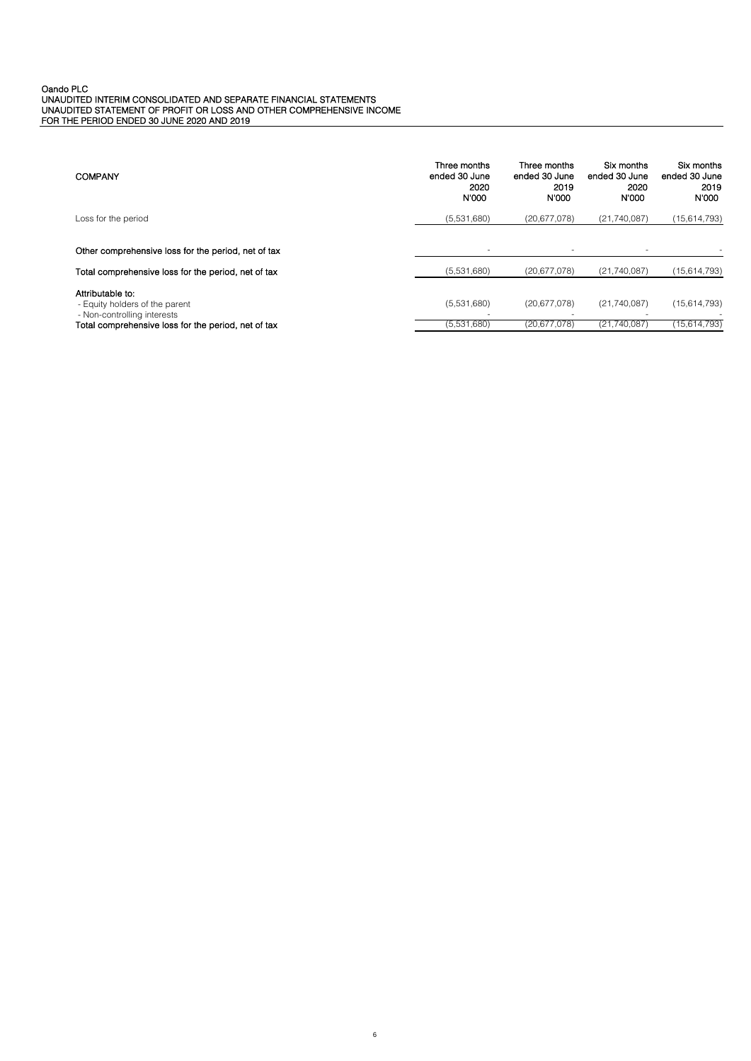Oando PLC
UNAUDITED INTERIM CONSOLIDATED AND SEPARATE FINANCIAL STATEMENTS
UNAUDITED STATEMENT OF PROFIT OR LOSS AND OTHER COMPREHENSIVE INCOME
FOR THE PERIOD ENDED 30 JUNE 2020 AND 2019

| COMPANY | Three months ended 30 June 2020 N'000 | Three months ended 30 June 2019 N'000 | Six months ended 30 June 2020 N'000 | Six months ended 30 June 2019 N'000 |
|---|---|---|---|---|
| Loss for the period | (5,531,680) | (20,677,078) | (21,740,087) | (15,614,793) |
| **Other comprehensive loss for the period, net of tax** | - | - | - | - |
| **Total comprehensive loss for the period, net of tax** | (5,531,680) | (20,677,078) | (21,740,087) | (15,614,793) |
| **Attributable to:** | | | | |
| - Equity holders of the parent | (5,531,680) | (20,677,078) | (21,740,087) | (15,614,793) |
| - Non-controlling interests | - | - | - | - |
| **Total comprehensive loss for the period, net of tax** | (5,531,680) | (20,677,078) | (21,740,087) | (15,614,793) |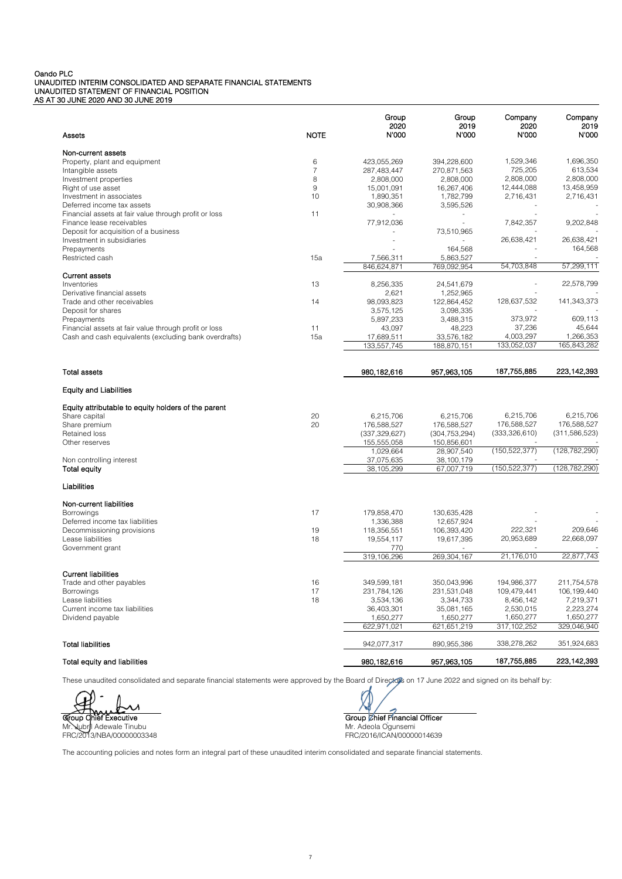Oando PLC
UNAUDITED INTERIM CONSOLIDATED AND SEPARATE FINANCIAL STATEMENTS
UNAUDITED STATEMENT OF FINANCIAL POSITION
AS AT 30 JUNE 2020 AND 30 JUNE 2019

| Assets | NOTE | Group 2020 N'000 | Group 2019 N'000 | Company 2020 N'000 | Company 2019 N'000 |
|---|---|---|---|---|---|
| **Non-current assets** | | | | | |
| Property, plant and equipment | 6 | 423,055,269 | 394,228,600 | 1,529,346 | 1,696,350 |
| Intangible assets | 7 | 287,483,447 | 270,871,563 | 725,205 | 613,534 |
| Investment properties | 8 | 2,808,000 | 2,808,000 | 2,808,000 | 2,808,000 |
| Right of use asset | 9 | 15,001,091 | 16,267,406 | 12,444,088 | 13,458,959 |
| Investment in associates | 10 | 1,890,351 | 1,782,799 | 2,716,431 | 2,716,431 |
| Deferred income tax assets | | 30,908,366 | 3,595,526 | - | - |
| Financial assets at fair value through profit or loss | 11 | - | - | - | - |
| Finance lease receivables | | 77,912,036 | - | 7,842,357 | 9,202,848 |
| Deposit for acquisition of a business | | - | 73,510,965 | - | - |
| Investment in subsidiaries | | - | - | 26,638,421 | 26,638,421 |
| Prepayments | | - | 164,568 | - | 164,568 |
| Restricted cash | 15a | 7,566,311 | 5,863,527 | - | - |
| | | 846,624,871 | 769,092,954 | 54,703,848 | 57,299,111 |
| **Current assets** | | | | | |
| Inventories | 13 | 8,256,335 | 24,541,679 | - | 22,578,799 |
| Derivative financial assets | | 2,621 | 1,252,965 | - | - |
| Trade and other receivables | 14 | 98,093,823 | 122,864,452 | 128,637,532 | 141,343,373 |
| Deposit for shares | | 3,575,125 | 3,098,335 | - | - |
| Prepayments | | 5,897,233 | 3,488,315 | 373,972 | 609,113 |
| Financial assets at fair value through profit or loss | 11 | 43,097 | 48,223 | 37,236 | 45,644 |
| Cash and cash equivalents (excluding bank overdrafts) | 15a | 17,689,511 | 33,576,182 | 4,003,297 | 1,266,353 |
| | | 133,557,745 | 188,870,151 | 133,052,037 | 165,843,282 |
| **Total assets** | | **980,182,616** | **957,963,105** | **187,755,885** | **223,142,393** |
| **Equity and Liabilities** | | | | | |
| **Equity attributable to equity holders of the parent** | | | | | |
| Share capital | 20 | 6,215,706 | 6,215,706 | 6,215,706 | 6,215,706 |
| Share premium | 20 | 176,588,527 | 176,588,527 | 176,588,527 | 176,588,527 |
| Retained loss | | (337,329,627) | (304,753,294) | (333,326,610) | (311,586,523) |
| Other reserves | | 155,555,058 | 150,856,601 | - | - |
| | | 1,029,664 | 28,907,540 | (150,522,377) | (128,782,290) |
| Non controlling interest | | 37,075,635 | 38,100,179 | - | - |
| **Total equity** | | 38,105,299 | 67,007,719 | (150,522,377) | (128,782,290) |
| **Liabilities** | | | | | |
| **Non-current liabilities** | | | | | |
| Borrowings | 17 | 179,858,470 | 130,635,428 | - | - |
| Deferred income tax liabilities | | 1,336,388 | 12,657,924 | - | - |
| Decommissioning provisions | 19 | 118,356,551 | 106,393,420 | 222,321 | 209,646 |
| Lease liabilities | 18 | 19,554,117 | 19,617,395 | 20,953,689 | 22,668,097 |
| Government grant | | 770 | - | - | - |
| | | 319,106,296 | 269,304,167 | 21,176,010 | 22,877,743 |
| **Current liabilities** | | | | | |
| Trade and other payables | 16 | 349,599,181 | 350,043,996 | 194,986,377 | 211,754,578 |
| Borrowings | 17 | 231,784,126 | 231,531,048 | 109,479,441 | 106,199,440 |
| Lease liabilities | 18 | 3,534,136 | 3,344,733 | 8,456,142 | 7,219,371 |
| Current income tax liabilities | | 36,403,301 | 35,081,165 | 2,530,015 | 2,223,274 |
| Dividend payable | | 1,650,277 | 1,650,277 | 1,650,277 | 1,650,277 |
| | | 622,971,021 | 621,651,219 | 317,102,252 | 329,046,940 |
| **Total liabilities** | | 942,077,317 | 890,955,386 | 338,278,262 | 351,924,683 |
| **Total equity and liabilities** | | **980,182,616** | **957,963,105** | **187,755,885** | **223,142,393** |

These unaudited consolidated and separate financial statements were approved by the Board of Directors on 17 June 2022 and signed on its behalf by:

**Group Chief Executive**
Mr. Jubril Adewale Tinubu
FRC/2013/NBA/00000003348

**Group Chief Financial Officer**
Mr. Adeola Ogunsemi
FRC/2016/ICAN/00000014639

The accounting policies and notes form an integral part of these unaudited interim consolidated and separate financial statements.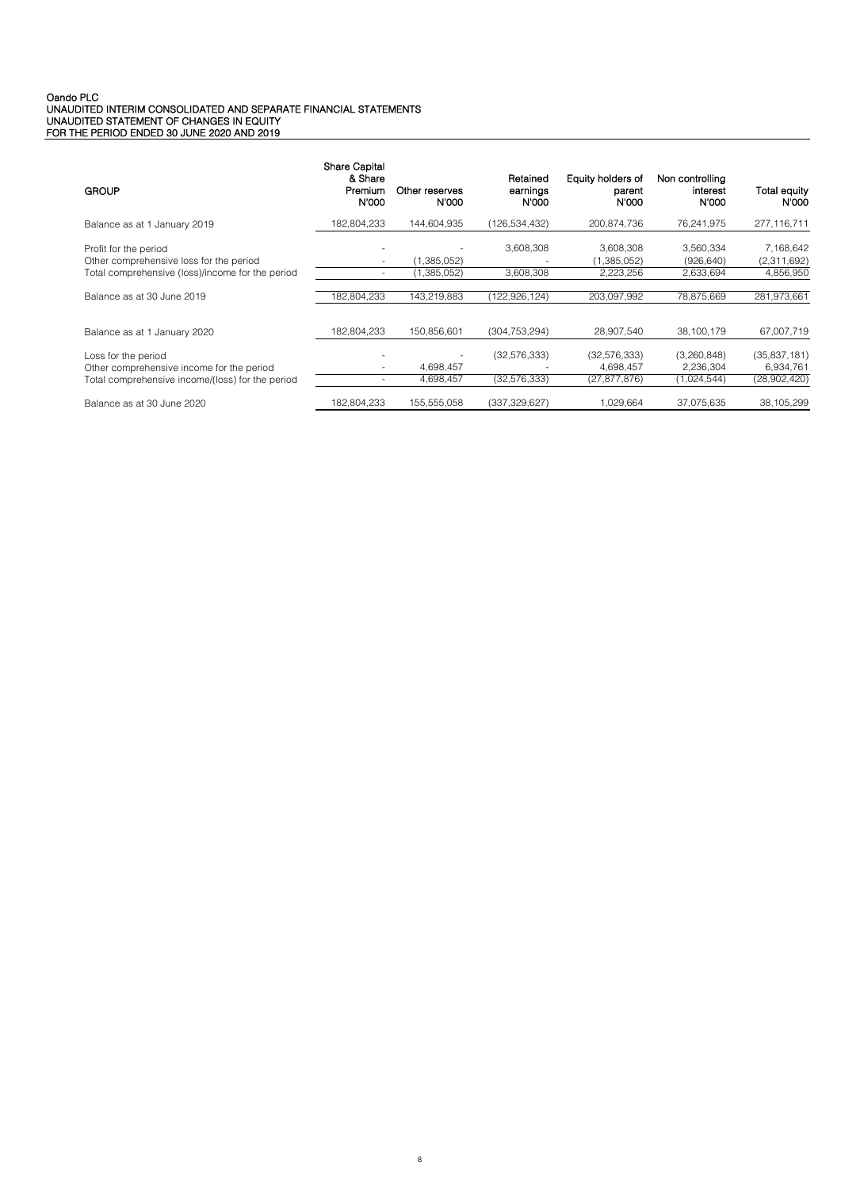Oando PLC
UNAUDITED INTERIM CONSOLIDATED AND SEPARATE FINANCIAL STATEMENTS
UNAUDITED STATEMENT OF CHANGES IN EQUITY
FOR THE PERIOD ENDED 30 JUNE 2020 AND 2019

| GROUP | Share Capital & Share Premium N'000 | Other reserves N'000 | Retained earnings N'000 | Equity holders of parent N'000 | Non controlling interest N'000 | Total equity N'000 |
|---|---|---|---|---|---|---|
| Balance as at 1 January 2019 | 182,804,233 | 144,604,935 | (126,534,432) | 200,874,736 | 76,241,975 | 277,116,711 |
| Profit for the period | - | - | 3,608,308 | 3,608,308 | 3,560,334 | 7,168,642 |
| Other comprehensive loss for the period | - | (1,385,052) | - | (1,385,052) | (926,640) | (2,311,692) |
| Total comprehensive (loss)/income for the period | - | (1,385,052) | 3,608,308 | 2,223,256 | 2,633,694 | 4,856,950 |
| Balance as at 30 June 2019 | 182,804,233 | 143,219,883 | (122,926,124) | 203,097,992 | 78,875,669 | 281,973,661 |
| Balance as at 1 January 2020 | 182,804,233 | 150,856,601 | (304,753,294) | 28,907,540 | 38,100,179 | 67,007,719 |
| Loss for the period | - | - | (32,576,333) | (32,576,333) | (3,260,848) | (35,837,181) |
| Other comprehensive income for the period | - | 4,698,457 | - | 4,698,457 | 2,236,304 | 6,934,761 |
| Total comprehensive income/(loss) for the period | - | 4,698,457 | (32,576,333) | (27,877,876) | (1,024,544) | (28,902,420) |
| Balance as at 30 June 2020 | 182,804,233 | 155,555,058 | (337,329,627) | 1,029,664 | 37,075,635 | 38,105,299 |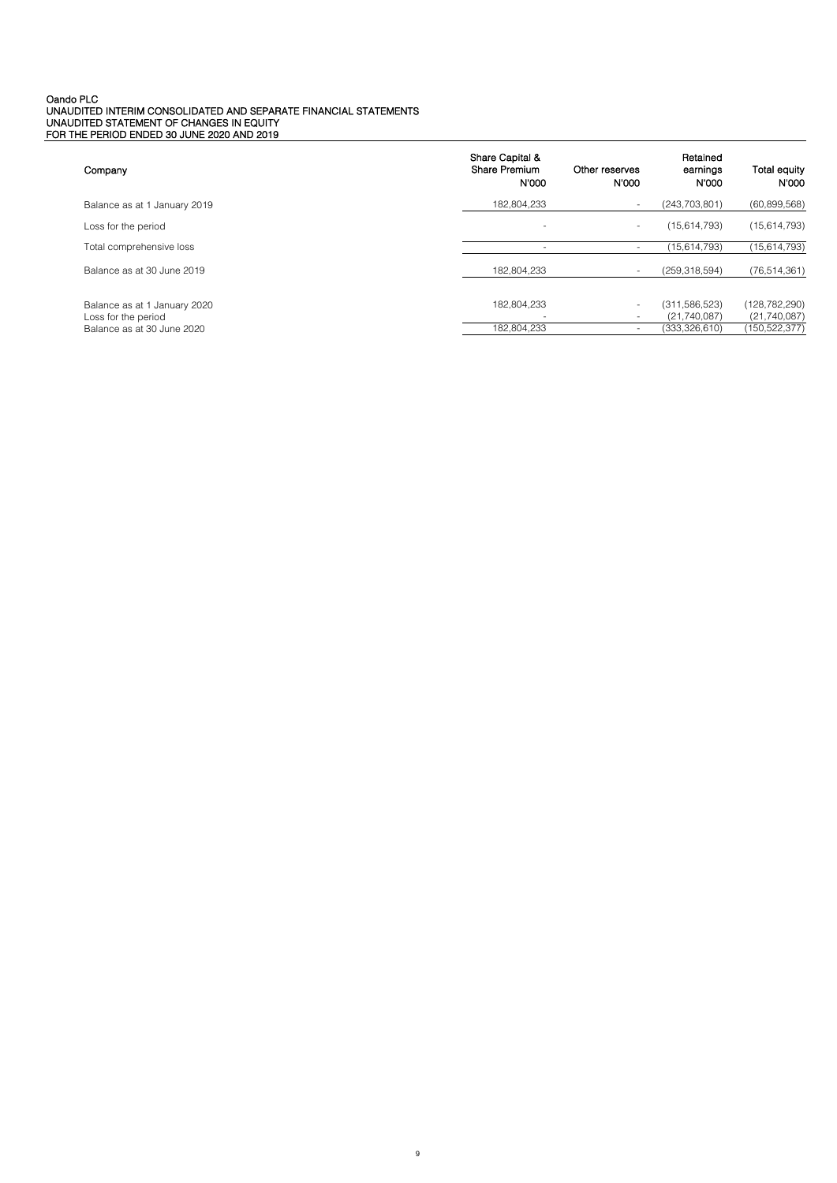Oando PLC
UNAUDITED INTERIM CONSOLIDATED AND SEPARATE FINANCIAL STATEMENTS
UNAUDITED STATEMENT OF CHANGES IN EQUITY
FOR THE PERIOD ENDED 30 JUNE 2020 AND 2019

| Company | Share Capital & Share Premium N'000 | Other reserves N'000 | Retained earnings N'000 | Total equity N'000 |
|---|---|---|---|---|
| Balance as at 1 January 2019 | 182,804,233 | - | (243,703,801) | (60,899,568) |
| Loss for the period | - | - | (15,614,793) | (15,614,793) |
| Total comprehensive loss | - | - | (15,614,793) | (15,614,793) |
| Balance as at 30 June 2019 | 182,804,233 | - | (259,318,594) | (76,514,361) |
| | | | | |
| Balance as at 1 January 2020 | 182,804,233 | - | (311,586,523) | (128,782,290) |
| Loss for the period | - | - | (21,740,087) | (21,740,087) |
| Balance as at 30 June 2020 | 182,804,233 | - | (333,326,610) | (150,522,377) |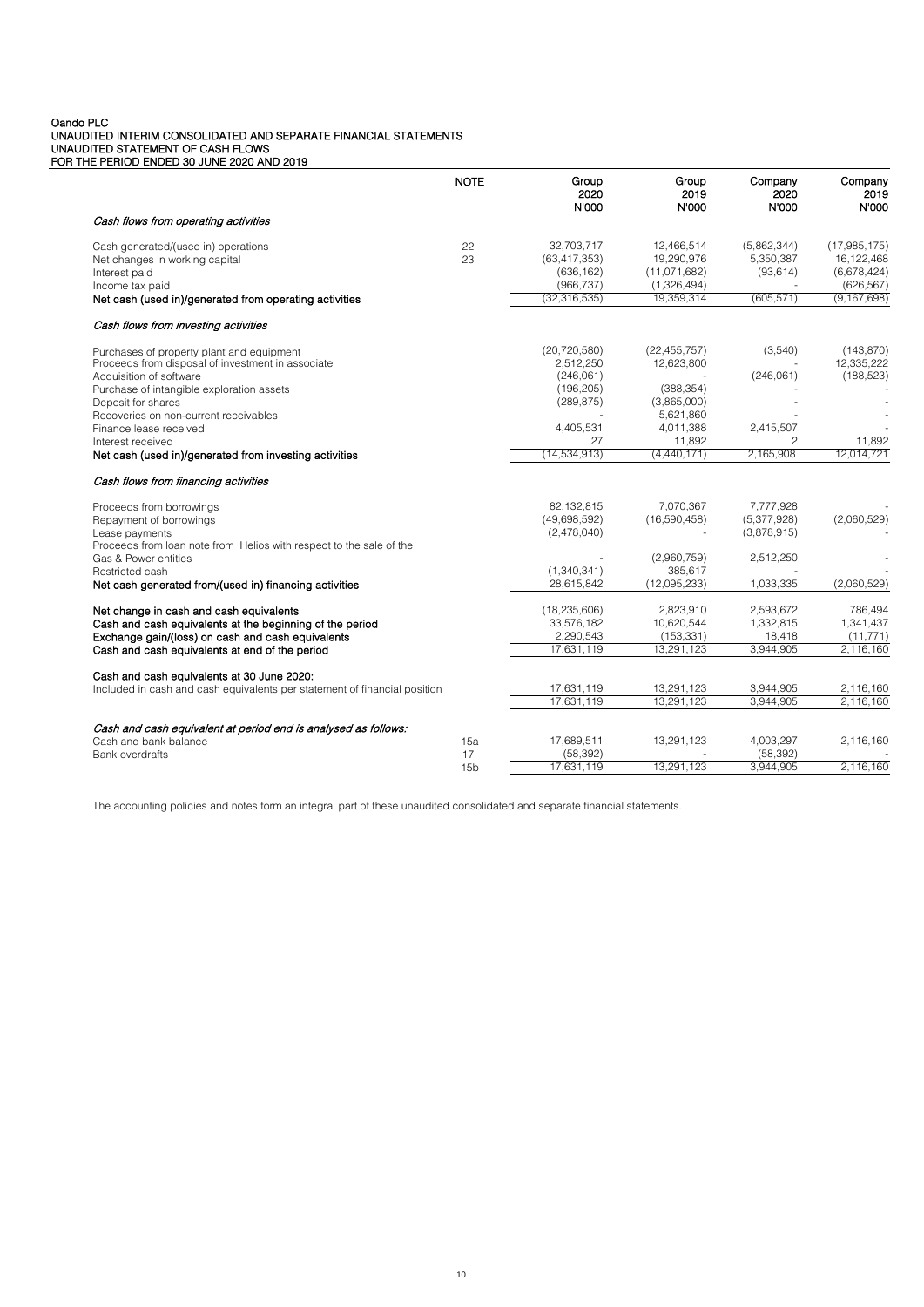Oando PLC
UNAUDITED INTERIM CONSOLIDATED AND SEPARATE FINANCIAL STATEMENTS
UNAUDITED STATEMENT OF CASH FLOWS
FOR THE PERIOD ENDED 30 JUNE 2020 AND 2019

| | NOTE | Group 2020 N'000 | Group 2019 N'000 | Company 2020 N'000 | Company 2019 N'000 |
|---|---|---|---|---|---|
| *Cash flows from operating activities* | | | | | |
| Cash generated/(used in) operations | 22 | 32,703,717 | 12,466,514 | (5,862,344) | (17,985,175) |
| Net changes in working capital | 23 | (63,417,353) | 19,290,976 | 5,350,387 | 16,122,468 |
| Interest paid | | (636,162) | (11,071,682) | (93,614) | (6,678,424) |
| Income tax paid | | (966,737) | (1,326,494) | - | (626,567) |
| **Net cash (used in)/generated from operating activities** | | (32,316,535) | 19,359,314 | (605,571) | (9,167,698) |
| *Cash flows from investing activities* | | | | | |
| Purchases of property plant and equipment | | (20,720,580) | (22,455,757) | (3,540) | (143,870) |
| Proceeds from disposal of investment in associate | | 2,512,250 | 12,623,800 | - | 12,335,222 |
| Acquisition of software | | (246,061) | - | (246,061) | (188,523) |
| Purchase of intangible exploration assets | | (196,205) | (388,354) | - | - |
| Deposit for shares | | (289,875) | (3,865,000) | - | - |
| Recoveries on non-current receivables | | - | 5,621,860 | - | - |
| Finance lease received | | 4,405,531 | 4,011,388 | 2,415,507 | - |
| Interest received | | 27 | 11,892 | 2 | 11,892 |
| **Net cash (used in)/generated from investing activities** | | (14,534,913) | (4,440,171) | 2,165,908 | 12,014,721 |
| *Cash flows from financing activities* | | | | | |
| Proceeds from borrowings | | 82,132,815 | 7,070,367 | 7,777,928 | - |
| Repayment of borrowings | | (49,698,592) | (16,590,458) | (5,377,928) | (2,060,529) |
| Lease payments | | (2,478,040) | - | (3,878,915) | - |
| Proceeds from loan note from Helios with respect to the sale of the Gas & Power entities | | - | (2,960,759) | 2,512,250 | - |
| Restricted cash | | (1,340,341) | 385,617 | - | - |
| **Net cash generated from/(used in) financing activities** | | 28,615,842 | (12,095,233) | 1,033,335 | (2,060,529) |
| **Net change in cash and cash equivalents** | | (18,235,606) | 2,823,910 | 2,593,672 | 786,494 |
| **Cash and cash equivalents at the beginning of the period** | | 33,576,182 | 10,620,544 | 1,332,815 | 1,341,437 |
| **Exchange gain/(loss) on cash and cash equivalents** | | 2,290,543 | (153,331) | 18,418 | (11,771) |
| **Cash and cash equivalents at end of the period** | | 17,631,119 | 13,291,123 | 3,944,905 | 2,116,160 |
| **Cash and cash equivalents at 30 June 2020:** | | | | | |
| Included in cash and cash equivalents per statement of financial position | | 17,631,119 | 13,291,123 | 3,944,905 | 2,116,160 |
| | | 17,631,119 | 13,291,123 | 3,944,905 | 2,116,160 |
| *Cash and cash equivalent at period end is analysed as follows:* | | | | | |
| Cash and bank balance | 15a | 17,689,511 | 13,291,123 | 4,003,297 | 2,116,160 |
| Bank overdrafts | 17 | (58,392) | - | (58,392) | - |
| | 15b | 17,631,119 | 13,291,123 | 3,944,905 | 2,116,160 |

The accounting policies and notes form an integral part of these unaudited consolidated and separate financial statements.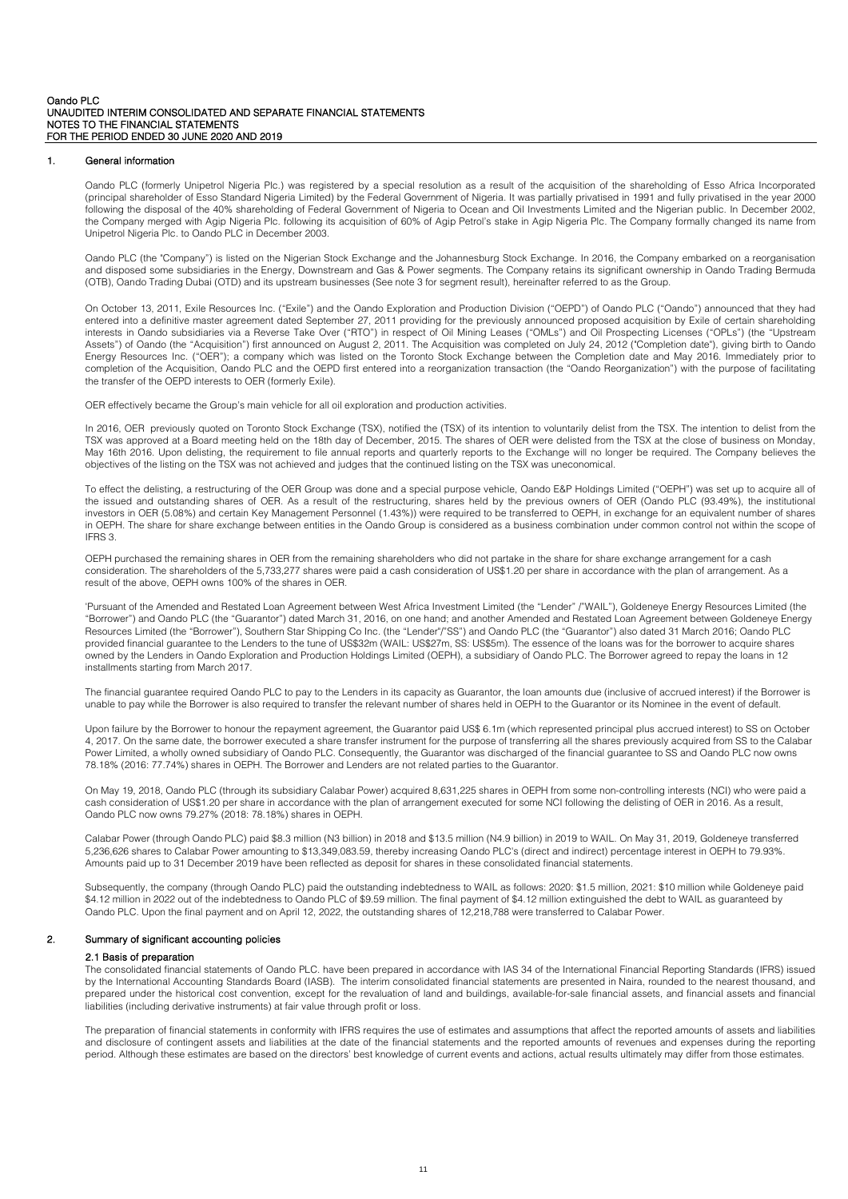Oando PLC
UNAUDITED INTERIM CONSOLIDATED AND SEPARATE FINANCIAL STATEMENTS
NOTES TO THE FINANCIAL STATEMENTS
FOR THE PERIOD ENDED 30 JUNE 2020 AND 2019

## 1. General information

Oando PLC (formerly Unipetrol Nigeria Plc.) was registered by a special resolution as a result of the acquisition of the shareholding of Esso Africa Incorporated (principal shareholder of Esso Standard Nigeria Limited) by the Federal Government of Nigeria. It was partially privatised in 1991 and fully privatised in the year 2000 following the disposal of the 40% shareholding of Federal Government of Nigeria to Ocean and Oil Investments Limited and the Nigerian public. In December 2002, the Company merged with Agip Nigeria Plc. following its acquisition of 60% of Agip Petrol's stake in Agip Nigeria Plc. The Company formally changed its name from Unipetrol Nigeria Plc. to Oando PLC in December 2003.

Oando PLC (the "Company") is listed on the Nigerian Stock Exchange and the Johannesburg Stock Exchange. In 2016, the Company embarked on a reorganisation and disposed some subsidiaries in the Energy, Downstream and Gas & Power segments. The Company retains its significant ownership in Oando Trading Bermuda (OTB), Oando Trading Dubai (OTD) and its upstream businesses (See note 3 for segment result), hereinafter referred to as the Group.

On October 13, 2011, Exile Resources Inc. ("Exile") and the Oando Exploration and Production Division ("OEPD") of Oando PLC ("Oando") announced that they had entered into a definitive master agreement dated September 27, 2011 providing for the previously announced proposed acquisition by Exile of certain shareholding interests in Oando subsidiaries via a Reverse Take Over ("RTO") in respect of Oil Mining Leases ("OMLs") and Oil Prospecting Licenses ("OPLs") (the "Upstream Assets") of Oando (the "Acquisition") first announced on August 2, 2011. The Acquisition was completed on July 24, 2012 ("Completion date"), giving birth to Oando Energy Resources Inc. ("OER"); a company which was listed on the Toronto Stock Exchange between the Completion date and May 2016. Immediately prior to completion of the Acquisition, Oando PLC and the OEPD first entered into a reorganization transaction (the "Oando Reorganization") with the purpose of facilitating the transfer of the OEPD interests to OER (formerly Exile).

OER effectively became the Group's main vehicle for all oil exploration and production activities.

In 2016, OER previously quoted on Toronto Stock Exchange (TSX), notified the (TSX) of its intention to voluntarily delist from the TSX. The intention to delist from the TSX was approved at a Board meeting held on the 18th day of December, 2015. The shares of OER were delisted from the TSX at the close of business on Monday, May 16th 2016. Upon delisting, the requirement to file annual reports and quarterly reports to the Exchange will no longer be required. The Company believes the objectives of the listing on the TSX was not achieved and judges that the continued listing on the TSX was uneconomical.

To effect the delisting, a restructuring of the OER Group was done and a special purpose vehicle, Oando E&P Holdings Limited ("OEPH") was set up to acquire all of the issued and outstanding shares of OER. As a result of the restructuring, shares held by the previous owners of OER (Oando PLC (93.49%), the institutional investors in OER (5.08%) and certain Key Management Personnel (1.43%)) were required to be transferred to OEPH, in exchange for an equivalent number of shares in OEPH. The share for share exchange between entities in the Oando Group is considered as a business combination under common control not within the scope of IFRS 3.

OEPH purchased the remaining shares in OER from the remaining shareholders who did not partake in the share for share exchange arrangement for a cash consideration. The shareholders of the 5,733,277 shares were paid a cash consideration of US$1.20 per share in accordance with the plan of arrangement. As a result of the above, OEPH owns 100% of the shares in OER.

'Pursuant of the Amended and Restated Loan Agreement between West Africa Investment Limited (the "Lender" /"WAIL"), Goldeneye Energy Resources Limited (the "Borrower") and Oando PLC (the "Guarantor") dated March 31, 2016, on one hand; and another Amended and Restated Loan Agreement between Goldeneye Energy Resources Limited (the "Borrower"), Southern Star Shipping Co Inc. (the "Lender"/"SS") and Oando PLC (the "Guarantor") also dated 31 March 2016; Oando PLC provided financial guarantee to the Lenders to the tune of US$32m (WAIL: US$27m, SS: US$5m). The essence of the loans was for the borrower to acquire shares owned by the Lenders in Oando Exploration and Production Holdings Limited (OEPH), a subsidiary of Oando PLC. The Borrower agreed to repay the loans in 12 installments starting from March 2017.

The financial guarantee required Oando PLC to pay to the Lenders in its capacity as Guarantor, the loan amounts due (inclusive of accrued interest) if the Borrower is unable to pay while the Borrower is also required to transfer the relevant number of shares held in OEPH to the Guarantor or its Nominee in the event of default.

Upon failure by the Borrower to honour the repayment agreement, the Guarantor paid US$ 6.1m (which represented principal plus accrued interest) to SS on October 4, 2017. On the same date, the borrower executed a share transfer instrument for the purpose of transferring all the shares previously acquired from SS to the Calabar Power Limited, a wholly owned subsidiary of Oando PLC. Consequently, the Guarantor was discharged of the financial guarantee to SS and Oando PLC now owns 78.18% (2016: 77.74%) shares in OEPH. The Borrower and Lenders are not related parties to the Guarantor.

On May 19, 2018, Oando PLC (through its subsidiary Calabar Power) acquired 8,631,225 shares in OEPH from some non-controlling interests (NCI) who were paid a cash consideration of US$1.20 per share in accordance with the plan of arrangement executed for some NCI following the delisting of OER in 2016. As a result, Oando PLC now owns 79.27% (2018: 78.18%) shares in OEPH.

Calabar Power (through Oando PLC) paid $8.3 million (N3 billion) in 2018 and $13.5 million (N4.9 billion) in 2019 to WAIL. On May 31, 2019, Goldeneye transferred 5,236,626 shares to Calabar Power amounting to $13,349,083.59, thereby increasing Oando PLC's (direct and indirect) percentage interest in OEPH to 79.93%. Amounts paid up to 31 December 2019 have been reflected as deposit for shares in these consolidated financial statements.

Subsequently, the company (through Oando PLC) paid the outstanding indebtedness to WAIL as follows: 2020: $1.5 million, 2021: $10 million while Goldeneye paid $4.12 million in 2022 out of the indebtedness to Oando PLC of $9.59 million. The final payment of $4.12 million extinguished the debt to WAIL as guaranteed by Oando PLC. Upon the final payment and on April 12, 2022, the outstanding shares of 12,218,788 were transferred to Calabar Power.

## 2. Summary of significant accounting policies

### 2.1 Basis of preparation

The consolidated financial statements of Oando PLC. have been prepared in accordance with IAS 34 of the International Financial Reporting Standards (IFRS) issued by the International Accounting Standards Board (IASB). The interim consolidated financial statements are presented in Naira, rounded to the nearest thousand, and prepared under the historical cost convention, except for the revaluation of land and buildings, available-for-sale financial assets, and financial assets and financial liabilities (including derivative instruments) at fair value through profit or loss.

The preparation of financial statements in conformity with IFRS requires the use of estimates and assumptions that affect the reported amounts of assets and liabilities and disclosure of contingent assets and liabilities at the date of the financial statements and the reported amounts of revenues and expenses during the reporting period. Although these estimates are based on the directors' best knowledge of current events and actions, actual results ultimately may differ from those estimates.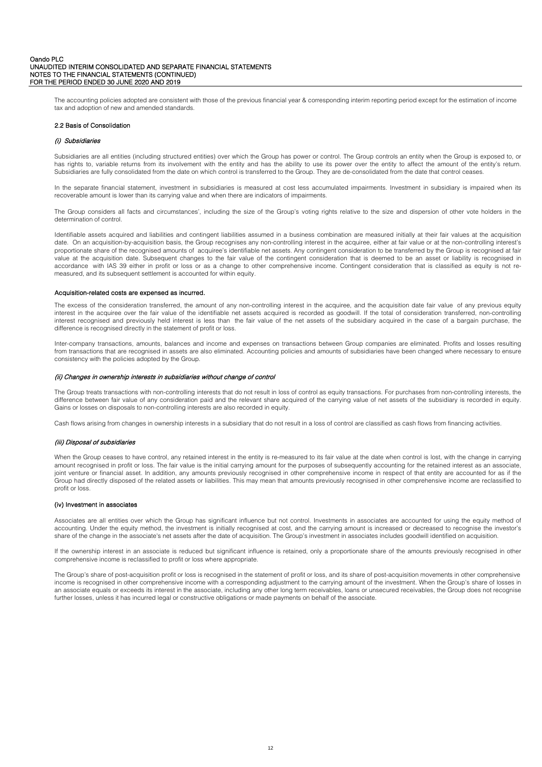The accounting policies adopted are consistent with those of the previous financial year & corresponding interim reporting period except for the estimation of income tax and adoption of new and amended standards.

### 2.2 Basis of Consolidation

#### *(i) Subsidiaries*

Subsidiaries are all entities (including structured entities) over which the Group has power or control. The Group controls an entity when the Group is exposed to, or has rights to, variable returns from its involvement with the entity and has the ability to use its power over the entity to affect the amount of the entity's return. Subsidiaries are fully consolidated from the date on which control is transferred to the Group. They are de-consolidated from the date that control ceases.

In the separate financial statement, investment in subsidiaries is measured at cost less accumulated impairments. Investment in subsidiary is impaired when its recoverable amount is lower than its carrying value and when there are indicators of impairments.

The Group considers all facts and circumstances', including the size of the Group's voting rights relative to the size and dispersion of other vote holders in the determination of control.

Identifiable assets acquired and liabilities and contingent liabilities assumed in a business combination are measured initially at their fair values at the acquisition date. On an acquisition-by-acquisition basis, the Group recognises any non-controlling interest in the acquiree, either at fair value or at the non-controlling interest's proportionate share of the recognised amounts of acquiree's identifiable net assets. Any contingent consideration to be transferred by the Group is recognised at fair value at the acquisition date. Subsequent changes to the fair value of the contingent consideration that is deemed to be an asset or liability is recognised in accordance with IAS 39 either in profit or loss or as a change to other comprehensive income. Contingent consideration that is classified as equity is not re-measured, and its subsequent settlement is accounted for within equity.

**Acquisition-related costs are expensed as incurred.**

The excess of the consideration transferred, the amount of any non-controlling interest in the acquiree, and the acquisition date fair value of any previous equity interest in the acquiree over the fair value of the identifiable net assets acquired is recorded as goodwill. If the total of consideration transferred, non-controlling interest recognised and previously held interest is less than the fair value of the net assets of the subsidiary acquired in the case of a bargain purchase, the difference is recognised directly in the statement of profit or loss.

Inter-company transactions, amounts, balances and income and expenses on transactions between Group companies are eliminated. Profits and losses resulting from transactions that are recognised in assets are also eliminated. Accounting policies and amounts of subsidiaries have been changed where necessary to ensure consistency with the policies adopted by the Group.

#### *(ii) Changes in ownership interests in subsidiaries without change of control*

The Group treats transactions with non-controlling interests that do not result in loss of control as equity transactions. For purchases from non-controlling interests, the difference between fair value of any consideration paid and the relevant share acquired of the carrying value of net assets of the subsidiary is recorded in equity. Gains or losses on disposals to non-controlling interests are also recorded in equity.

Cash flows arising from changes in ownership interests in a subsidiary that do not result in a loss of control are classified as cash flows from financing activities.

#### *(iii) Disposal of subsidiaries*

When the Group ceases to have control, any retained interest in the entity is re-measured to its fair value at the date when control is lost, with the change in carrying amount recognised in profit or loss. The fair value is the initial carrying amount for the purposes of subsequently accounting for the retained interest as an associate, joint venture or financial asset. In addition, any amounts previously recognised in other comprehensive income in respect of that entity are accounted for as if the Group had directly disposed of the related assets or liabilities. This may mean that amounts previously recognised in other comprehensive income are reclassified to profit or loss.

#### (iv) Investment in associates

Associates are all entities over which the Group has significant influence but not control. Investments in associates are accounted for using the equity method of accounting. Under the equity method, the investment is initially recognised at cost, and the carrying amount is increased or decreased to recognise the investor's share of the change in the associate's net assets after the date of acquisition. The Group's investment in associates includes goodwill identified on acquisition.

If the ownership interest in an associate is reduced but significant influence is retained, only a proportionate share of the amounts previously recognised in other comprehensive income is reclassified to profit or loss where appropriate.

The Group's share of post-acquisition profit or loss is recognised in the statement of profit or loss, and its share of post-acquisition movements in other comprehensive income is recognised in other comprehensive income with a corresponding adjustment to the carrying amount of the investment. When the Group's share of losses in an associate equals or exceeds its interest in the associate, including any other long term receivables, loans or unsecured receivables, the Group does not recognise further losses, unless it has incurred legal or constructive obligations or made payments on behalf of the associate.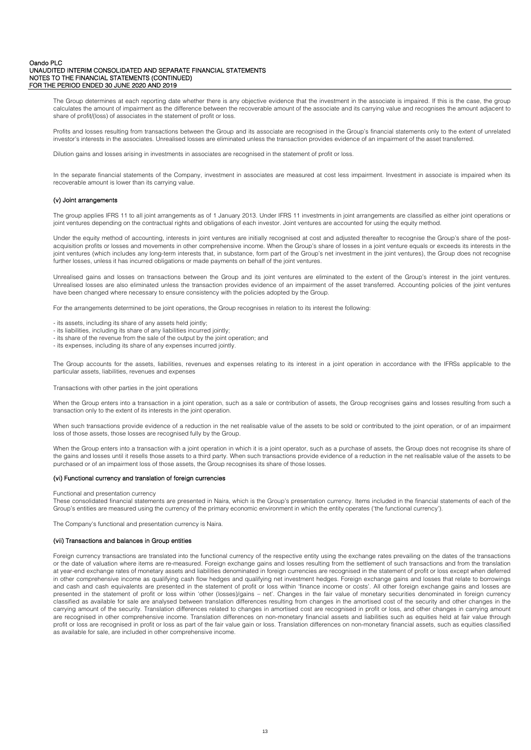The Group determines at each reporting date whether there is any objective evidence that the investment in the associate is impaired. If this is the case, the group calculates the amount of impairment as the difference between the recoverable amount of the associate and its carrying value and recognises the amount adjacent to share of profit/(loss) of associates in the statement of profit or loss.

Profits and losses resulting from transactions between the Group and its associate are recognised in the Group's financial statements only to the extent of unrelated investor's interests in the associates. Unrealised losses are eliminated unless the transaction provides evidence of an impairment of the asset transferred.

Dilution gains and losses arising in investments in associates are recognised in the statement of profit or loss.

In the separate financial statements of the Company, investment in associates are measured at cost less impairment. Investment in associate is impaired when its recoverable amount is lower than its carrying value.

#### (v) Joint arrangements

The group applies IFRS 11 to all joint arrangements as of 1 January 2013. Under IFRS 11 investments in joint arrangements are classified as either joint operations or joint ventures depending on the contractual rights and obligations of each investor. Joint ventures are accounted for using the equity method.

Under the equity method of accounting, interests in joint ventures are initially recognised at cost and adjusted thereafter to recognise the Group's share of the post-acquisition profits or losses and movements in other comprehensive income. When the Group's share of losses in a joint venture equals or exceeds its interests in the joint ventures (which includes any long-term interests that, in substance, form part of the Group's net investment in the joint ventures), the Group does not recognise further losses, unless it has incurred obligations or made payments on behalf of the joint ventures.

Unrealised gains and losses on transactions between the Group and its joint ventures are eliminated to the extent of the Group's interest in the joint ventures. Unrealised losses are also eliminated unless the transaction provides evidence of an impairment of the asset transferred. Accounting policies of the joint ventures have been changed where necessary to ensure consistency with the policies adopted by the Group.

For the arrangements determined to be joint operations, the Group recognises in relation to its interest the following:

- its assets, including its share of any assets held jointly;
- its liabilities, including its share of any liabilities incurred jointly;
- its share of the revenue from the sale of the output by the joint operation; and
- its expenses, including its share of any expenses incurred jointly.

The Group accounts for the assets, liabilities, revenues and expenses relating to its interest in a joint operation in accordance with the IFRSs applicable to the particular assets, liabilities, revenues and expenses

Transactions with other parties in the joint operations

When the Group enters into a transaction in a joint operation, such as a sale or contribution of assets, the Group recognises gains and losses resulting from such a transaction only to the extent of its interests in the joint operation.

When such transactions provide evidence of a reduction in the net realisable value of the assets to be sold or contributed to the joint operation, or of an impairment loss of those assets, those losses are recognised fully by the Group.

When the Group enters into a transaction with a joint operation in which it is a joint operator, such as a purchase of assets, the Group does not recognise its share of the gains and losses until it resells those assets to a third party. When such transactions provide evidence of a reduction in the net realisable value of the assets to be purchased or of an impairment loss of those assets, the Group recognises its share of those losses.

#### (vi) Functional currency and translation of foreign currencies

Functional and presentation currency

These consolidated financial statements are presented in Naira, which is the Group's presentation currency. Items included in the financial statements of each of the Group's entities are measured using the currency of the primary economic environment in which the entity operates ('the functional currency').

The Company's functional and presentation currency is Naira.

#### (vii) Transactions and balances in Group entities

Foreign currency transactions are translated into the functional currency of the respective entity using the exchange rates prevailing on the dates of the transactions or the date of valuation where items are re-measured. Foreign exchange gains and losses resulting from the settlement of such transactions and from the translation at year-end exchange rates of monetary assets and liabilities denominated in foreign currencies are recognised in the statement of profit or loss except when deferred in other comprehensive income as qualifying cash flow hedges and qualifying net investment hedges. Foreign exchange gains and losses that relate to borrowings and cash and cash equivalents are presented in the statement of profit or loss within 'finance income or costs'. All other foreign exchange gains and losses are presented in the statement of profit or loss within 'other (losses)/gains – net'. Changes in the fair value of monetary securities denominated in foreign currency classified as available for sale are analysed between translation differences resulting from changes in the amortised cost of the security and other changes in the carrying amount of the security. Translation differences related to changes in amortised cost are recognised in profit or loss, and other changes in carrying amount are recognised in other comprehensive income. Translation differences on non-monetary financial assets and liabilities such as equities held at fair value through profit or loss are recognised in profit or loss as part of the fair value gain or loss. Translation differences on non-monetary financial assets, such as equities classified as available for sale, are included in other comprehensive income.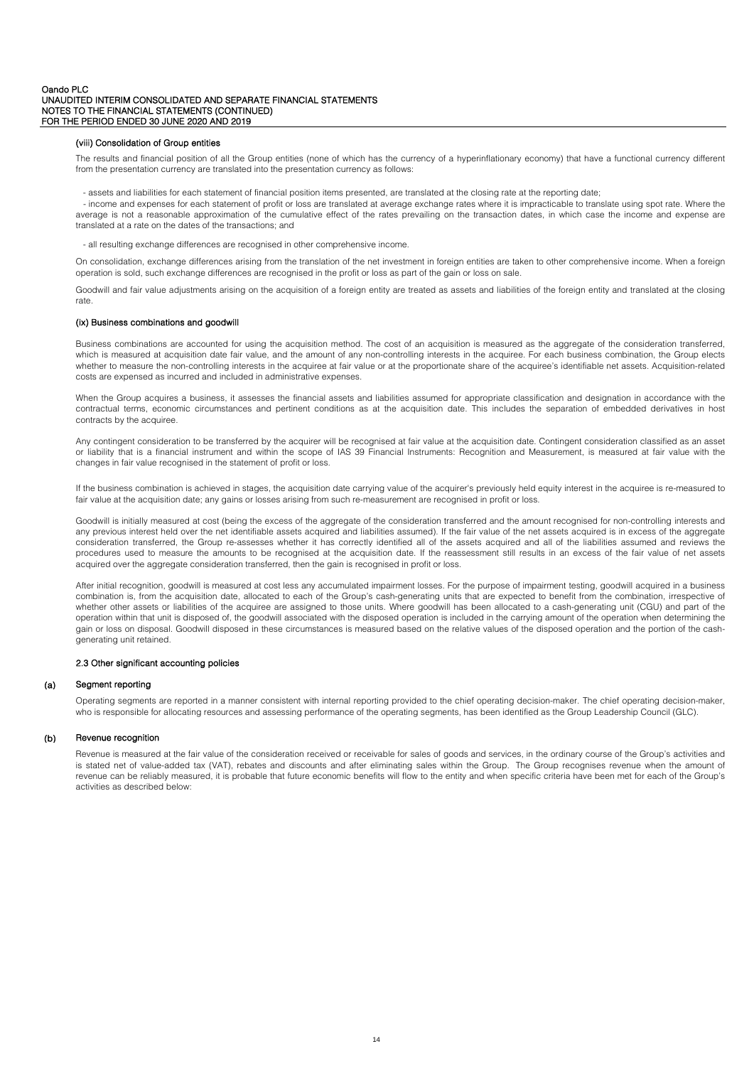#### (viii) Consolidation of Group entities

The results and financial position of all the Group entities (none of which has the currency of a hyperinflationary economy) that have a functional currency different from the presentation currency are translated into the presentation currency as follows:

- assets and liabilities for each statement of financial position items presented, are translated at the closing rate at the reporting date;
- income and expenses for each statement of profit or loss are translated at average exchange rates where it is impracticable to translate using spot rate. Where the average is not a reasonable approximation of the cumulative effect of the rates prevailing on the transaction dates, in which case the income and expense are translated at a rate on the dates of the transactions; and
- all resulting exchange differences are recognised in other comprehensive income.

On consolidation, exchange differences arising from the translation of the net investment in foreign entities are taken to other comprehensive income. When a foreign operation is sold, such exchange differences are recognised in the profit or loss as part of the gain or loss on sale.

Goodwill and fair value adjustments arising on the acquisition of a foreign entity are treated as assets and liabilities of the foreign entity and translated at the closing rate.

#### (ix) Business combinations and goodwill

Business combinations are accounted for using the acquisition method. The cost of an acquisition is measured as the aggregate of the consideration transferred, which is measured at acquisition date fair value, and the amount of any non-controlling interests in the acquiree. For each business combination, the Group elects whether to measure the non-controlling interests in the acquiree at fair value or at the proportionate share of the acquiree's identifiable net assets. Acquisition-related costs are expensed as incurred and included in administrative expenses.

When the Group acquires a business, it assesses the financial assets and liabilities assumed for appropriate classification and designation in accordance with the contractual terms, economic circumstances and pertinent conditions as at the acquisition date. This includes the separation of embedded derivatives in host contracts by the acquiree.

Any contingent consideration to be transferred by the acquirer will be recognised at fair value at the acquisition date. Contingent consideration classified as an asset or liability that is a financial instrument and within the scope of IAS 39 Financial Instruments: Recognition and Measurement, is measured at fair value with the changes in fair value recognised in the statement of profit or loss.

If the business combination is achieved in stages, the acquisition date carrying value of the acquirer's previously held equity interest in the acquiree is re-measured to fair value at the acquisition date; any gains or losses arising from such re-measurement are recognised in profit or loss.

Goodwill is initially measured at cost (being the excess of the aggregate of the consideration transferred and the amount recognised for non-controlling interests and any previous interest held over the net identifiable assets acquired and liabilities assumed). If the fair value of the net assets acquired is in excess of the aggregate consideration transferred, the Group re-assesses whether it has correctly identified all of the assets acquired and all of the liabilities assumed and reviews the procedures used to measure the amounts to be recognised at the acquisition date. If the reassessment still results in an excess of the fair value of net assets acquired over the aggregate consideration transferred, then the gain is recognised in profit or loss.

After initial recognition, goodwill is measured at cost less any accumulated impairment losses. For the purpose of impairment testing, goodwill acquired in a business combination is, from the acquisition date, allocated to each of the Group's cash-generating units that are expected to benefit from the combination, irrespective of whether other assets or liabilities of the acquiree are assigned to those units. Where goodwill has been allocated to a cash-generating unit (CGU) and part of the operation within that unit is disposed of, the goodwill associated with the disposed operation is included in the carrying amount of the operation when determining the gain or loss on disposal. Goodwill disposed in these circumstances is measured based on the relative values of the disposed operation and the portion of the cash-generating unit retained.

### 2.3 Other significant accounting policies

#### (a) Segment reporting

Operating segments are reported in a manner consistent with internal reporting provided to the chief operating decision-maker. The chief operating decision-maker, who is responsible for allocating resources and assessing performance of the operating segments, has been identified as the Group Leadership Council (GLC).

#### (b) Revenue recognition

Revenue is measured at the fair value of the consideration received or receivable for sales of goods and services, in the ordinary course of the Group's activities and is stated net of value-added tax (VAT), rebates and discounts and after eliminating sales within the Group. The Group recognises revenue when the amount of revenue can be reliably measured, it is probable that future economic benefits will flow to the entity and when specific criteria have been met for each of the Group's activities as described below: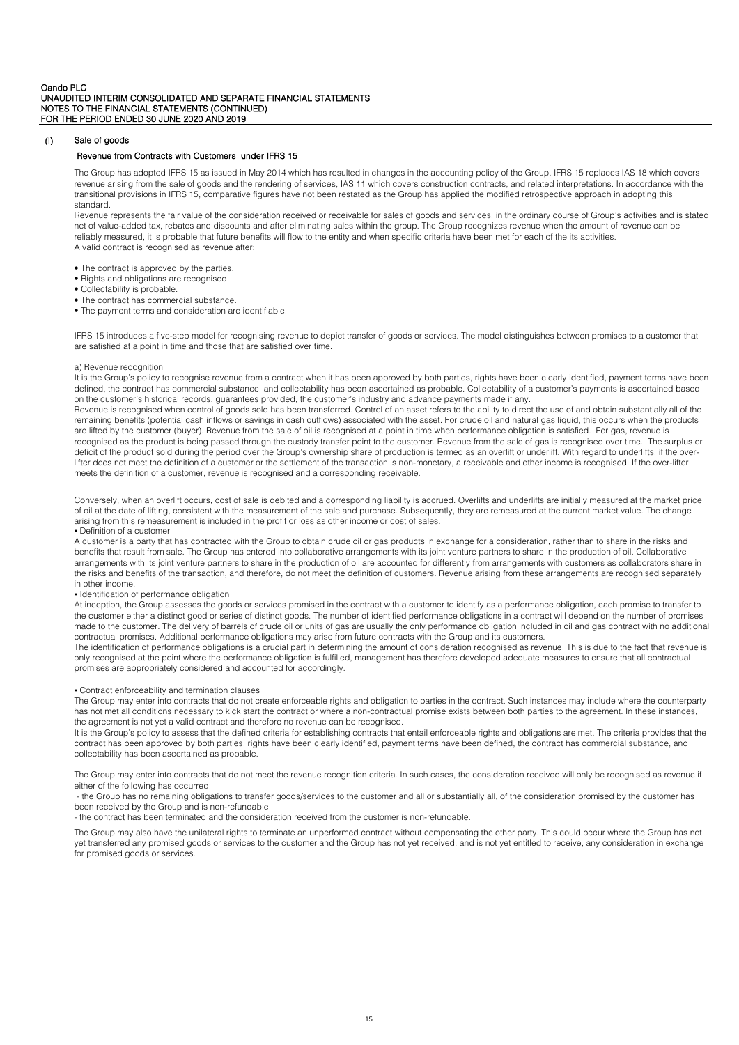### (i) Sale of goods

#### Revenue from Contracts with Customers under IFRS 15

The Group has adopted IFRS 15 as issued in May 2014 which has resulted in changes in the accounting policy of the Group. IFRS 15 replaces IAS 18 which covers revenue arising from the sale of goods and the rendering of services, IAS 11 which covers construction contracts, and related interpretations. In accordance with the transitional provisions in IFRS 15, comparative figures have not been restated as the Group has applied the modified retrospective approach in adopting this standard.

Revenue represents the fair value of the consideration received or receivable for sales of goods and services, in the ordinary course of Group's activities and is stated net of value-added tax, rebates and discounts and after eliminating sales within the group. The Group recognizes revenue when the amount of revenue can be reliably measured, it is probable that future benefits will flow to the entity and when specific criteria have been met for each of the its activities.
A valid contract is recognised as revenue after:

- The contract is approved by the parties.
- Rights and obligations are recognised.
- Collectability is probable.
- The contract has commercial substance.
- The payment terms and consideration are identifiable.

IFRS 15 introduces a five-step model for recognising revenue to depict transfer of goods or services. The model distinguishes between promises to a customer that are satisfied at a point in time and those that are satisfied over time.

a) Revenue recognition

It is the Group's policy to recognise revenue from a contract when it has been approved by both parties, rights have been clearly identified, payment terms have been defined, the contract has commercial substance, and collectability has been ascertained as probable. Collectability of a customer's payments is ascertained based on the customer's historical records, guarantees provided, the customer's industry and advance payments made if any.

Revenue is recognised when control of goods sold has been transferred. Control of an asset refers to the ability to direct the use of and obtain substantially all of the remaining benefits (potential cash inflows or savings in cash outflows) associated with the asset. For crude oil and natural gas liquid, this occurs when the products are lifted by the customer (buyer). Revenue from the sale of oil is recognised at a point in time when performance obligation is satisfied. For gas, revenue is recognised as the product is being passed through the custody transfer point to the customer. Revenue from the sale of gas is recognised over time. The surplus or deficit of the product sold during the period over the Group's ownership share of production is termed as an overlift or underlift. With regard to underlifts, if the over-lifter does not meet the definition of a customer or the settlement of the transaction is non-monetary, a receivable and other income is recognised. If the over-lifter meets the definition of a customer, revenue is recognised and a corresponding receivable.

Conversely, when an overlift occurs, cost of sale is debited and a corresponding liability is accrued. Overlifts and underlifts are initially measured at the market price of oil at the date of lifting, consistent with the measurement of the sale and purchase. Subsequently, they are remeasured at the current market value. The change arising from this remeasurement is included in the profit or loss as other income or cost of sales.

• Definition of a customer

A customer is a party that has contracted with the Group to obtain crude oil or gas products in exchange for a consideration, rather than to share in the risks and benefits that result from sale. The Group has entered into collaborative arrangements with its joint venture partners to share in the production of oil. Collaborative arrangements with its joint venture partners to share in the production of oil are accounted for differently from arrangements with customers as collaborators share in the risks and benefits of the transaction, and therefore, do not meet the definition of customers. Revenue arising from these arrangements are recognised separately in other income.

• Identification of performance obligation

At inception, the Group assesses the goods or services promised in the contract with a customer to identify as a performance obligation, each promise to transfer to the customer either a distinct good or series of distinct goods. The number of identified performance obligations in a contract will depend on the number of promises made to the customer. The delivery of barrels of crude oil or units of gas are usually the only performance obligation included in oil and gas contract with no additional contractual promises. Additional performance obligations may arise from future contracts with the Group and its customers.

The identification of performance obligations is a crucial part in determining the amount of consideration recognised as revenue. This is due to the fact that revenue is only recognised at the point where the performance obligation is fulfilled, management has therefore developed adequate measures to ensure that all contractual promises are appropriately considered and accounted for accordingly.

• Contract enforceability and termination clauses

The Group may enter into contracts that do not create enforceable rights and obligation to parties in the contract. Such instances may include where the counterparty has not met all conditions necessary to kick start the contract or where a non-contractual promise exists between both parties to the agreement. In these instances, the agreement is not yet a valid contract and therefore no revenue can be recognised.

It is the Group's policy to assess that the defined criteria for establishing contracts that entail enforceable rights and obligations are met. The criteria provides that the contract has been approved by both parties, rights have been clearly identified, payment terms have been defined, the contract has commercial substance, and collectability has been ascertained as probable.

The Group may enter into contracts that do not meet the revenue recognition criteria. In such cases, the consideration received will only be recognised as revenue if either of the following has occurred;

- the Group has no remaining obligations to transfer goods/services to the customer and all or substantially all, of the consideration promised by the customer has been received by the Group and is non-refundable
- the contract has been terminated and the consideration received from the customer is non-refundable.

The Group may also have the unilateral rights to terminate an unperformed contract without compensating the other party. This could occur where the Group has not yet transferred any promised goods or services to the customer and the Group has not yet received, and is not yet entitled to receive, any consideration in exchange for promised goods or services.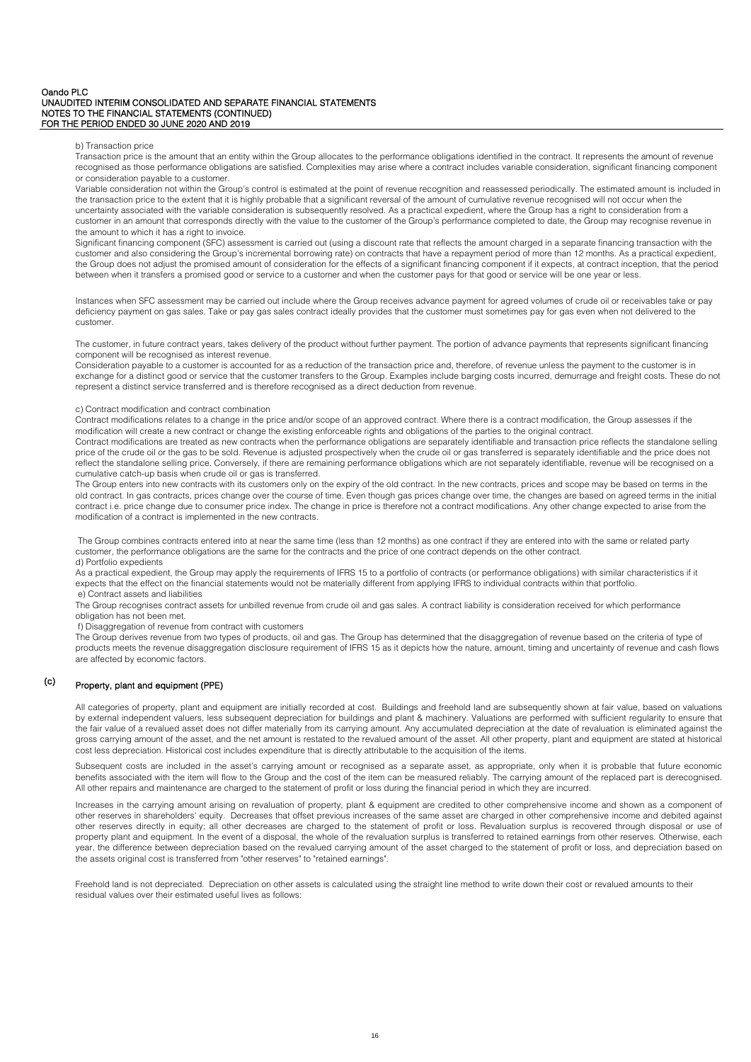b) Transaction price

Transaction price is the amount that an entity within the Group allocates to the performance obligations identified in the contract. It represents the amount of revenue recognised as those performance obligations are satisfied. Complexities may arise where a contract includes variable consideration, significant financing component or consideration payable to a customer.

Variable consideration not within the Group's control is estimated at the point of revenue recognition and reassessed periodically. The estimated amount is included in the transaction price to the extent that it is highly probable that a significant reversal of the amount of cumulative revenue recognised will not occur when the uncertainty associated with the variable consideration is subsequently resolved. As a practical expedient, where the Group has a right to consideration from a customer in an amount that corresponds directly with the value to the customer of the Group's performance completed to date, the Group may recognise revenue in the amount to which it has a right to invoice.

Significant financing component (SFC) assessment is carried out (using a discount rate that reflects the amount charged in a separate financing transaction with the customer and also considering the Group's incremental borrowing rate) on contracts that have a repayment period of more than 12 months. As a practical expedient, the Group does not adjust the promised amount of consideration for the effects of a significant financing component if it expects, at contract inception, that the period between when it transfers a promised good or service to a customer and when the customer pays for that good or service will be one year or less.

Instances when SFC assessment may be carried out include where the Group receives advance payment for agreed volumes of crude oil or receivables take or pay deficiency payment on gas sales. Take or pay gas sales contract ideally provides that the customer must sometimes pay for gas even when not delivered to the customer.

The customer, in future contract years, takes delivery of the product without further payment. The portion of advance payments that represents significant financing component will be recognised as interest revenue.

Consideration payable to a customer is accounted for as a reduction of the transaction price and, therefore, of revenue unless the payment to the customer is in exchange for a distinct good or service that the customer transfers to the Group. Examples include barging costs incurred, demurrage and freight costs. These do not represent a distinct service transferred and is therefore recognised as a direct deduction from revenue.

c) Contract modification and contract combination

Contract modifications relates to a change in the price and/or scope of an approved contract. Where there is a contract modification, the Group assesses if the modification will create a new contract or change the existing enforceable rights and obligations of the parties to the original contract.

Contract modifications are treated as new contracts when the performance obligations are separately identifiable and transaction price reflects the standalone selling price of the crude oil or the gas to be sold. Revenue is adjusted prospectively when the crude oil or gas transferred is separately identifiable and the price does not reflect the standalone selling price. Conversely, if there are remaining performance obligations which are not separately identifiable, revenue will be recognised on a cumulative catch-up basis when crude oil or gas is transferred.

The Group enters into new contracts with its customers only on the expiry of the old contract. In the new contracts, prices and scope may be based on terms in the old contract. In gas contracts, prices change over the course of time. Even though gas prices change over time, the changes are based on agreed terms in the initial contract i.e. price change due to consumer price index. The change in price is therefore not a contract modifications. Any other change expected to arise from the modification of a contract is implemented in the new contracts.

The Group combines contracts entered into at near the same time (less than 12 months) as one contract if they are entered into with the same or related party customer, the performance obligations are the same for the contracts and the price of one contract depends on the other contract.

d) Portfolio expedients

As a practical expedient, the Group may apply the requirements of IFRS 15 to a portfolio of contracts (or performance obligations) with similar characteristics if it expects that the effect on the financial statements would not be materially different from applying IFRS to individual contracts within that portfolio.

e) Contract assets and liabilities

The Group recognises contract assets for unbilled revenue from crude oil and gas sales. A contract liability is consideration received for which performance obligation has not been met.

f) Disaggregation of revenue from contract with customers

The Group derives revenue from two types of products, oil and gas. The Group has determined that the disaggregation of revenue based on the criteria of type of products meets the revenue disaggregation disclosure requirement of IFRS 15 as it depicts how the nature, amount, timing and uncertainty of revenue and cash flows are affected by economic factors.

## (c) Property, plant and equipment (PPE)

All categories of property, plant and equipment are initially recorded at cost. Buildings and freehold land are subsequently shown at fair value, based on valuations by external independent valuers, less subsequent depreciation for buildings and plant & machinery. Valuations are performed with sufficient regularity to ensure that the fair value of a revalued asset does not differ materially from its carrying amount. Any accumulated depreciation at the date of revaluation is eliminated against the gross carrying amount of the asset, and the net amount is restated to the revalued amount of the asset. All other property, plant and equipment are stated at historical cost less depreciation. Historical cost includes expenditure that is directly attributable to the acquisition of the items.

Subsequent costs are included in the asset's carrying amount or recognised as a separate asset, as appropriate, only when it is probable that future economic benefits associated with the item will flow to the Group and the cost of the item can be measured reliably. The carrying amount of the replaced part is derecognised. All other repairs and maintenance are charged to the statement of profit or loss during the financial period in which they are incurred.

Increases in the carrying amount arising on revaluation of property, plant & equipment are credited to other comprehensive income and shown as a component of other reserves in shareholders' equity. Decreases that offset previous increases of the same asset are charged in other comprehensive income and debited against other reserves directly in equity; all other decreases are charged to the statement of profit or loss. Revaluation surplus is recovered through disposal or use of property plant and equipment. In the event of a disposal, the whole of the revaluation surplus is transferred to retained earnings from other reserves. Otherwise, each year, the difference between depreciation based on the revalued carrying amount of the asset charged to the statement of profit or loss, and depreciation based on the assets original cost is transferred from "other reserves" to "retained earnings".

Freehold land is not depreciated. Depreciation on other assets is calculated using the straight line method to write down their cost or revalued amounts to their residual values over their estimated useful lives as follows: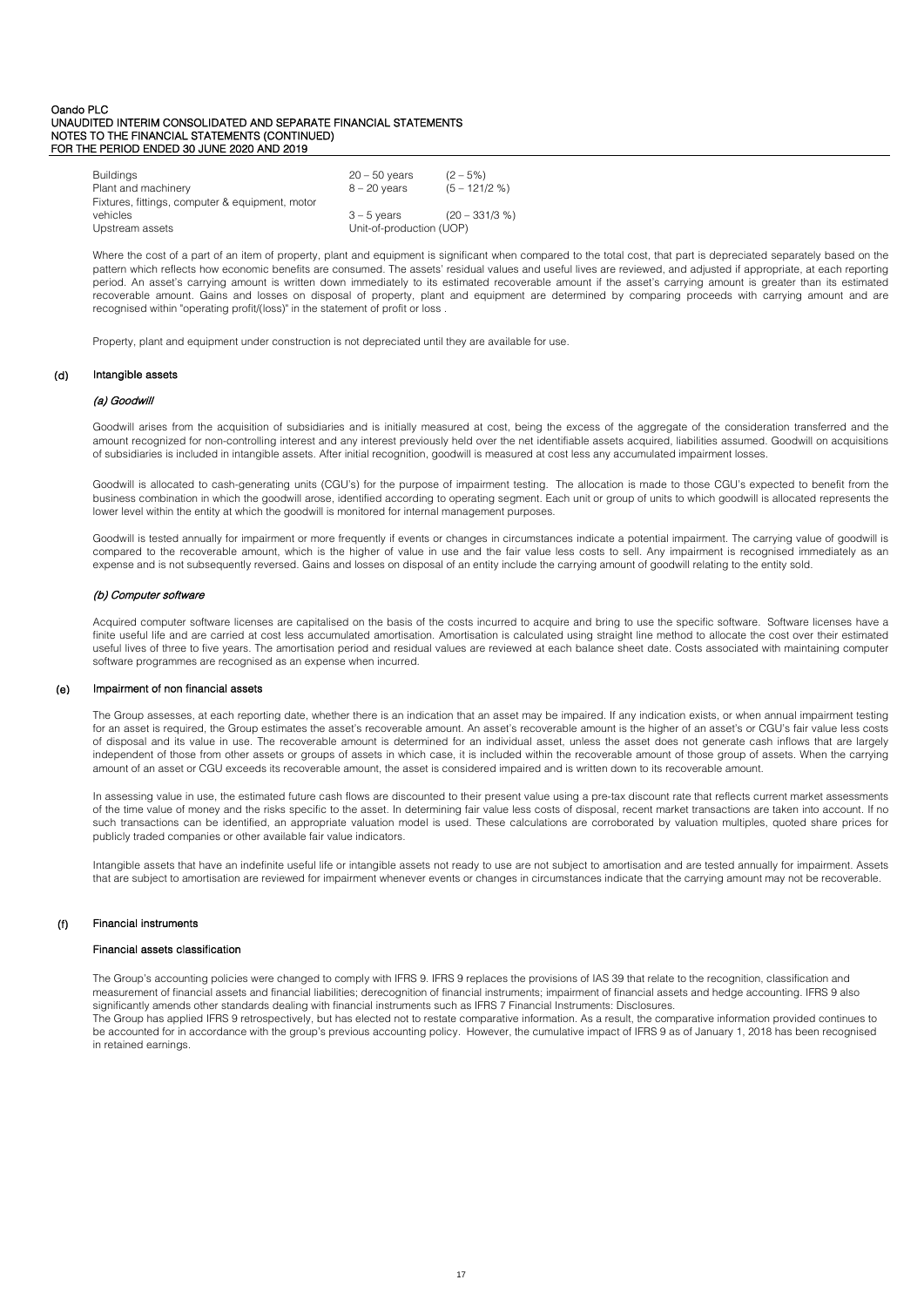| | | |
|---|---|---|
| Buildings | 20 – 50 years | (2 – 5%) |
| Plant and machinery | 8 – 20 years | (5 – 121/2 %) |
| Fixtures, fittings, computer & equipment, motor vehicles | 3 – 5 years | (20 – 331/3 %) |
| Upstream assets | Unit-of-production (UOP) | |

Where the cost of a part of an item of property, plant and equipment is significant when compared to the total cost, that part is depreciated separately based on the pattern which reflects how economic benefits are consumed. The assets' residual values and useful lives are reviewed, and adjusted if appropriate, at each reporting period. An asset's carrying amount is written down immediately to its estimated recoverable amount if the asset's carrying amount is greater than its estimated recoverable amount. Gains and losses on disposal of property, plant and equipment are determined by comparing proceeds with carrying amount and are recognised within "operating profit/(loss)" in the statement of profit or loss .

Property, plant and equipment under construction is not depreciated until they are available for use.

## (d) Intangible assets

### *(a) Goodwill*

Goodwill arises from the acquisition of subsidiaries and is initially measured at cost, being the excess of the aggregate of the consideration transferred and the amount recognized for non-controlling interest and any interest previously held over the net identifiable assets acquired, liabilities assumed. Goodwill on acquisitions of subsidiaries is included in intangible assets. After initial recognition, goodwill is measured at cost less any accumulated impairment losses.

Goodwill is allocated to cash-generating units (CGU's) for the purpose of impairment testing. The allocation is made to those CGU's expected to benefit from the business combination in which the goodwill arose, identified according to operating segment. Each unit or group of units to which goodwill is allocated represents the lower level within the entity at which the goodwill is monitored for internal management purposes.

Goodwill is tested annually for impairment or more frequently if events or changes in circumstances indicate a potential impairment. The carrying value of goodwill is compared to the recoverable amount, which is the higher of value in use and the fair value less costs to sell. Any impairment is recognised immediately as an expense and is not subsequently reversed. Gains and losses on disposal of an entity include the carrying amount of goodwill relating to the entity sold.

### *(b) Computer software*

Acquired computer software licenses are capitalised on the basis of the costs incurred to acquire and bring to use the specific software. Software licenses have a finite useful life and are carried at cost less accumulated amortisation. Amortisation is calculated using straight line method to allocate the cost over their estimated useful lives of three to five years. The amortisation period and residual values are reviewed at each balance sheet date. Costs associated with maintaining computer software programmes are recognised as an expense when incurred.

## (e) Impairment of non financial assets

The Group assesses, at each reporting date, whether there is an indication that an asset may be impaired. If any indication exists, or when annual impairment testing for an asset is required, the Group estimates the asset's recoverable amount. An asset's recoverable amount is the higher of an asset's or CGU's fair value less costs of disposal and its value in use. The recoverable amount is determined for an individual asset, unless the asset does not generate cash inflows that are largely independent of those from other assets or groups of assets in which case, it is included within the recoverable amount of those group of assets. When the carrying amount of an asset or CGU exceeds its recoverable amount, the asset is considered impaired and is written down to its recoverable amount.

In assessing value in use, the estimated future cash flows are discounted to their present value using a pre-tax discount rate that reflects current market assessments of the time value of money and the risks specific to the asset. In determining fair value less costs of disposal, recent market transactions are taken into account. If no such transactions can be identified, an appropriate valuation model is used. These calculations are corroborated by valuation multiples, quoted share prices for publicly traded companies or other available fair value indicators.

Intangible assets that have an indefinite useful life or intangible assets not ready to use are not subject to amortisation and are tested annually for impairment. Assets that are subject to amortisation are reviewed for impairment whenever events or changes in circumstances indicate that the carrying amount may not be recoverable.

## (f) Financial instruments

### Financial assets classification

The Group's accounting policies were changed to comply with IFRS 9. IFRS 9 replaces the provisions of IAS 39 that relate to the recognition, classification and measurement of financial assets and financial liabilities; derecognition of financial instruments; impairment of financial assets and hedge accounting. IFRS 9 also significantly amends other standards dealing with financial instruments such as IFRS 7 Financial Instruments: Disclosures.

The Group has applied IFRS 9 retrospectively, but has elected not to restate comparative information. As a result, the comparative information provided continues to be accounted for in accordance with the group's previous accounting policy. However, the cumulative impact of IFRS 9 as of January 1, 2018 has been recognised in retained earnings.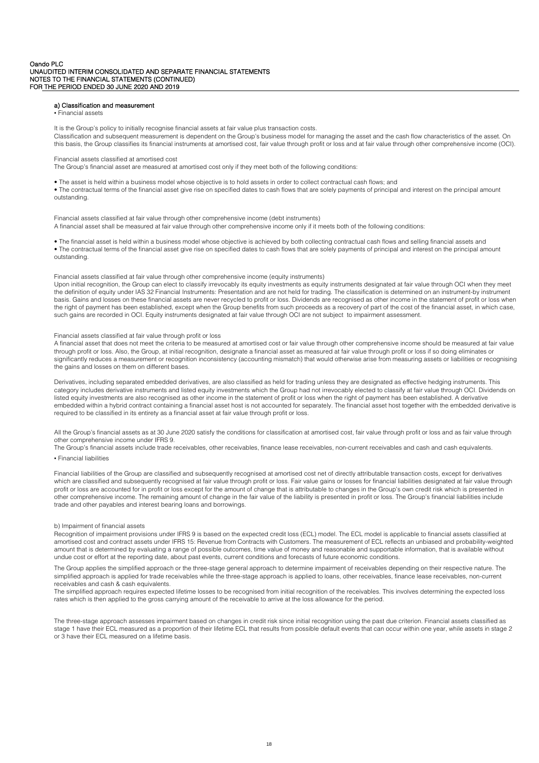### a) Classification and measurement

• Financial assets

It is the Group's policy to initially recognise financial assets at fair value plus transaction costs.
Classification and subsequent measurement is dependent on the Group's business model for managing the asset and the cash flow characteristics of the asset. On this basis, the Group classifies its financial instruments at amortised cost, fair value through profit or loss and at fair value through other comprehensive income (OCI).

Financial assets classified at amortised cost
The Group's financial asset are measured at amortised cost only if they meet both of the following conditions:

- The asset is held within a business model whose objective is to hold assets in order to collect contractual cash flows; and
- The contractual terms of the financial asset give rise on specified dates to cash flows that are solely payments of principal and interest on the principal amount outstanding.

Financial assets classified at fair value through other comprehensive income (debt instruments)
A financial asset shall be measured at fair value through other comprehensive income only if it meets both of the following conditions:

- The financial asset is held within a business model whose objective is achieved by both collecting contractual cash flows and selling financial assets and
- The contractual terms of the financial asset give rise on specified dates to cash flows that are solely payments of principal and interest on the principal amount outstanding.

Financial assets classified at fair value through other comprehensive income (equity instruments)
Upon initial recognition, the Group can elect to classify irrevocably its equity investments as equity instruments designated at fair value through OCI when they meet the definition of equity under IAS 32 Financial Instruments: Presentation and are not held for trading. The classification is determined on an instrument-by instrument basis. Gains and losses on these financial assets are never recycled to profit or loss. Dividends are recognised as other income in the statement of profit or loss when the right of payment has been established, except when the Group benefits from such proceeds as a recovery of part of the cost of the financial asset, in which case, such gains are recorded in OCI. Equity instruments designated at fair value through OCI are not subject to impairment assessment.

Financial assets classified at fair value through profit or loss
A financial asset that does not meet the criteria to be measured at amortised cost or fair value through other comprehensive income should be measured at fair value through profit or loss. Also, the Group, at initial recognition, designate a financial asset as measured at fair value through profit or loss if so doing eliminates or significantly reduces a measurement or recognition inconsistency (accounting mismatch) that would otherwise arise from measuring assets or liabilities or recognising the gains and losses on them on different bases.

Derivatives, including separated embedded derivatives, are also classified as held for trading unless they are designated as effective hedging instruments. This category includes derivative instruments and listed equity investments which the Group had not irrevocably elected to classify at fair value through OCI. Dividends on listed equity investments are also recognised as other income in the statement of profit or loss when the right of payment has been established. A derivative embedded within a hybrid contract containing a financial asset host is not accounted for separately. The financial asset host together with the embedded derivative is required to be classified in its entirety as a financial asset at fair value through profit or loss.

All the Group's financial assets as at 30 June 2020 satisfy the conditions for classification at amortised cost, fair value through profit or loss and as fair value through other comprehensive income under IFRS 9.
The Group's financial assets include trade receivables, other receivables, finance lease receivables, non-current receivables and cash and cash equivalents.

• Financial liabilities

Financial liabilities of the Group are classified and subsequently recognised at amortised cost net of directly attributable transaction costs, except for derivatives which are classified and subsequently recognised at fair value through profit or loss. Fair value gains or losses for financial liabilities designated at fair value through profit or loss are accounted for in profit or loss except for the amount of change that is attributable to changes in the Group's own credit risk which is presented in other comprehensive income. The remaining amount of change in the fair value of the liability is presented in profit or loss. The Group's financial liabilities include trade and other payables and interest bearing loans and borrowings.

### b) Impairment of financial assets

Recognition of impairment provisions under IFRS 9 is based on the expected credit loss (ECL) model. The ECL model is applicable to financial assets classified at amortised cost and contract assets under IFRS 15: Revenue from Contracts with Customers. The measurement of ECL reflects an unbiased and probability-weighted amount that is determined by evaluating a range of possible outcomes, time value of money and reasonable and supportable information, that is available without undue cost or effort at the reporting date, about past events, current conditions and forecasts of future economic conditions.

The Group applies the simplified approach or the three-stage general approach to determine impairment of receivables depending on their respective nature. The simplified approach is applied for trade receivables while the three-stage approach is applied to loans, other receivables, finance lease receivables, non-current receivables and cash & cash equivalents.
The simplified approach requires expected lifetime losses to be recognised from initial recognition of the receivables. This involves determining the expected loss rates which is then applied to the gross carrying amount of the receivable to arrive at the loss allowance for the period.

The three-stage approach assesses impairment based on changes in credit risk since initial recognition using the past due criterion. Financial assets classified as stage 1 have their ECL measured as a proportion of their lifetime ECL that results from possible default events that can occur within one year, while assets in stage 2 or 3 have their ECL measured on a lifetime basis.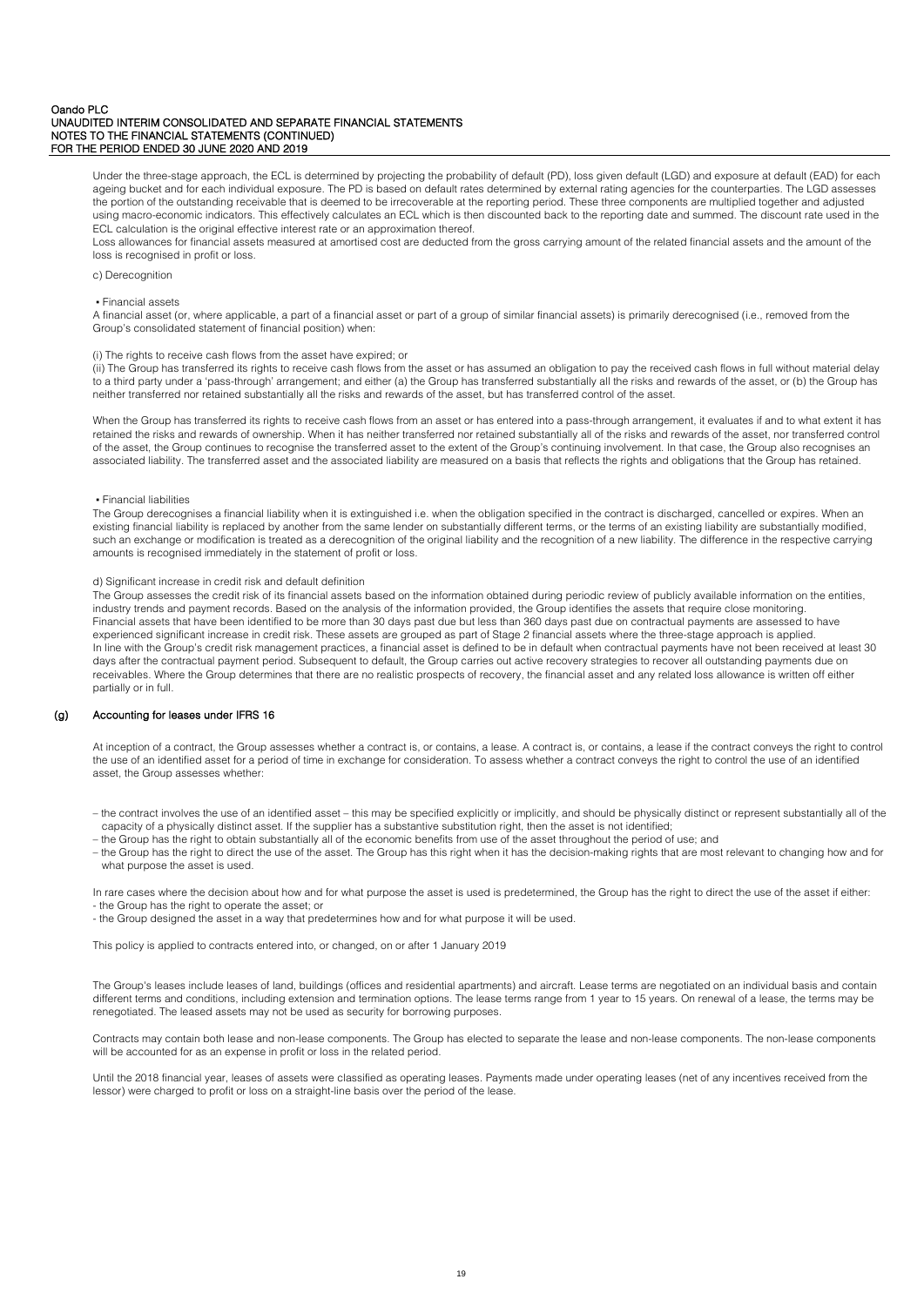Under the three-stage approach, the ECL is determined by projecting the probability of default (PD), loss given default (LGD) and exposure at default (EAD) for each ageing bucket and for each individual exposure. The PD is based on default rates determined by external rating agencies for the counterparties. The LGD assesses the portion of the outstanding receivable that is deemed to be irrecoverable at the reporting period. These three components are multiplied together and adjusted using macro-economic indicators. This effectively calculates an ECL which is then discounted back to the reporting date and summed. The discount rate used in the ECL calculation is the original effective interest rate or an approximation thereof.
Loss allowances for financial assets measured at amortised cost are deducted from the gross carrying amount of the related financial assets and the amount of the loss is recognised in profit or loss.

c) Derecognition

• Financial assets
A financial asset (or, where applicable, a part of a financial asset or part of a group of similar financial assets) is primarily derecognised (i.e., removed from the Group's consolidated statement of financial position) when:

(i) The rights to receive cash flows from the asset have expired; or
(ii) The Group has transferred its rights to receive cash flows from the asset or has assumed an obligation to pay the received cash flows in full without material delay to a third party under a 'pass-through' arrangement; and either (a) the Group has transferred substantially all the risks and rewards of the asset, or (b) the Group has neither transferred nor retained substantially all the risks and rewards of the asset, but has transferred control of the asset.

When the Group has transferred its rights to receive cash flows from an asset or has entered into a pass-through arrangement, it evaluates if and to what extent it has retained the risks and rewards of ownership. When it has neither transferred nor retained substantially all of the risks and rewards of the asset, nor transferred control of the asset, the Group continues to recognise the transferred asset to the extent of the Group's continuing involvement. In that case, the Group also recognises an associated liability. The transferred asset and the associated liability are measured on a basis that reflects the rights and obligations that the Group has retained.

• Financial liabilities
The Group derecognises a financial liability when it is extinguished i.e. when the obligation specified in the contract is discharged, cancelled or expires. When an existing financial liability is replaced by another from the same lender on substantially different terms, or the terms of an existing liability are substantially modified, such an exchange or modification is treated as a derecognition of the original liability and the recognition of a new liability. The difference in the respective carrying amounts is recognised immediately in the statement of profit or loss.

d) Significant increase in credit risk and default definition
The Group assesses the credit risk of its financial assets based on the information obtained during periodic review of publicly available information on the entities, industry trends and payment records. Based on the analysis of the information provided, the Group identifies the assets that require close monitoring.
Financial assets that have been identified to be more than 30 days past due but less than 360 days past due on contractual payments are assessed to have experienced significant increase in credit risk. These assets are grouped as part of Stage 2 financial assets where the three-stage approach is applied.
In line with the Group's credit risk management practices, a financial asset is defined to be in default when contractual payments have not been received at least 30 days after the contractual payment period. Subsequent to default, the Group carries out active recovery strategies to recover all outstanding payments due on receivables. Where the Group determines that there are no realistic prospects of recovery, the financial asset and any related loss allowance is written off either partially or in full.

## (g) Accounting for leases under IFRS 16

At inception of a contract, the Group assesses whether a contract is, or contains, a lease. A contract is, or contains, a lease if the contract conveys the right to control the use of an identified asset for a period of time in exchange for consideration. To assess whether a contract conveys the right to control the use of an identified asset, the Group assesses whether:

– the contract involves the use of an identified asset – this may be specified explicitly or implicitly, and should be physically distinct or represent substantially all of the capacity of a physically distinct asset. If the supplier has a substantive substitution right, then the asset is not identified;
– the Group has the right to obtain substantially all of the economic benefits from use of the asset throughout the period of use; and
– the Group has the right to direct the use of the asset. The Group has this right when it has the decision-making rights that are most relevant to changing how and for what purpose the asset is used.

In rare cases where the decision about how and for what purpose the asset is used is predetermined, the Group has the right to direct the use of the asset if either:
- the Group has the right to operate the asset; or
- the Group designed the asset in a way that predetermines how and for what purpose it will be used.

This policy is applied to contracts entered into, or changed, on or after 1 January 2019

The Group's leases include leases of land, buildings (offices and residential apartments) and aircraft. Lease terms are negotiated on an individual basis and contain different terms and conditions, including extension and termination options. The lease terms range from 1 year to 15 years. On renewal of a lease, the terms may be renegotiated. The leased assets may not be used as security for borrowing purposes.

Contracts may contain both lease and non-lease components. The Group has elected to separate the lease and non-lease components. The non-lease components will be accounted for as an expense in profit or loss in the related period.

Until the 2018 financial year, leases of assets were classified as operating leases. Payments made under operating leases (net of any incentives received from the lessor) were charged to profit or loss on a straight-line basis over the period of the lease.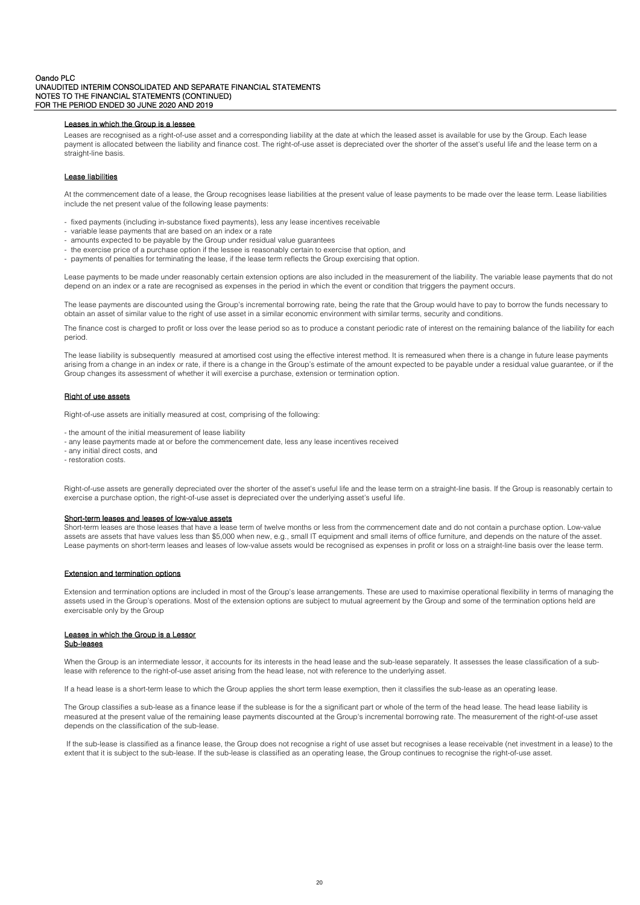#### Leases in which the Group is a lessee

Leases are recognised as a right-of-use asset and a corresponding liability at the date at which the leased asset is available for use by the Group. Each lease payment is allocated between the liability and finance cost. The right-of-use asset is depreciated over the shorter of the asset's useful life and the lease term on a straight-line basis.

#### Lease liabilities

At the commencement date of a lease, the Group recognises lease liabilities at the present value of lease payments to be made over the lease term. Lease liabilities include the net present value of the following lease payments:

- fixed payments (including in-substance fixed payments), less any lease incentives receivable
- variable lease payments that are based on an index or a rate
- amounts expected to be payable by the Group under residual value guarantees
- the exercise price of a purchase option if the lessee is reasonably certain to exercise that option, and
- payments of penalties for terminating the lease, if the lease term reflects the Group exercising that option.

Lease payments to be made under reasonably certain extension options are also included in the measurement of the liability. The variable lease payments that do not depend on an index or a rate are recognised as expenses in the period in which the event or condition that triggers the payment occurs.

The lease payments are discounted using the Group's incremental borrowing rate, being the rate that the Group would have to pay to borrow the funds necessary to obtain an asset of similar value to the right of use asset in a similar economic environment with similar terms, security and conditions.

The finance cost is charged to profit or loss over the lease period so as to produce a constant periodic rate of interest on the remaining balance of the liability for each period.

The lease liability is subsequently measured at amortised cost using the effective interest method. It is remeasured when there is a change in future lease payments arising from a change in an index or rate, if there is a change in the Group's estimate of the amount expected to be payable under a residual value guarantee, or if the Group changes its assessment of whether it will exercise a purchase, extension or termination option.

#### Right of use assets

Right-of-use assets are initially measured at cost, comprising of the following:

- the amount of the initial measurement of lease liability
- any lease payments made at or before the commencement date, less any lease incentives received
- any initial direct costs, and
- restoration costs.

Right-of-use assets are generally depreciated over the shorter of the asset's useful life and the lease term on a straight-line basis. If the Group is reasonably certain to exercise a purchase option, the right-of-use asset is depreciated over the underlying asset's useful life.

#### Short-term leases and leases of low-value assets

Short-term leases are those leases that have a lease term of twelve months or less from the commencement date and do not contain a purchase option. Low-value assets are assets that have values less than $5,000 when new, e.g., small IT equipment and small items of office furniture, and depends on the nature of the asset. Lease payments on short-term leases and leases of low-value assets would be recognised as expenses in profit or loss on a straight-line basis over the lease term.

#### Extension and termination options

Extension and termination options are included in most of the Group's lease arrangements. These are used to maximise operational flexibility in terms of managing the assets used in the Group's operations. Most of the extension options are subject to mutual agreement by the Group and some of the termination options held are exercisable only by the Group

#### Leases in which the Group is a Lessor

#### Sub-leases

When the Group is an intermediate lessor, it accounts for its interests in the head lease and the sub-lease separately. It assesses the lease classification of a sub-lease with reference to the right-of-use asset arising from the head lease, not with reference to the underlying asset.

If a head lease is a short-term lease to which the Group applies the short term lease exemption, then it classifies the sub-lease as an operating lease.

The Group classifies a sub-lease as a finance lease if the sublease is for the a significant part or whole of the term of the head lease. The head lease liability is measured at the present value of the remaining lease payments discounted at the Group's incremental borrowing rate. The measurement of the right-of-use asset depends on the classification of the sub-lease.

If the sub-lease is classified as a finance lease, the Group does not recognise a right of use asset but recognises a lease receivable (net investment in a lease) to the extent that it is subject to the sub-lease. If the sub-lease is classified as an operating lease, the Group continues to recognise the right-of-use asset.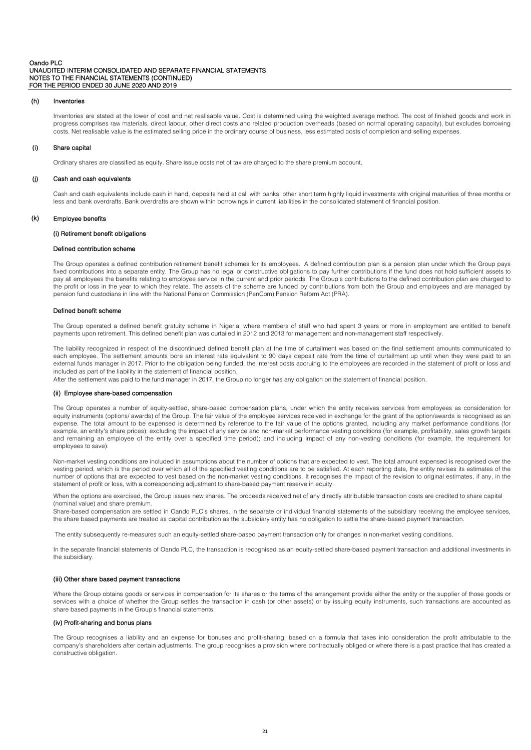### (h) Inventories

Inventories are stated at the lower of cost and net realisable value. Cost is determined using the weighted average method. The cost of finished goods and work in progress comprises raw materials, direct labour, other direct costs and related production overheads (based on normal operating capacity), but excludes borrowing costs. Net realisable value is the estimated selling price in the ordinary course of business, less estimated costs of completion and selling expenses.

### (i) Share capital

Ordinary shares are classified as equity. Share issue costs net of tax are charged to the share premium account.

### (j) Cash and cash equivalents

Cash and cash equivalents include cash in hand, deposits held at call with banks, other short term highly liquid investments with original maturities of three months or less and bank overdrafts. Bank overdrafts are shown within borrowings in current liabilities in the consolidated statement of financial position.

### (k) Employee benefits

#### (i) Retirement benefit obligations

**Defined contribution scheme**

The Group operates a defined contribution retirement benefit schemes for its employees. A defined contribution plan is a pension plan under which the Group pays fixed contributions into a separate entity. The Group has no legal or constructive obligations to pay further contributions if the fund does not hold sufficient assets to pay all employees the benefits relating to employee service in the current and prior periods. The Group's contributions to the defined contribution plan are charged to the profit or loss in the year to which they relate. The assets of the scheme are funded by contributions from both the Group and employees and are managed by pension fund custodians in line with the National Pension Commission (PenCom) Pension Reform Act (PRA).

**Defined benefit scheme**

The Group operated a defined benefit gratuity scheme in Nigeria, where members of staff who had spent 3 years or more in employment are entitled to benefit payments upon retirement. This defined benefit plan was curtailed in 2012 and 2013 for management and non-management staff respectively.

The liability recognized in respect of the discontinued defined benefit plan at the time of curtailment was based on the final settlement amounts communicated to each employee. The settlement amounts bore an interest rate equivalent to 90 days deposit rate from the time of curtailment up until when they were paid to an external funds manager in 2017. Prior to the obligation being funded, the interest costs accruing to the employees are recorded in the statement of profit or loss and included as part of the liability in the statement of financial position.
After the settlement was paid to the fund manager in 2017, the Group no longer has any obligation on the statement of financial position.

#### (ii) Employee share-based compensation

The Group operates a number of equity-settled, share-based compensation plans, under which the entity receives services from employees as consideration for equity instruments (options/ awards) of the Group. The fair value of the employee services received in exchange for the grant of the option/awards is recognised as an expense. The total amount to be expensed is determined by reference to the fair value of the options granted, including any market performance conditions (for example, an entity's share prices); excluding the impact of any service and non-market performance vesting conditions (for example, profitability, sales growth targets and remaining an employee of the entity over a specified time period); and including impact of any non-vesting conditions (for example, the requirement for employees to save).

Non-market vesting conditions are included in assumptions about the number of options that are expected to vest. The total amount expensed is recognised over the vesting period, which is the period over which all of the specified vesting conditions are to be satisfied. At each reporting date, the entity revises its estimates of the number of options that are expected to vest based on the non-market vesting conditions. It recognises the impact of the revision to original estimates, if any, in the statement of profit or loss, with a corresponding adjustment to share-based payment reserve in equity.

When the options are exercised, the Group issues new shares. The proceeds received net of any directly attributable transaction costs are credited to share capital (nominal value) and share premium.
Share-based compensation are settled in Oando PLC's shares, in the separate or individual financial statements of the subsidiary receiving the employee services, the share based payments are treated as capital contribution as the subsidiary entity has no obligation to settle the share-based payment transaction.

The entity subsequently re-measures such an equity-settled share-based payment transaction only for changes in non-market vesting conditions.

In the separate financial statements of Oando PLC, the transaction is recognised as an equity-settled share-based payment transaction and additional investments in the subsidiary.

#### (iii) Other share based payment transactions

Where the Group obtains goods or services in compensation for its shares or the terms of the arrangement provide either the entity or the supplier of those goods or services with a choice of whether the Group settles the transaction in cash (or other assets) or by issuing equity instruments, such transactions are accounted as share based payments in the Group's financial statements.

#### (iv) Profit-sharing and bonus plans

The Group recognises a liability and an expense for bonuses and profit-sharing, based on a formula that takes into consideration the profit attributable to the company's shareholders after certain adjustments. The group recognises a provision where contractually obliged or where there is a past practice that has created a constructive obligation.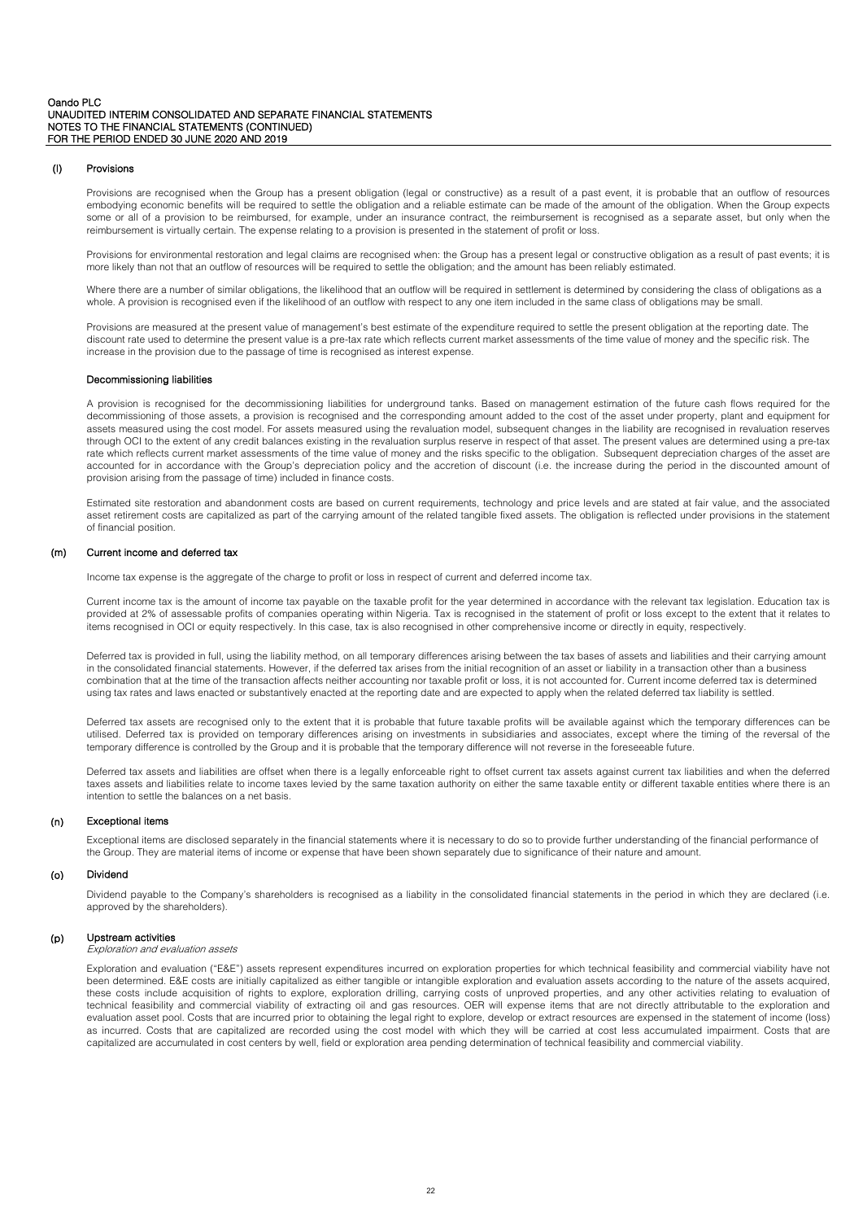### (l) Provisions

Provisions are recognised when the Group has a present obligation (legal or constructive) as a result of a past event, it is probable that an outflow of resources embodying economic benefits will be required to settle the obligation and a reliable estimate can be made of the amount of the obligation. When the Group expects some or all of a provision to be reimbursed, for example, under an insurance contract, the reimbursement is recognised as a separate asset, but only when the reimbursement is virtually certain. The expense relating to a provision is presented in the statement of profit or loss.

Provisions for environmental restoration and legal claims are recognised when: the Group has a present legal or constructive obligation as a result of past events; it is more likely than not that an outflow of resources will be required to settle the obligation; and the amount has been reliably estimated.

Where there are a number of similar obligations, the likelihood that an outflow will be required in settlement is determined by considering the class of obligations as a whole. A provision is recognised even if the likelihood of an outflow with respect to any one item included in the same class of obligations may be small.

Provisions are measured at the present value of management's best estimate of the expenditure required to settle the present obligation at the reporting date. The discount rate used to determine the present value is a pre-tax rate which reflects current market assessments of the time value of money and the specific risk. The increase in the provision due to the passage of time is recognised as interest expense.

#### Decommissioning liabilities

A provision is recognised for the decommissioning liabilities for underground tanks. Based on management estimation of the future cash flows required for the decommissioning of those assets, a provision is recognised and the corresponding amount added to the cost of the asset under property, plant and equipment for assets measured using the cost model. For assets measured using the revaluation model, subsequent changes in the liability are recognised in revaluation reserves through OCI to the extent of any credit balances existing in the revaluation surplus reserve in respect of that asset. The present values are determined using a pre-tax rate which reflects current market assessments of the time value of money and the risks specific to the obligation. Subsequent depreciation charges of the asset are accounted for in accordance with the Group's depreciation policy and the accretion of discount (i.e. the increase during the period in the discounted amount of provision arising from the passage of time) included in finance costs.

Estimated site restoration and abandonment costs are based on current requirements, technology and price levels and are stated at fair value, and the associated asset retirement costs are capitalized as part of the carrying amount of the related tangible fixed assets. The obligation is reflected under provisions in the statement of financial position.

### (m) Current income and deferred tax

Income tax expense is the aggregate of the charge to profit or loss in respect of current and deferred income tax.

Current income tax is the amount of income tax payable on the taxable profit for the year determined in accordance with the relevant tax legislation. Education tax is provided at 2% of assessable profits of companies operating within Nigeria. Tax is recognised in the statement of profit or loss except to the extent that it relates to items recognised in OCI or equity respectively. In this case, tax is also recognised in other comprehensive income or directly in equity, respectively.

Deferred tax is provided in full, using the liability method, on all temporary differences arising between the tax bases of assets and liabilities and their carrying amount in the consolidated financial statements. However, if the deferred tax arises from the initial recognition of an asset or liability in a transaction other than a business combination that at the time of the transaction affects neither accounting nor taxable profit or loss, it is not accounted for. Current income deferred tax is determined using tax rates and laws enacted or substantively enacted at the reporting date and are expected to apply when the related deferred tax liability is settled.

Deferred tax assets are recognised only to the extent that it is probable that future taxable profits will be available against which the temporary differences can be utilised. Deferred tax is provided on temporary differences arising on investments in subsidiaries and associates, except where the timing of the reversal of the temporary difference is controlled by the Group and it is probable that the temporary difference will not reverse in the foreseeable future.

Deferred tax assets and liabilities are offset when there is a legally enforceable right to offset current tax assets against current tax liabilities and when the deferred taxes assets and liabilities relate to income taxes levied by the same taxation authority on either the same taxable entity or different taxable entities where there is an intention to settle the balances on a net basis.

### (n) Exceptional items

Exceptional items are disclosed separately in the financial statements where it is necessary to do so to provide further understanding of the financial performance of the Group. They are material items of income or expense that have been shown separately due to significance of their nature and amount.

### (o) Dividend

Dividend payable to the Company's shareholders is recognised as a liability in the consolidated financial statements in the period in which they are declared (i.e. approved by the shareholders).

### (p) Upstream activities

*Exploration and evaluation assets*

Exploration and evaluation ("E&E") assets represent expenditures incurred on exploration properties for which technical feasibility and commercial viability have not been determined. E&E costs are initially capitalized as either tangible or intangible exploration and evaluation assets according to the nature of the assets acquired, these costs include acquisition of rights to explore, exploration drilling, carrying costs of unproved properties, and any other activities relating to evaluation of technical feasibility and commercial viability of extracting oil and gas resources. OER will expense items that are not directly attributable to the exploration and evaluation asset pool. Costs that are incurred prior to obtaining the legal right to explore, develop or extract resources are expensed in the statement of income (loss) as incurred. Costs that are capitalized are recorded using the cost model with which they will be carried at cost less accumulated impairment. Costs that are capitalized are accumulated in cost centers by well, field or exploration area pending determination of technical feasibility and commercial viability.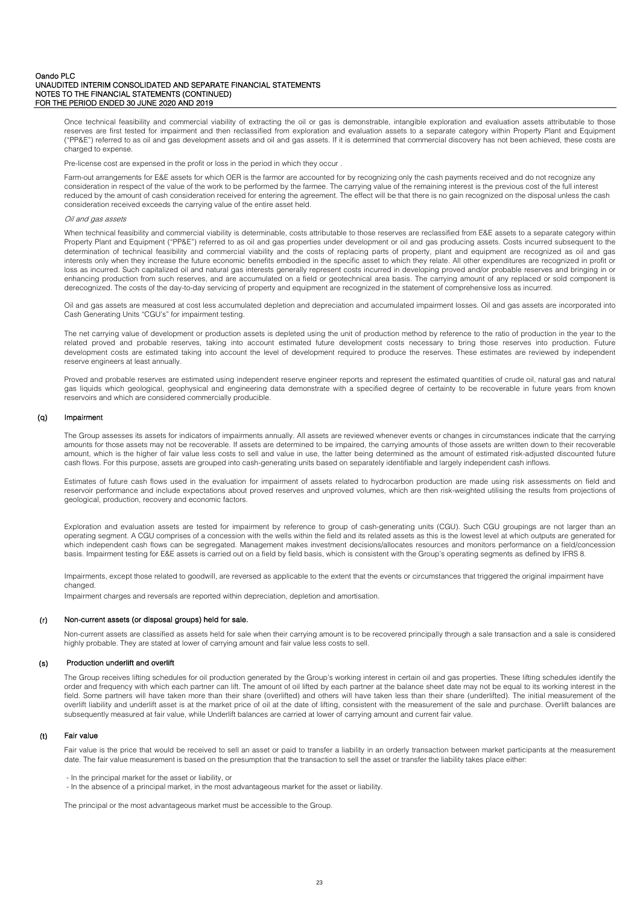Once technical feasibility and commercial viability of extracting the oil or gas is demonstrable, intangible exploration and evaluation assets attributable to those reserves are first tested for impairment and then reclassified from exploration and evaluation assets to a separate category within Property Plant and Equipment ("PP&E") referred to as oil and gas development assets and oil and gas assets. If it is determined that commercial discovery has not been achieved, these costs are charged to expense.

Pre-license cost are expensed in the profit or loss in the period in which they occur .

Farm-out arrangements for E&E assets for which OER is the farmor are accounted for by recognizing only the cash payments received and do not recognize any consideration in respect of the value of the work to be performed by the farmee. The carrying value of the remaining interest is the previous cost of the full interest reduced by the amount of cash consideration received for entering the agreement. The effect will be that there is no gain recognized on the disposal unless the cash consideration received exceeds the carrying value of the entire asset held.

*Oil and gas assets*

When technical feasibility and commercial viability is determinable, costs attributable to those reserves are reclassified from E&E assets to a separate category within Property Plant and Equipment ("PP&E") referred to as oil and gas properties under development or oil and gas producing assets. Costs incurred subsequent to the determination of technical feasibility and commercial viability and the costs of replacing parts of property, plant and equipment are recognized as oil and gas interests only when they increase the future economic benefits embodied in the specific asset to which they relate. All other expenditures are recognized in profit or loss as incurred. Such capitalized oil and natural gas interests generally represent costs incurred in developing proved and/or probable reserves and bringing in or enhancing production from such reserves, and are accumulated on a field or geotechnical area basis. The carrying amount of any replaced or sold component is derecognized. The costs of the day-to-day servicing of property and equipment are recognized in the statement of comprehensive loss as incurred.

Oil and gas assets are measured at cost less accumulated depletion and depreciation and accumulated impairment losses. Oil and gas assets are incorporated into Cash Generating Units "CGU's" for impairment testing.

The net carrying value of development or production assets is depleted using the unit of production method by reference to the ratio of production in the year to the related proved and probable reserves, taking into account estimated future development costs necessary to bring those reserves into production. Future development costs are estimated taking into account the level of development required to produce the reserves. These estimates are reviewed by independent reserve engineers at least annually.

Proved and probable reserves are estimated using independent reserve engineer reports and represent the estimated quantities of crude oil, natural gas and natural gas liquids which geological, geophysical and engineering data demonstrate with a specified degree of certainty to be recoverable in future years from known reservoirs and which are considered commercially producible.

## (q) Impairment

The Group assesses its assets for indicators of impairments annually. All assets are reviewed whenever events or changes in circumstances indicate that the carrying amounts for those assets may not be recoverable. If assets are determined to be impaired, the carrying amounts of those assets are written down to their recoverable amount, which is the higher of fair value less costs to sell and value in use, the latter being determined as the amount of estimated risk-adjusted discounted future cash flows. For this purpose, assets are grouped into cash-generating units based on separately identifiable and largely independent cash inflows.

Estimates of future cash flows used in the evaluation for impairment of assets related to hydrocarbon production are made using risk assessments on field and reservoir performance and include expectations about proved reserves and unproved volumes, which are then risk-weighted utilising the results from projections of geological, production, recovery and economic factors.

Exploration and evaluation assets are tested for impairment by reference to group of cash-generating units (CGU). Such CGU groupings are not larger than an operating segment. A CGU comprises of a concession with the wells within the field and its related assets as this is the lowest level at which outputs are generated for which independent cash flows can be segregated. Management makes investment decisions/allocates resources and monitors performance on a field/concession basis. Impairment testing for E&E assets is carried out on a field by field basis, which is consistent with the Group's operating segments as defined by IFRS 8.

Impairments, except those related to goodwill, are reversed as applicable to the extent that the events or circumstances that triggered the original impairment have changed.

Impairment charges and reversals are reported within depreciation, depletion and amortisation.

## (r) Non-current assets (or disposal groups) held for sale.

Non-current assets are classified as assets held for sale when their carrying amount is to be recovered principally through a sale transaction and a sale is considered highly probable. They are stated at lower of carrying amount and fair value less costs to sell.

## (s) Production underlift and overlift

The Group receives lifting schedules for oil production generated by the Group's working interest in certain oil and gas properties. These lifting schedules identify the order and frequency with which each partner can lift. The amount of oil lifted by each partner at the balance sheet date may not be equal to its working interest in the field. Some partners will have taken more than their share (overlifted) and others will have taken less than their share (underlifted). The initial measurement of the overlift liability and underlift asset is at the market price of oil at the date of lifting, consistent with the measurement of the sale and purchase. Overlift balances are subsequently measured at fair value, while Underlift balances are carried at lower of carrying amount and current fair value.

## (t) Fair value

Fair value is the price that would be received to sell an asset or paid to transfer a liability in an orderly transaction between market participants at the measurement date. The fair value measurement is based on the presumption that the transaction to sell the asset or transfer the liability takes place either:

- In the principal market for the asset or liability, or
- In the absence of a principal market, in the most advantageous market for the asset or liability.

The principal or the most advantageous market must be accessible to the Group.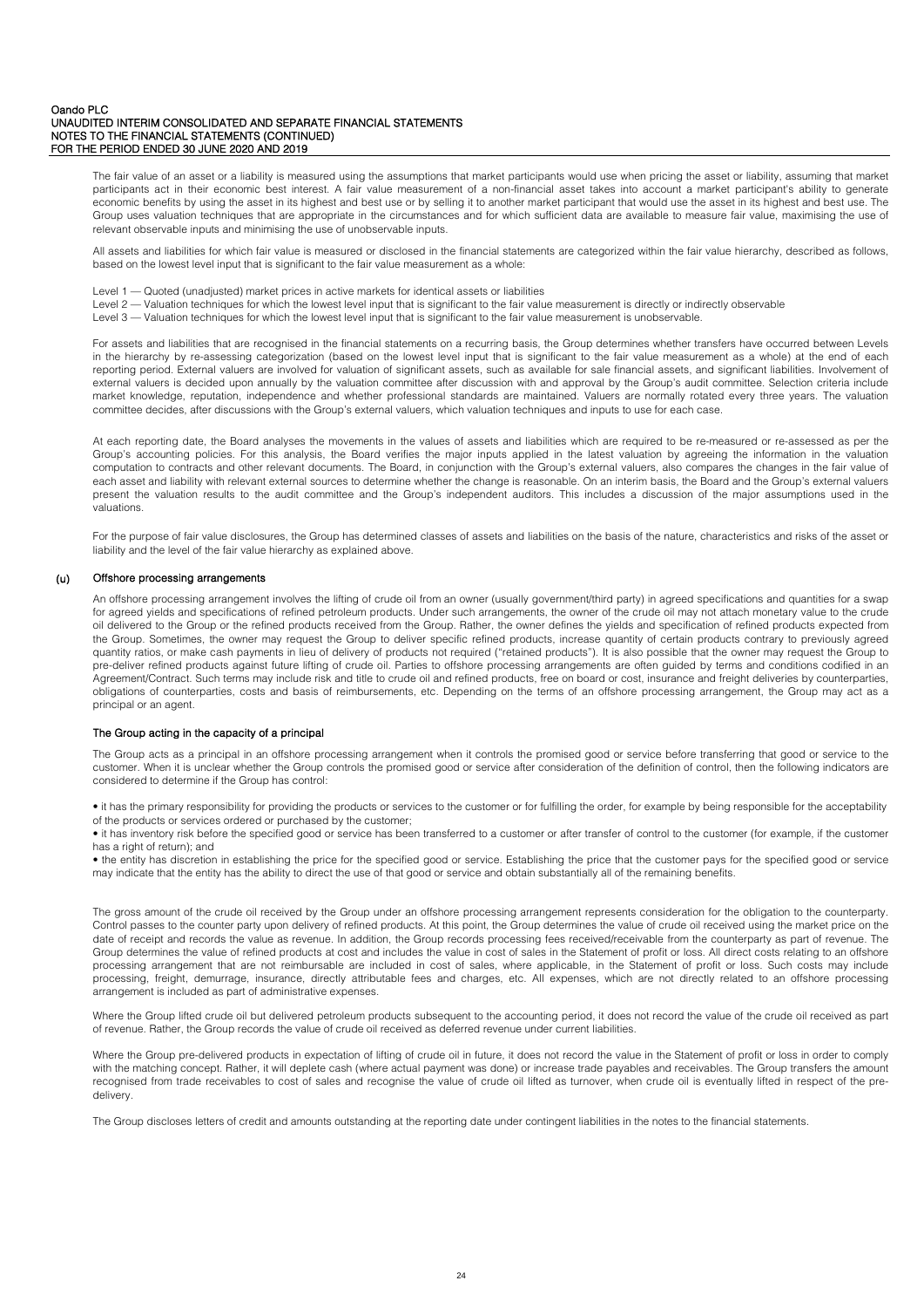The fair value of an asset or a liability is measured using the assumptions that market participants would use when pricing the asset or liability, assuming that market participants act in their economic best interest. A fair value measurement of a non-financial asset takes into account a market participant's ability to generate economic benefits by using the asset in its highest and best use or by selling it to another market participant that would use the asset in its highest and best use. The Group uses valuation techniques that are appropriate in the circumstances and for which sufficient data are available to measure fair value, maximising the use of relevant observable inputs and minimising the use of unobservable inputs.

All assets and liabilities for which fair value is measured or disclosed in the financial statements are categorized within the fair value hierarchy, described as follows, based on the lowest level input that is significant to the fair value measurement as a whole:

Level 1 — Quoted (unadjusted) market prices in active markets for identical assets or liabilities
Level 2 — Valuation techniques for which the lowest level input that is significant to the fair value measurement is directly or indirectly observable
Level 3 — Valuation techniques for which the lowest level input that is significant to the fair value measurement is unobservable.

For assets and liabilities that are recognised in the financial statements on a recurring basis, the Group determines whether transfers have occurred between Levels in the hierarchy by re-assessing categorization (based on the lowest level input that is significant to the fair value measurement as a whole) at the end of each reporting period. External valuers are involved for valuation of significant assets, such as available for sale financial assets, and significant liabilities. Involvement of external valuers is decided upon annually by the valuation committee after discussion with and approval by the Group's audit committee. Selection criteria include market knowledge, reputation, independence and whether professional standards are maintained. Valuers are normally rotated every three years. The valuation committee decides, after discussions with the Group's external valuers, which valuation techniques and inputs to use for each case.

At each reporting date, the Board analyses the movements in the values of assets and liabilities which are required to be re-measured or re-assessed as per the Group's accounting policies. For this analysis, the Board verifies the major inputs applied in the latest valuation by agreeing the information in the valuation computation to contracts and other relevant documents. The Board, in conjunction with the Group's external valuers, also compares the changes in the fair value of each asset and liability with relevant external sources to determine whether the change is reasonable. On an interim basis, the Board and the Group's external valuers present the valuation results to the audit committee and the Group's independent auditors. This includes a discussion of the major assumptions used in the valuations.

For the purpose of fair value disclosures, the Group has determined classes of assets and liabilities on the basis of the nature, characteristics and risks of the asset or liability and the level of the fair value hierarchy as explained above.

## (u) Offshore processing arrangements

An offshore processing arrangement involves the lifting of crude oil from an owner (usually government/third party) in agreed specifications and quantities for a swap for agreed yields and specifications of refined petroleum products. Under such arrangements, the owner of the crude oil may not attach monetary value to the crude oil delivered to the Group or the refined products received from the Group. Rather, the owner defines the yields and specification of refined products expected from the Group. Sometimes, the owner may request the Group to deliver specific refined products, increase quantity of certain products contrary to previously agreed quantity ratios, or make cash payments in lieu of delivery of products not required ("retained products"). It is also possible that the owner may request the Group to pre-deliver refined products against future lifting of crude oil. Parties to offshore processing arrangements are often guided by terms and conditions codified in an Agreement/Contract. Such terms may include risk and title to crude oil and refined products, free on board or cost, insurance and freight deliveries by counterparties, obligations of counterparties, costs and basis of reimbursements, etc. Depending on the terms of an offshore processing arrangement, the Group may act as a principal or an agent.

### The Group acting in the capacity of a principal

The Group acts as a principal in an offshore processing arrangement when it controls the promised good or service before transferring that good or service to the customer. When it is unclear whether the Group controls the promised good or service after consideration of the definition of control, then the following indicators are considered to determine if the Group has control:

- it has the primary responsibility for providing the products or services to the customer or for fulfilling the order, for example by being responsible for the acceptability of the products or services ordered or purchased by the customer;
- it has inventory risk before the specified good or service has been transferred to a customer or after transfer of control to the customer (for example, if the customer has a right of return); and
- the entity has discretion in establishing the price for the specified good or service. Establishing the price that the customer pays for the specified good or service may indicate that the entity has the ability to direct the use of that good or service and obtain substantially all of the remaining benefits.

The gross amount of the crude oil received by the Group under an offshore processing arrangement represents consideration for the obligation to the counterparty. Control passes to the counter party upon delivery of refined products. At this point, the Group determines the value of crude oil received using the market price on the date of receipt and records the value as revenue. In addition, the Group records processing fees received/receivable from the counterparty as part of revenue. The Group determines the value of refined products at cost and includes the value in cost of sales in the Statement of profit or loss. All direct costs relating to an offshore processing arrangement that are not reimbursable are included in cost of sales, where applicable, in the Statement of profit or loss. Such costs may include processing, freight, demurrage, insurance, directly attributable fees and charges, etc. All expenses, which are not directly related to an offshore processing arrangement is included as part of administrative expenses.

Where the Group lifted crude oil but delivered petroleum products subsequent to the accounting period, it does not record the value of the crude oil received as part of revenue. Rather, the Group records the value of crude oil received as deferred revenue under current liabilities.

Where the Group pre-delivered products in expectation of lifting of crude oil in future, it does not record the value in the Statement of profit or loss in order to comply with the matching concept. Rather, it will deplete cash (where actual payment was done) or increase trade payables and receivables. The Group transfers the amount recognised from trade receivables to cost of sales and recognise the value of crude oil lifted as turnover, when crude oil is eventually lifted in respect of the pre-delivery.

The Group discloses letters of credit and amounts outstanding at the reporting date under contingent liabilities in the notes to the financial statements.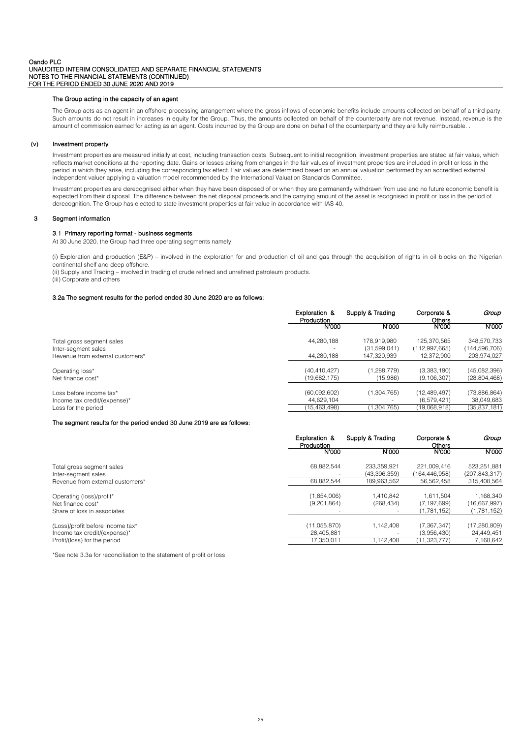#### The Group acting in the capacity of an agent

The Group acts as an agent in an offshore processing arrangement where the gross inflows of economic benefits include amounts collected on behalf of a third party. Such amounts do not result in increases in equity for the Group. Thus, the amounts collected on behalf of the counterparty are not revenue. Instead, revenue is the amount of commission earned for acting as an agent. Costs incurred by the Group are done on behalf of the counterparty and they are fully reimbursable. .

#### (v) Investment property

Investment properties are measured initially at cost, including transaction costs. Subsequent to initial recognition, investment properties are stated at fair value, which reflects market conditions at the reporting date. Gains or losses arising from changes in the fair values of investment properties are included in profit or loss in the period in which they arise, including the corresponding tax effect. Fair values are determined based on an annual valuation performed by an accredited external independent valuer applying a valuation model recommended by the International Valuation Standards Committee.

Investment properties are derecognised either when they have been disposed of or when they are permanently withdrawn from use and no future economic benefit is expected from their disposal. The difference between the net disposal proceeds and the carrying amount of the asset is recognised in profit or loss in the period of derecognition. The Group has elected to state investment properties at fair value in accordance with IAS 40.

## 3 Segment information

### 3.1 Primary reporting format - business segments

At 30 June 2020, the Group had three operating segments namely:

(i) Exploration and production (E&P) – involved in the exploration for and production of oil and gas through the acquisition of rights in oil blocks on the Nigerian continental shelf and deep offshore.
(ii) Supply and Trading – involved in trading of crude refined and unrefined petroleum products.
(iii) Corporate and others

### 3.2a The segment results for the period ended 30 June 2020 are as follows:

| | Exploration & Production | Supply & Trading | Corporate & Others | *Group* |
|---|---|---|---|---|
| | N'000 | N'000 | N'000 | N'000 |
| Total gross segment sales | 44,280,188 | 178,919,980 | 125,370,565 | 348,570,733 |
| Inter-segment sales | - | (31,599,041) | (112,997,665) | (144,596,706) |
| Revenue from external customers* | 44,280,188 | 147,320,939 | 12,372,900 | 203,974,027 |
| Operating loss* | (40,410,427) | (1,288,779) | (3,383,190) | (45,082,396) |
| Net finance cost* | (19,682,175) | (15,986) | (9,106,307) | (28,804,468) |
| Loss before income tax* | (60,092,602) | (1,304,765) | (12,489,497) | (73,886,864) |
| Income tax credit/(expense)* | 44,629,104 | - | (6,579,421) | 38,049,683 |
| Loss for the period | (15,463,498) | (1,304,765) | (19,068,918) | (35,837,181) |

#### The segment results for the period ended 30 June 2019 are as follows:

| | Exploration & Production | Supply & Trading | Corporate & Others | *Group* |
|---|---|---|---|---|
| | N'000 | N'000 | N'000 | N'000 |
| Total gross segment sales | 68,882,544 | 233,359,921 | 221,009,416 | 523,251,881 |
| Inter-segment sales | - | (43,396,359) | (164,446,958) | (207,843,317) |
| Revenue from external customers* | 68,882,544 | 189,963,562 | 56,562,458 | 315,408,564 |
| Operating (loss)/profit* | (1,854,006) | 1,410,842 | 1,611,504 | 1,168,340 |
| Net finance cost* | (9,201,864) | (268,434) | (7,197,699) | (16,667,997) |
| Share of loss in associates | - | - | (1,781,152) | (1,781,152) |
| (Loss)/profit before income tax* | (11,055,870) | 1,142,408 | (7,367,347) | (17,280,809) |
| Income tax credit/(expense)* | 28,405,881 | - | (3,956,430) | 24,449,451 |
| Profit/(loss) for the period | 17,350,011 | 1,142,408 | (11,323,777) | 7,168,642 |

*See note 3.3a for reconciliation to the statement of profit or loss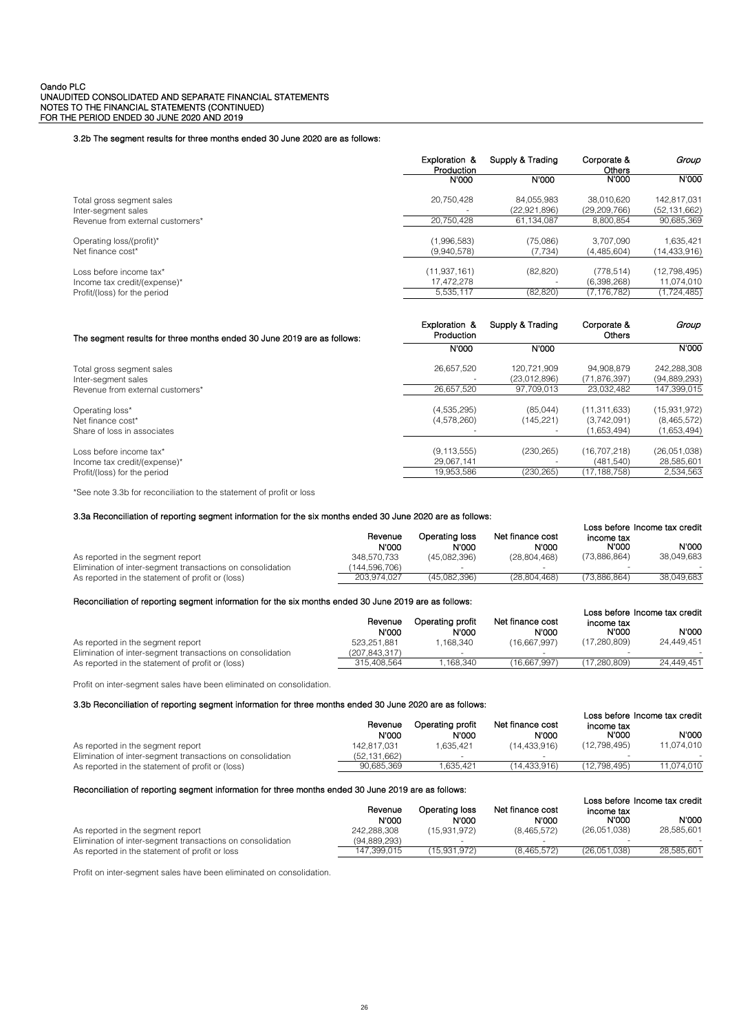Oando PLC
UNAUDITED CONSOLIDATED AND SEPARATE FINANCIAL STATEMENTS
NOTES TO THE FINANCIAL STATEMENTS (CONTINUED)
FOR THE PERIOD ENDED 30 JUNE 2020 AND 2019

### 3.2b The segment results for three months ended 30 June 2020 are as follows:

| | Exploration & Production | Supply & Trading | Corporate & Others | *Group* |
|---|---|---|---|---|
| | N'000 | N'000 | N'000 | N'000 |
| Total gross segment sales | 20,750,428 | 84,055,983 | 38,010,620 | 142,817,031 |
| Inter-segment sales | - | (22,921,896) | (29,209,766) | (52,131,662) |
| Revenue from external customers* | 20,750,428 | 61,134,087 | 8,800,854 | 90,685,369 |
| Operating loss/(profit)* | (1,996,583) | (75,086) | 3,707,090 | 1,635,421 |
| Net finance cost* | (9,940,578) | (7,734) | (4,485,604) | (14,433,916) |
| Loss before income tax* | (11,937,161) | (82,820) | (778,514) | (12,798,495) |
| Income tax credit/(expense)* | 17,472,278 | - | (6,398,268) | 11,074,010 |
| Profit/(loss) for the period | 5,535,117 | (82,820) | (7,176,782) | (1,724,485) |

| The segment results for three months ended 30 June 2019 are as follows: | Exploration & Production | Supply & Trading | Corporate & Others | *Group* |
|---|---|---|---|---|
| | N'000 | N'000 | | N'000 |
| Total gross segment sales | 26,657,520 | 120,721,909 | 94,908,879 | 242,288,308 |
| Inter-segment sales | - | (23,012,896) | (71,876,397) | (94,889,293) |
| Revenue from external customers* | 26,657,520 | 97,709,013 | 23,032,482 | 147,399,015 |
| Operating loss* | (4,535,295) | (85,044) | (11,311,633) | (15,931,972) |
| Net finance cost* | (4,578,260) | (145,221) | (3,742,091) | (8,465,572) |
| Share of loss in associates | - | - | (1,653,494) | (1,653,494) |
| Loss before income tax* | (9,113,555) | (230,265) | (16,707,218) | (26,051,038) |
| Income tax credit/(expense)* | 29,067,141 | - | (481,540) | 28,585,601 |
| Profit/(loss) for the period | 19,953,586 | (230,265) | (17,188,758) | 2,534,563 |

*See note 3.3b for reconciliation to the statement of profit or loss

### 3.3a Reconciliation of reporting segment information for the six months ended 30 June 2020 are as follows:

| | Revenue | Operating loss | Net finance cost | Loss before income tax | Income tax credit |
|---|---|---|---|---|---|
| | N'000 | N'000 | N'000 | N'000 | N'000 |
| As reported in the segment report | 348,570,733 | (45,082,396) | (28,804,468) | (73,886,864) | 38,049,683 |
| Elimination of inter-segment transactions on consolidation | (144,596,706) | - | - | - | - |
| As reported in the statement of profit or (loss) | 203,974,027 | (45,082,396) | (28,804,468) | (73,886,864) | 38,049,683 |

### Reconciliation of reporting segment information for the six months ended 30 June 2019 are as follows:

| | Revenue | Operating profit | Net finance cost | Loss before income tax | Income tax credit |
|---|---|---|---|---|---|
| | N'000 | N'000 | N'000 | N'000 | N'000 |
| As reported in the segment report | 523,251,881 | 1,168,340 | (16,667,997) | (17,280,809) | 24,449,451 |
| Elimination of inter-segment transactions on consolidation | (207,843,317) | - | - | - | - |
| As reported in the statement of profit or (loss) | 315,408,564 | 1,168,340 | (16,667,997) | (17,280,809) | 24,449,451 |

Profit on inter-segment sales have been eliminated on consolidation.

### 3.3b Reconciliation of reporting segment information for three months ended 30 June 2020 are as follows:

| | Revenue | Operating profit | Net finance cost | Loss before income tax | Income tax credit |
|---|---|---|---|---|---|
| | N'000 | N'000 | N'000 | N'000 | N'000 |
| As reported in the segment report | 142,817,031 | 1,635,421 | (14,433,916) | (12,798,495) | 11,074,010 |
| Elimination of inter-segment transactions on consolidation | (52,131,662) | - | - | - | - |
| As reported in the statement of profit or (loss) | 90,685,369 | 1,635,421 | (14,433,916) | (12,798,495) | 11,074,010 |

### Reconciliation of reporting segment information for three months ended 30 June 2019 are as follows:

| | Revenue | Operating loss | Net finance cost | Loss before income tax | Income tax credit |
|---|---|---|---|---|---|
| | N'000 | N'000 | N'000 | N'000 | N'000 |
| As reported in the segment report | 242,288,308 | (15,931,972) | (8,465,572) | (26,051,038) | 28,585,601 |
| Elimination of inter-segment transactions on consolidation | (94,889,293) | - | - | - | - |
| As reported in the statement of profit or loss | 147,399,015 | (15,931,972) | (8,465,572) | (26,051,038) | 28,585,601 |

Profit on inter-segment sales have been eliminated on consolidation.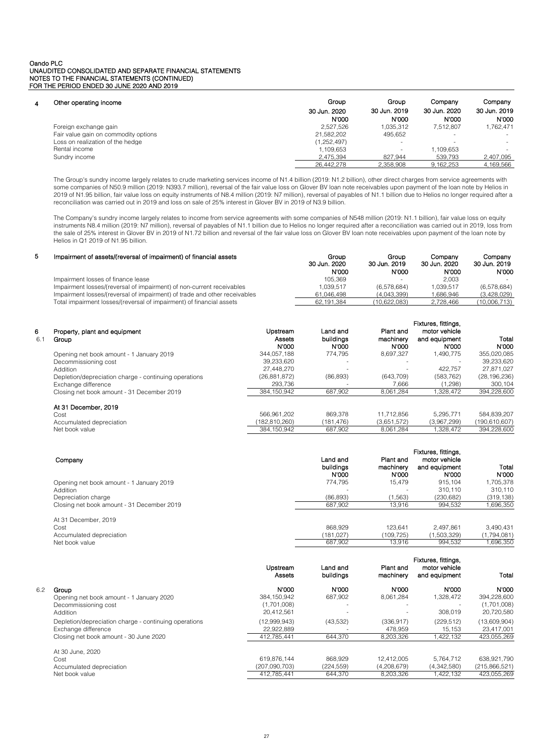Oando PLC
UNAUDITED CONSOLIDATED AND SEPARATE FINANCIAL STATEMENTS
NOTES TO THE FINANCIAL STATEMENTS (CONTINUED)
FOR THE PERIOD ENDED 30 JUNE 2020 AND 2019

## 4 Other operating income

| | Group 30 Jun. 2020 N'000 | Group 30 Jun. 2019 N'000 | Company 30 Jun. 2020 N'000 | Company 30 Jun. 2019 N'000 |
|---|---|---|---|---|
| Foreign exchange gain | 2,527,526 | 1,035,312 | 7,512,807 | 1,762,471 |
| Fair value gain on commodity options | 21,582,202 | 495,652 | - | - |
| Loss on realization of the hedge | (1,252,497) | - | - | - |
| Rental income | 1,109,653 | - | 1,109,653 | - |
| Sundry income | 2,475,394 | 827,944 | 539,793 | 2,407,095 |
| | 26,442,278 | 2,358,908 | 9,162,253 | 4,169,566 |

The Group's sundry income largely relates to crude marketing services income of N1.4 billion (2019: N1.2 billion), other direct charges from service agreements with some companies of N50.9 million (2019: N393.7 million), reversal of the fair value loss on Glover BV loan note receivables upon payment of the loan note by Helios in 2019 of N1.95 billion, fair value loss on equity instruments of N8.4 million (2019: N7 million), reversal of payables of N1.1 billion due to Helios no longer required after a reconciliation was carried out in 2019 and loss on sale of 25% interest in Glover BV in 2019 of N3.9 billion.

The Company's sundry income largely relates to income from service agreements with some companies of N548 million (2019: N1.1 billion), fair value loss on equity instruments N8.4 million (2019: N7 million), reversal of payables of N1.1 billion due to Helios no longer required after a reconciliation was carried out in 2019, loss from the sale of 25% interest in Glover BV in 2019 of N1.72 billion and reversal of the fair value loss on Glover BV loan note receivables upon payment of the loan note by Helios in Q1 2019 of N1.95 billion.

## 5 Impairment of assets/(reversal of impairment) of financial assets

| | Group 30 Jun. 2020 N'000 | Group 30 Jun. 2019 N'000 | Company 30 Jun. 2020 N'000 | Company 30 Jun. 2019 N'000 |
|---|---|---|---|---|
| Impairment losses of finance lease | 105,369 | - | 2,003 | - |
| Impairment losses/(reversal of impairment) of non-current receivables | 1,039,517 | (6,578,684) | 1,039,517 | (6,578,684) |
| Impairment losses/(reversal of impairment) of trade and other receivables | 61,046,498 | (4,043,399) | 1,686,946 | (3,428,029) |
| Total impairment losses/(reversal of impairment) of financial assets | 62,191,384 | (10,622,083) | 2,728,466 | (10,006,713) |

## 6 Property, plant and equipment

### 6.1 Group

| | Upstream Assets N'000 | Land and buildings N'000 | Plant and machinery N'000 | Fixtures, fittings, motor vehicle and equipment N'000 | Total N'000 |
|---|---|---|---|---|---|
| Opening net book amount - 1 January 2019 | 344,057,188 | 774,795 | 8,697,327 | 1,490,775 | 355,020,085 |
| Decommissioning cost | 39,233,620 | - | - | - | 39,233,620 |
| Addition | 27,448,270 | - | - | 422,757 | 27,871,027 |
| Depletion/depreciation charge - continuing operations | (26,881,872) | (86,893) | (643,709) | (583,762) | (28,196,236) |
| Exchange difference | 293,736 | - | 7,666 | (1,298) | 300,104 |
| Closing net book amount - 31 December 2019 | 384,150,942 | 687,902 | 8,061,284 | 1,328,472 | 394,228,600 |
| **At 31 December, 2019** | | | | | |
| Cost | 566,961,202 | 869,378 | 11,712,856 | 5,295,771 | 584,839,207 |
| Accumulated depreciation | (182,810,260) | (181,476) | (3,651,572) | (3,967,299) | (190,610,607) |
| Net book value | 384,150,942 | 687,902 | 8,061,284 | 1,328,472 | 394,228,600 |

### Company

| | Land and buildings N'000 | Plant and machinery N'000 | Fixtures, fittings, motor vehicle and equipment N'000 | Total N'000 |
|---|---|---|---|---|
| Opening net book amount - 1 January 2019 | 774,795 | 15,479 | 915,104 | 1,705,378 |
| Addition | - | - | 310,110 | 310,110 |
| Depreciation charge | (86,893) | (1,563) | (230,682) | (319,138) |
| Closing net book amount - 31 December 2019 | 687,902 | 13,916 | 994,532 | 1,696,350 |
| At 31 December, 2019 | | | | |
| Cost | 868,929 | 123,641 | 2,497,861 | 3,490,431 |
| Accumulated depreciation | (181,027) | (109,725) | (1,503,329) | (1,794,081) |
| Net book value | 687,902 | 13,916 | 994,532 | 1,696,350 |

### 6.2 Group

| | Upstream Assets N'000 | Land and buildings N'000 | Plant and machinery N'000 | Fixtures, fittings, motor vehicle and equipment N'000 | Total N'000 |
|---|---|---|---|---|---|
| Opening net book amount - 1 January 2020 | 384,150,942 | 687,902 | 8,061,284 | 1,328,472 | 394,228,600 |
| Decommissioning cost | (1,701,008) | - | - | - | (1,701,008) |
| Addition | 20,412,561 | - | - | 308,019 | 20,720,580 |
| Depletion/depreciation charge - continuing operations | (12,999,943) | (43,532) | (336,917) | (229,512) | (13,609,904) |
| Exchange difference | 22,922,889 | - | 478,959 | 15,153 | 23,417,001 |
| Closing net book amount - 30 June 2020 | 412,785,441 | 644,370 | 8,203,326 | 1,422,132 | 423,055,269 |
| At 30 June, 2020 | | | | | |
| Cost | 619,876,144 | 868,929 | 12,412,005 | 5,764,712 | 638,921,790 |
| Accumulated depreciation | (207,090,703) | (224,559) | (4,208,679) | (4,342,580) | (215,866,521) |
| Net book value | 412,785,441 | 644,370 | 8,203,326 | 1,422,132 | 423,055,269 |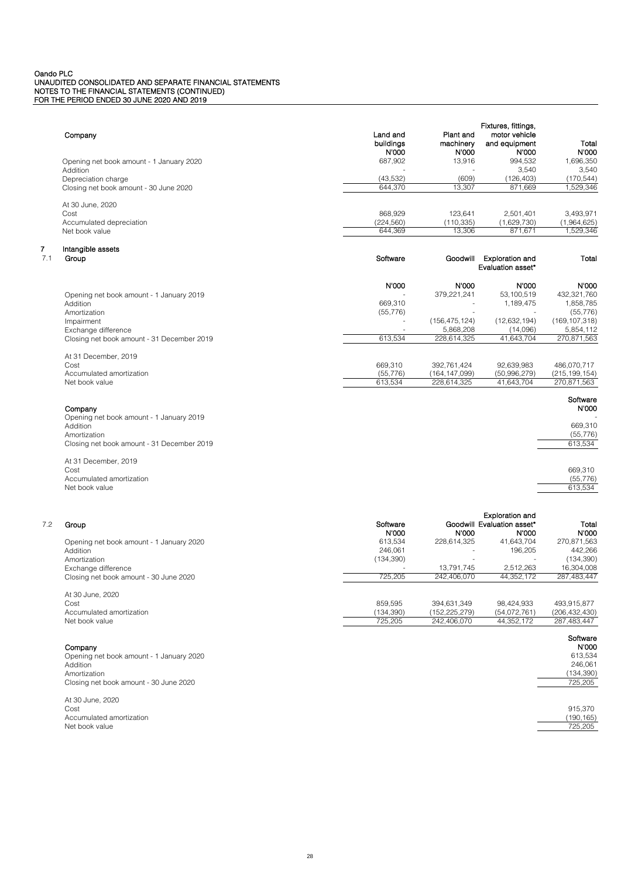| Company | Land and buildings | Plant and machinery | Fixtures, fittings, motor vehicle and equipment | Total |
|---|---|---|---|---|
| | N'000 | N'000 | N'000 | N'000 |
| Opening net book amount - 1 January 2020 | 687,902 | 13,916 | 994,532 | 1,696,350 |
| Addition | - | - | 3,540 | 3,540 |
| Depreciation charge | (43,532) | (609) | (126,403) | (170,544) |
| Closing net book amount - 30 June 2020 | 644,370 | 13,307 | 871,669 | 1,529,346 |
| At 30 June, 2020 | | | | |
| Cost | 868,929 | 123,641 | 2,501,401 | 3,493,971 |
| Accumulated depreciation | (224,560) | (110,335) | (1,629,730) | (1,964,625) |
| Net book value | 644,369 | 13,306 | 871,671 | 1,529,346 |

## 7 Intangible assets

### 7.1 Group

| | Software | Goodwill | Exploration and Evaluation asset* | Total |
|---|---|---|---|---|
| | N'000 | N'000 | N'000 | N'000 |
| Opening net book amount - 1 January 2019 | - | 379,221,241 | 53,100,519 | 432,321,760 |
| Addition | 669,310 | - | 1,189,475 | 1,858,785 |
| Amortization | (55,776) | - | - | (55,776) |
| Impairment | - | (156,475,124) | (12,632,194) | (169,107,318) |
| Exchange difference | - | 5,868,208 | (14,096) | 5,854,112 |
| Closing net book amount - 31 December 2019 | 613,534 | 228,614,325 | 41,643,704 | 270,871,563 |
| At 31 December, 2019 | | | | |
| Cost | 669,310 | 392,761,424 | 92,639,983 | 486,070,717 |
| Accumulated amortization | (55,776) | (164,147,099) | (50,996,279) | (215,199,154) |
| Net book value | 613,534 | 228,614,325 | 41,643,704 | 270,871,563 |

| Company | Software |
|---|---|
| | N'000 |
| Opening net book amount - 1 January 2019 | - |
| Addition | 669,310 |
| Amortization | (55,776) |
| Closing net book amount - 31 December 2019 | 613,534 |
| At 31 December, 2019 | |
| Cost | 669,310 |
| Accumulated amortization | (55,776) |
| Net book value | 613,534 |

### 7.2 Group

| | Software | Goodwill | Exploration and Evaluation asset* | Total |
|---|---|---|---|---|
| | N'000 | N'000 | N'000 | N'000 |
| Opening net book amount - 1 January 2020 | 613,534 | 228,614,325 | 41,643,704 | 270,871,563 |
| Addition | 246,061 | - | 196,205 | 442,266 |
| Amortization | (134,390) | - | - | (134,390) |
| Exchange difference | - | 13,791,745 | 2,512,263 | 16,304,008 |
| Closing net book amount - 30 June 2020 | 725,205 | 242,406,070 | 44,352,172 | 287,483,447 |
| At 30 June, 2020 | | | | |
| Cost | 859,595 | 394,631,349 | 98,424,933 | 493,915,877 |
| Accumulated amortization | (134,390) | (152,225,279) | (54,072,761) | (206,432,430) |
| Net book value | 725,205 | 242,406,070 | 44,352,172 | 287,483,447 |

| Company | Software |
|---|---|
| | N'000 |
| Opening net book amount - 1 January 2020 | 613,534 |
| Addition | 246,061 |
| Amortization | (134,390) |
| Closing net book amount - 30 June 2020 | 725,205 |
| At 30 June, 2020 | |
| Cost | 915,370 |
| Accumulated amortization | (190,165) |
| Net book value | 725,205 |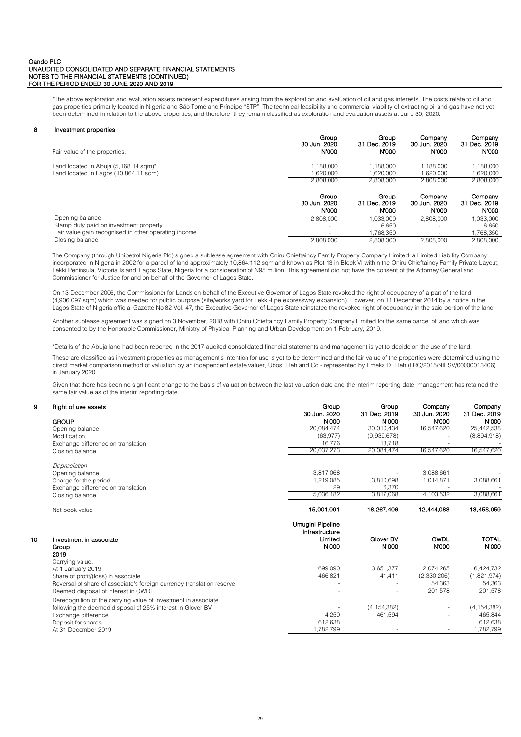*The above exploration and evaluation assets represent expenditures arising from the exploration and evaluation of oil and gas interests. The costs relate to oil and gas properties primarily located in Nigeria and São Tomé and Príncipe "STP". The technical feasibility and commercial viability of extracting oil and gas have not yet been determined in relation to the above properties, and therefore, they remain classified as exploration and evaluation assets at June 30, 2020.

## 8 Investment properties

| Fair value of the properties: | Group 30 Jun. 2020 N'000 | Group 31 Dec. 2019 N'000 | Company 30 Jun. 2020 N'000 | Company 31 Dec. 2019 N'000 |
|---|---|---|---|---|
| Land located in Abuja (5,168.14 sqm)* | 1,188,000 | 1,188,000 | 1,188,000 | 1,188,000 |
| Land located in Lagos (10,864.11 sqm) | 1,620,000 | 1,620,000 | 1,620,000 | 1,620,000 |
| | 2,808,000 | 2,808,000 | 2,808,000 | 2,808,000 |

| | Group 30 Jun. 2020 N'000 | Group 31 Dec. 2019 N'000 | Company 30 Jun. 2020 N'000 | Company 31 Dec. 2019 N'000 |
|---|---|---|---|---|
| Opening balance | 2,808,000 | 1,033,000 | 2,808,000 | 1,033,000 |
| Stamp duty paid on investment property | - | 6,650 | - | 6,650 |
| Fair value gain recognised in other operating income | - | 1,768,350 | - | 1,768,350 |
| Closing balance | 2,808,000 | 2,808,000 | 2,808,000 | 2,808,000 |

The Company (through Unipetrol Nigeria Plc) signed a sublease agreement with Oniru Chieftaincy Family Property Company Limited, a Limited Liability Company incorporated in Nigeria in 2002 for a parcel of land approximately 10,864.112 sqm and known as Plot 13 in Block VI within the Oniru Chieftaincy Family Private Layout, Lekki Peninsula, Victoria Island, Lagos State, Nigeria for a consideration of N95 million. This agreement did not have the consent of the Attorney General and Commissioner for Justice for and on behalf of the Governor of Lagos State.

On 13 December 2006, the Commissioner for Lands on behalf of the Executive Governor of Lagos State revoked the right of occupancy of a part of the land (4,906.097 sqm) which was needed for public purpose (site/works yard for Lekki-Epe expressway expansion). However, on 11 December 2014 by a notice in the Lagos State of Nigeria official Gazette No 82 Vol. 47, the Executive Governor of Lagos State reinstated the revoked right of occupancy in the said portion of the land.

Another sublease agreement was signed on 3 November, 2018 with Oniru Chieftaincy Family Property Company Limited for the same parcel of land which was consented to by the Honorable Commissioner, Ministry of Physical Planning and Urban Development on 1 February, 2019.

*Details of the Abuja land had been reported in the 2017 audited consolidated financial statements and management is yet to decide on the use of the land.

These are classified as investment properties as management's intention for use is yet to be determined and the fair value of the properties were determined using the direct market comparison method of valuation by an independent estate valuer, Ubosi Eleh and Co - represented by Emeka D. Eleh (FRC/2015/NIESV/00000013406) in January 2020.

Given that there has been no significant change to the basis of valuation between the last valuation date and the interim reporting date, management has retained the same fair value as of the interim reporting date.

## 9 Right of use assets

| GROUP | Group 30 Jun. 2020 N'000 | Group 31 Dec. 2019 N'000 | Company 30 Jun. 2020 N'000 | Company 31 Dec. 2019 N'000 |
|---|---|---|---|---|
| Opening balance | 20,084,474 | 30,010,434 | 16,547,620 | 25,442,538 |
| Modification | (63,977) | (9,939,678) | - | (8,894,918) |
| Exchange difference on translation | 16,776 | 13,718 | - | - |
| Closing balance | 20,037,273 | 20,084,474 | 16,547,620 | 16,547,620 |
| *Depreciation* | | | | |
| Opening balance | 3,817,068 | - | 3,088,661 | - |
| Charge for the period | 1,219,085 | 3,810,698 | 1,014,871 | 3,088,661 |
| Exchange difference on translation | 29 | 6,370 | - | - |
| Closing balance | 5,036,182 | 3,817,068 | 4,103,532 | 3,088,661 |
| Net book value | **15,001,091** | **16,267,406** | **12,444,088** | **13,458,959** |

## 10 Investment in associate

| Group 2019 | Umugini Pipeline Infrastructure Limited N'000 | Glover BV N'000 | OWDL N'000 | TOTAL N'000 |
|---|---|---|---|---|
| Carrying value: | | | | |
| At 1 January 2019 | 699,090 | 3,651,377 | 2,074,265 | 6,424,732 |
| Share of profit/(loss) in associate | 466,821 | 41,411 | (2,330,206) | (1,821,974) |
| Reversal of share of associate's foreign currency translation reserve | - | - | 54,363 | 54,363 |
| Deemed disposal of interest in OWDL | - | - | 201,578 | 201,578 |
| Derecognition of the carrying value of investment in associate following the deemed disposal of 25% interest in Glover BV | - | (4,154,382) | - | (4,154,382) |
| Exchange difference | 4,250 | 461,594 | - | 465,844 |
| Deposit for shares | 612,638 | | | 612,638 |
| At 31 December 2019 | 1,782,799 | - | - | 1,782,799 |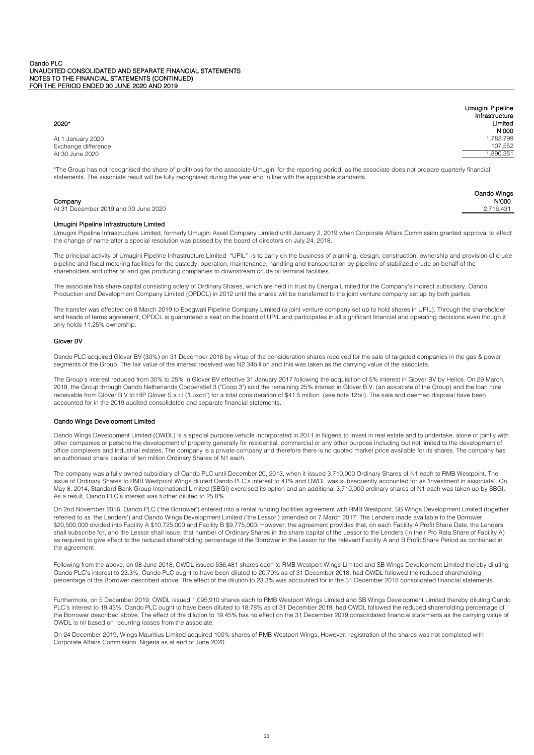| 2020* | Umugini Pipeline Infrastructure Limited N'000 |
|---|---|
| At 1 January 2020 | 1,782,799 |
| Exchange difference | 107,552 |
| At 30 June 2020 | 1,890,351 |

*The Group has not recognised the share of profit/loss for the associate-Umugini for the reporting period, as the associate does not prepare quarterly financial statements. The associate result will be fully recognised during the year end in line with the applicable standards.

| Company | Oando Wings N'000 |
|---|---|
| At 31 December 2019 and 30 June 2020 | 2,716,431 |

### Umugini Pipeline Infrastructure Limited

Umugini Pipeline Infrastructure Limited, formerly Umugini Asset Company Limited until January 2, 2019 when Corporate Affairs Commission granted approval to effect the change of name after a special resolution was passed by the board of directors on July 24, 2018.

The principal activity of Umugini Pipeline Infrastructure Limited "UPIL" is to carry on the business of planning, design, construction, ownership and provision of crude pipeline and fiscal metering facilities for the custody, operation, maintenance, handling and transportation by pipeline of stabilized crude on behalf of the shareholders and other oil and gas producing companies to downstream crude oil terminal facilities.

The associate has share capital consisting solely of Ordinary Shares, which are held in trust by Energia Limited for the Company's indirect subsidiary, Oando Production and Development Company Limited (OPDCL) in 2012 until the shares will be transferred to the joint venture company set up by both parties.

The transfer was effected on 8 March 2019 to Ebegwati Pipeline Company Limited (a joint venture company set up to hold shares in UPIL). Through the shareholder and heads of terms agreement, OPDCL is guaranteed a seat on the board of UPIL and participates in all significant financial and operating decisions even though it only holds 11.25% ownership.

### Glover BV

Oando PLC acquired Glover BV (30%) on 31 December 2016 by virtue of the consideration shares received for the sale of targeted companies in the gas & power segments of the Group. The fair value of the interest received was N2.34billion and this was taken as the carrying value of the associate.

The Group's interest reduced from 30% to 25% in Glover BV effective 31 January 2017 following the acquisition of 5% interest in Glover BV by Helios. On 29 March, 2019, the Group through Oando Netherlands Cooperatief 3 ("Coop 3") sold the remaining 25% interest in Glover B.V. (an associate of the Group) and the loan note receivable from Glover B.V to HIP Glover S.a.r.l ("Luxco") for a total consideration of $41.5 million (see note 12bii). The sale and deemed disposal have been accounted for in the 2019 audited consolidated and separate financial statements.

### Oando Wings Development Limited

Oando Wings Development Limited (OWDL) is a special purpose vehicle incorporated in 2011 in Nigeria to invest in real estate and to undertake, alone or jointly with other companies or persons the development of property generally for residential, commercial or any other purpose including but not limited to the development of office complexes and industrial estates. The company is a private company and therefore there is no quoted market price available for its shares. The company has an authorised share capital of ten million Ordinary Shares of N1 each.

The company was a fully owned subsidiary of Oando PLC until December 20, 2013, when it issued 3,710,000 Ordinary Shares of N1 each to RMB Westpoint. The issue of Ordinary Shares to RMB Westpoint Wings diluted Oando PLC's interest to 41% and OWDL was subsequently accounted for as "investment in associate". On May 8, 2014, Standard Bank Group International Limited (SBGI) exercised its option and an additional 3,710,000 ordinary shares of N1 each was taken up by SBGI. As a result, Oando PLC's interest was further diluted to 25.8%.

On 2nd November 2016, Oando PLC ('the Borrower') entered into a rental funding facilities agreement with RMB Westpoint, SB Wings Development Limited (together referred to as 'the Lenders') and Oando Wings Development Limited ('the Lessor') amended on 7 March 2017. The Lenders made available to the Borrower, $20,500,000 divided into Facility A $10,725,000 and Facility B $9,775,000. However, the agreement provides that, on each Facility A Profit Share Date, the Lenders shall subscribe for, and the Lessor shall issue, that number of Ordinary Shares in the share capital of the Lessor to the Lenders (in their Pro Rata Share of Facility A) as required to give effect to the reduced shareholding percentage of the Borrower in the Lessor for the relevant Facility A and B Profit Share Period as contained in the agreement.

Following from the above, on 08 June 2018, OWDL issued 536,481 shares each to RMB Westport Wings Limited and SB Wings Development Limited thereby diluting Oando PLC's interest to 23.3%. Oando PLC ought to have been diluted to 20.79% as of 31 December 2018, had OWDL followed the reduced shareholding percentage of the Borrower described above. The effect of the dilution to 23.3% was accounted for in the 31 December 2018 consolidated financial statements.

Furthermore, on 5 December 2019, OWDL issued 1,095,910 shares each to RMB Westport Wings Limited and SB Wings Development Limited thereby diluting Oando PLC's interest to 19.45%. Oando PLC ought to have been diluted to 18.78% as of 31 December 2019, had OWDL followed the reduced shareholding percentage of the Borrower described above. The effect of the dilution to 19.45% has no effect on the 31 December 2019 consolidated financial statements as the carrying value of OWDL is nil based on recurring losses from the associate.

On 24 December 2019, Wings Mauritius Limited acquired 100% shares of RMB Westport Wings. However, registration of the shares was not completed with Corporate Affairs Commission, Nigeria as at end of June 2020.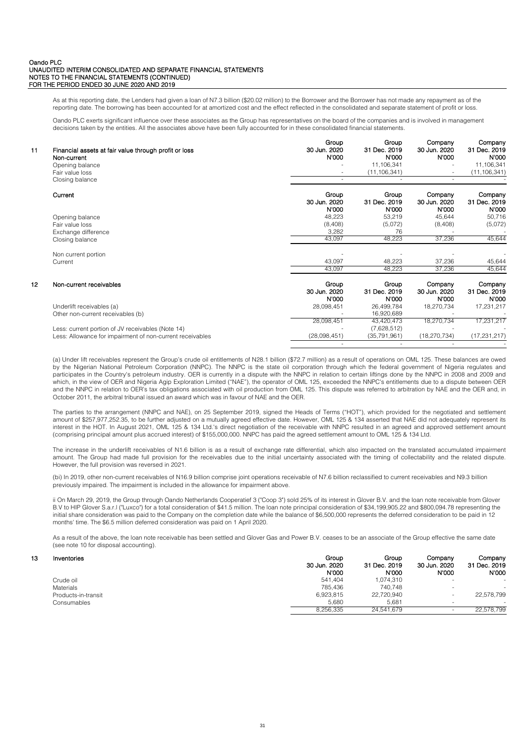As at this reporting date, the Lenders had given a loan of N7.3 billion ($20.02 million) to the Borrower and the Borrower has not made any repayment as of the reporting date. The borrowing has been accounted for at amortized cost and the effect reflected in the consolidated and separate statement of profit or loss.

Oando PLC exerts significant influence over these associates as the Group has representatives on the board of the companies and is involved in management decisions taken by the entities. All the associates above have been fully accounted for in these consolidated financial statements.

## 11 Financial assets at fair value through profit or loss

| Non-current | Group 30 Jun. 2020 N'000 | Group 31 Dec. 2019 N'000 | Company 30 Jun. 2020 N'000 | Company 31 Dec. 2019 N'000 |
|---|---|---|---|---|
| Opening balance | - | 11,106,341 | - | 11,106,341 |
| Fair value loss | - | (11,106,341) | - | (11,106,341) |
| Closing balance | - | - | - | - |

| Current | Group 30 Jun. 2020 N'000 | Group 31 Dec. 2019 N'000 | Company 30 Jun. 2020 N'000 | Company 31 Dec. 2019 N'000 |
|---|---|---|---|---|
| Opening balance | 48,223 | 53,219 | 45,644 | 50,716 |
| Fair value loss | (8,408) | (5,072) | (8,408) | (5,072) |
| Exchange difference | 3,282 | 76 | - | - |
| Closing balance | 43,097 | 48,223 | 37,236 | 45,644 |
| | | | | |
| Non current portion | - | - | - | - |
| Current | 43,097 | 48,223 | 37,236 | 45,644 |
| | 43,097 | 48,223 | 37,236 | 45,644 |

## 12 Non-current receivables

| | Group 30 Jun. 2020 N'000 | Group 31 Dec. 2019 N'000 | Company 30 Jun. 2020 N'000 | Company 31 Dec. 2019 N'000 |
|---|---|---|---|---|
| Underlift receivables (a) | 28,098,451 | 26,499,784 | 18,270,734 | 17,231,217 |
| Other non-current receivables (b) | - | 16,920,689 | - | - |
| | 28,098,451 | 43,420,473 | 18,270,734 | 17,231,217 |
| Less: current portion of JV receivables (Note 14) | - | (7,628,512) | - | - |
| Less: Allowance for impairment of non-current receivables | (28,098,451) | (35,791,961) | (18,270,734) | (17,231,217) |
| | - | - | - | - |

(a) Under lift receivables represent the Group's crude oil entitlements of N28.1 billion ($72.7 million) as a result of operations on OML 125. These balances are owed by the Nigerian National Petroleum Corporation (NNPC). The NNPC is the state oil corporation through which the federal government of Nigeria regulates and participates in the Country's petroleum industry. OER is currently in a dispute with the NNPC in relation to certain liftings done by the NNPC in 2008 and 2009 and which, in the view of OER and Nigeria Agip Exploration Limited ("NAE"), the operator of OML 125, exceeded the NNPC's entitlements due to a dispute between OER and the NNPC in relation to OER's tax obligations associated with oil production from OML 125. This dispute was referred to arbitration by NAE and the OER and, in October 2011, the arbitral tribunal issued an award which was in favour of NAE and the OER.

The parties to the arrangement (NNPC and NAE), on 25 September 2019, signed the Heads of Terms ("HOT"), which provided for the negotiated and settlement amount of $257,977,252.35, to be further adjusted on a mutually agreed effective date. However, OML 125 & 134 asserted that NAE did not adequately represent its interest in the HOT. In August 2021, OML 125 & 134 Ltd.'s direct negotiation of the receivable with NNPC resulted in an agreed and approved settlement amount (comprising principal amount plus accrued interest) of $155,000,000. NNPC has paid the agreed settlement amount to OML 125 & 134 Ltd.

The increase in the underlift receivables of N1.6 billion is as a result of exchange rate differential, which also impacted on the translated accumulated impairment amount. The Group had made full provision for the receivables due to the initial uncertainty associated with the timing of collectability and the related dispute. However, the full provision was reversed in 2021.

(bi) In 2019, other non-current receivables of N16.9 billion comprise joint operations receivable of N7.6 billion reclassified to current receivables and N9.3 billion previously impaired. The impairment is included in the allowance for impairment above.

ii On March 29, 2019, the Group through Oando Netherlands Cooperatief 3 ("Coop 3") sold 25% of its interest in Glover B.V. and the loan note receivable from Glover B.V to HIP Glover S.a.r.l ("Luxco") for a total consideration of $41.5 million. The loan note principal consideration of $34,199,905.22 and $800,094.78 representing the initial share consideration was paid to the Company on the completion date while the balance of $6,500,000 represents the deferred consideration to be paid in 12 months' time. The $6.5 million deferred consideration was paid on 1 April 2020.

As a result of the above, the loan note receivable has been settled and Glover Gas and Power B.V. ceases to be an associate of the Group effective the same date (see note 10 for disposal accounting).

## 13 Inventories

| | Group 30 Jun. 2020 N'000 | Group 31 Dec. 2019 N'000 | Company 30 Jun. 2020 N'000 | Company 31 Dec. 2019 N'000 |
|---|---|---|---|---|
| Crude oil | 541,404 | 1,074,310 | - | - |
| Materials | 785,436 | 740,748 | - | - |
| Products-in-transit | 6,923,815 | 22,720,940 | - | 22,578,799 |
| Consumables | 5,680 | 5,681 | - | - |
| | 8,256,335 | 24,541,679 | - | 22,578,799 |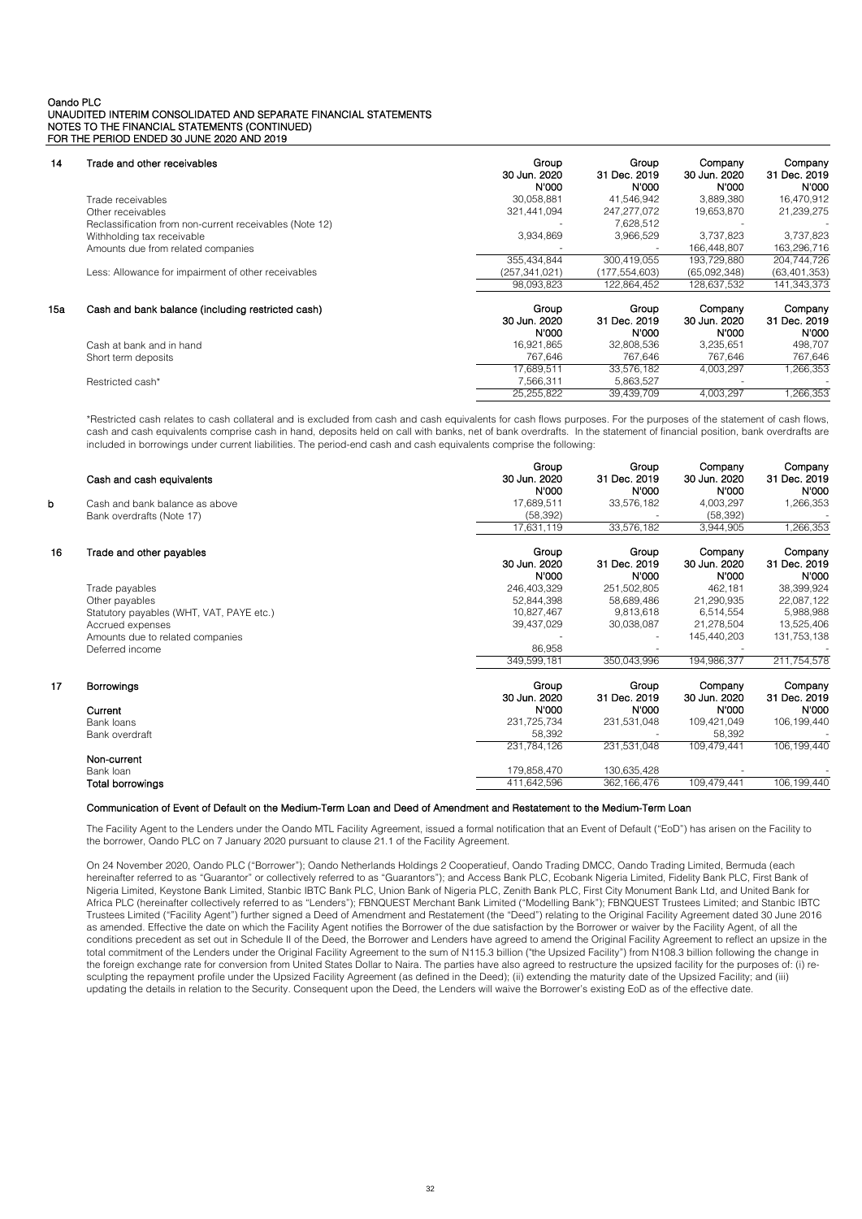## 14 Trade and other receivables

| | Group 30 Jun. 2020 N'000 | Group 31 Dec. 2019 N'000 | Company 30 Jun. 2020 N'000 | Company 31 Dec. 2019 N'000 |
|---|---|---|---|---|
| Trade receivables | 30,058,881 | 41,546,942 | 3,889,380 | 16,470,912 |
| Other receivables | 321,441,094 | 247,277,072 | 19,653,870 | 21,239,275 |
| Reclassification from non-current receivables (Note 12) | - | 7,628,512 | - | - |
| Withholding tax receivable | 3,934,869 | 3,966,529 | 3,737,823 | 3,737,823 |
| Amounts due from related companies | - | - | 166,448,807 | 163,296,716 |
| | 355,434,844 | 300,419,055 | 193,729,880 | 204,744,726 |
| Less: Allowance for impairment of other receivables | (257,341,021) | (177,554,603) | (65,092,348) | (63,401,353) |
| | 98,093,823 | 122,864,452 | 128,637,532 | 141,343,373 |

## 15a Cash and bank balance (including restricted cash)

| | Group 30 Jun. 2020 N'000 | Group 31 Dec. 2019 N'000 | Company 30 Jun. 2020 N'000 | Company 31 Dec. 2019 N'000 |
|---|---|---|---|---|
| Cash at bank and in hand | 16,921,865 | 32,808,536 | 3,235,651 | 498,707 |
| Short term deposits | 767,646 | 767,646 | 767,646 | 767,646 |
| | 17,689,511 | 33,576,182 | 4,003,297 | 1,266,353 |
| Restricted cash* | 7,566,311 | 5,863,527 | - | - |
| | 25,255,822 | 39,439,709 | 4,003,297 | 1,266,353 |

*Restricted cash relates to cash collateral and is excluded from cash and cash equivalents for cash flows purposes. For the purposes of the statement of cash flows, cash and cash equivalents comprise cash in hand, deposits held on call with banks, net of bank overdrafts. In the statement of financial position, bank overdrafts are included in borrowings under current liabilities. The period-end cash and cash equivalents comprise the following:

## b Cash and cash equivalents

| | Group 30 Jun. 2020 N'000 | Group 31 Dec. 2019 N'000 | Company 30 Jun. 2020 N'000 | Company 31 Dec. 2019 N'000 |
|---|---|---|---|---|
| Cash and bank balance as above | 17,689,511 | 33,576,182 | 4,003,297 | 1,266,353 |
| Bank overdrafts (Note 17) | (58,392) | - | (58,392) | - |
| | 17,631,119 | 33,576,182 | 3,944,905 | 1,266,353 |

## 16 Trade and other payables

| | Group 30 Jun. 2020 N'000 | Group 31 Dec. 2019 N'000 | Company 30 Jun. 2020 N'000 | Company 31 Dec. 2019 N'000 |
|---|---|---|---|---|
| Trade payables | 246,403,329 | 251,502,805 | 462,181 | 38,399,924 |
| Other payables | 52,844,398 | 58,689,486 | 21,290,935 | 22,087,122 |
| Statutory payables (WHT, VAT, PAYE etc.) | 10,827,467 | 9,813,618 | 6,514,554 | 5,988,988 |
| Accrued expenses | 39,437,029 | 30,038,087 | 21,278,504 | 13,525,406 |
| Amounts due to related companies | - | - | 145,440,203 | 131,753,138 |
| Deferred income | 86,958 | - | - | - |
| | 349,599,181 | 350,043,996 | 194,986,377 | 211,754,578 |

## 17 Borrowings

| | Group 30 Jun. 2020 N'000 | Group 31 Dec. 2019 N'000 | Company 30 Jun. 2020 N'000 | Company 31 Dec. 2019 N'000 |
|---|---|---|---|---|
| **Current** | | | | |
| Bank loans | 231,725,734 | 231,531,048 | 109,421,049 | 106,199,440 |
| Bank overdraft | 58,392 | - | 58,392 | - |
| | 231,784,126 | 231,531,048 | 109,479,441 | 106,199,440 |
| **Non-current** | | | | |
| Bank loan | 179,858,470 | 130,635,428 | - | - |
| **Total borrowings** | 411,642,596 | 362,166,476 | 109,479,441 | 106,199,440 |

### Communication of Event of Default on the Medium-Term Loan and Deed of Amendment and Restatement to the Medium-Term Loan

The Facility Agent to the Lenders under the Oando MTL Facility Agreement, issued a formal notification that an Event of Default ("EoD") has arisen on the Facility to the borrower, Oando PLC on 7 January 2020 pursuant to clause 21.1 of the Facility Agreement.

On 24 November 2020, Oando PLC ("Borrower"); Oando Netherlands Holdings 2 Cooperatieuf, Oando Trading DMCC, Oando Trading Limited, Bermuda (each hereinafter referred to as "Guarantor" or collectively referred to as "Guarantors"); and Access Bank PLC, Ecobank Nigeria Limited, Fidelity Bank PLC, First Bank of Nigeria Limited, Keystone Bank Limited, Stanbic IBTC Bank PLC, Union Bank of Nigeria PLC, Zenith Bank PLC, First City Monument Bank Ltd, and United Bank for Africa PLC (hereinafter collectively referred to as "Lenders"); FBNQUEST Merchant Bank Limited ("Modelling Bank"); FBNQUEST Trustees Limited; and Stanbic IBTC Trustees Limited ("Facility Agent") further signed a Deed of Amendment and Restatement (the "Deed") relating to the Original Facility Agreement dated 30 June 2016 as amended. Effective the date on which the Facility Agent notifies the Borrower of the due satisfaction by the Borrower or waiver by the Facility Agent, of all the conditions precedent as set out in Schedule II of the Deed, the Borrower and Lenders have agreed to amend the Original Facility Agreement to reflect an upsize in the total commitment of the Lenders under the Original Facility Agreement to the sum of N115.3 billion ("the Upsized Facility") from N108.3 billion following the change in the foreign exchange rate for conversion from United States Dollar to Naira. The parties have also agreed to restructure the upsized facility for the purposes of: (i) re-sculpting the repayment profile under the Upsized Facility Agreement (as defined in the Deed); (ii) extending the maturity date of the Upsized Facility; and (iii) updating the details in relation to the Security. Consequent upon the Deed, the Lenders will waive the Borrower's existing EoD as of the effective date.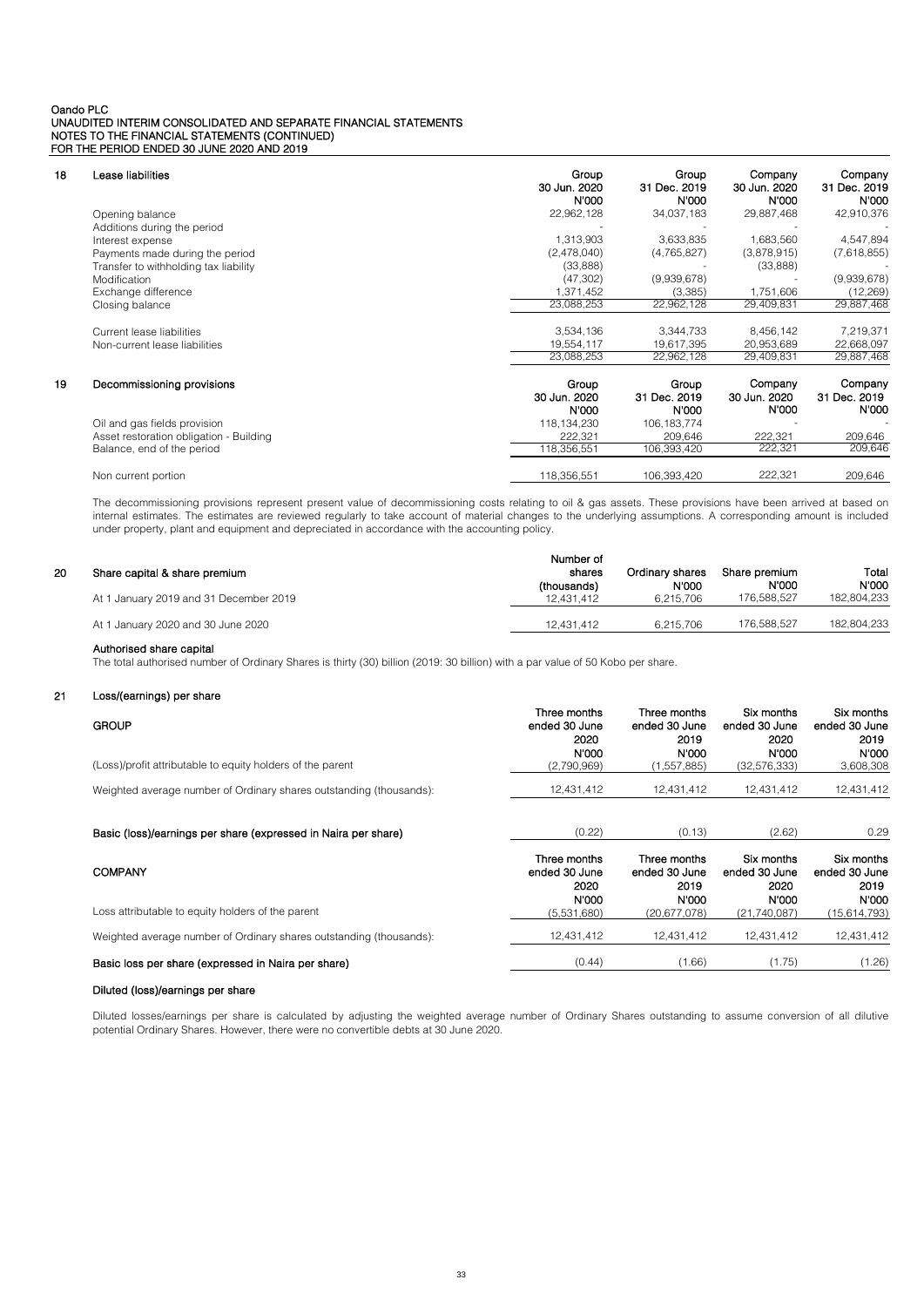## 18 Lease liabilities

| | Group 30 Jun. 2020 N'000 | Group 31 Dec. 2019 N'000 | Company 30 Jun. 2020 N'000 | Company 31 Dec. 2019 N'000 |
|---|---|---|---|---|
| Opening balance | 22,962,128 | 34,037,183 | 29,887,468 | 42,910,376 |
| Additions during the period | - | - | - | - |
| Interest expense | 1,313,903 | 3,633,835 | 1,683,560 | 4,547,894 |
| Payments made during the period | (2,478,040) | (4,765,827) | (3,878,915) | (7,618,855) |
| Transfer to withholding tax liability | (33,888) | - | (33,888) | - |
| Modification | (47,302) | (9,939,678) | - | (9,939,678) |
| Exchange difference | 1,371,452 | (3,385) | 1,751,606 | (12,269) |
| Closing balance | 23,088,253 | 22,962,128 | 29,409,831 | 29,887,468 |
| | | | | |
| Current lease liabilities | 3,534,136 | 3,344,733 | 8,456,142 | 7,219,371 |
| Non-current lease liabilities | 19,554,117 | 19,617,395 | 20,953,689 | 22,668,097 |
| | 23,088,253 | 22,962,128 | 29,409,831 | 29,887,468 |

## 19 Decommissioning provisions

| | Group 30 Jun. 2020 N'000 | Group 31 Dec. 2019 N'000 | Company 30 Jun. 2020 N'000 | Company 31 Dec. 2019 N'000 |
|---|---|---|---|---|
| Oil and gas fields provision | 118,134,230 | 106,183,774 | - | - |
| Asset restoration obligation - Building | 222,321 | 209,646 | 222,321 | 209,646 |
| Balance, end of the period | 118,356,551 | 106,393,420 | 222,321 | 209,646 |
| | | | | |
| Non current portion | 118,356,551 | 106,393,420 | 222,321 | 209,646 |

The decommissioning provisions represent present value of decommissioning costs relating to oil & gas assets. These provisions have been arrived at based on internal estimates. The estimates are reviewed regularly to take account of material changes to the underlying assumptions. A corresponding amount is included under property, plant and equipment and depreciated in accordance with the accounting policy.

## 20 Share capital & share premium

| | Number of shares (thousands) | Ordinary shares N'000 | Share premium N'000 | Total N'000 |
|---|---|---|---|---|
| At 1 January 2019 and 31 December 2019 | 12,431,412 | 6,215,706 | 176,588,527 | 182,804,233 |
| At 1 January 2020 and 30 June 2020 | 12,431,412 | 6,215,706 | 176,588,527 | 182,804,233 |

**Authorised share capital**

The total authorised number of Ordinary Shares is thirty (30) billion (2019: 30 billion) with a par value of 50 Kobo per share.

## 21 Loss/(earnings) per share

| GROUP | Three months ended 30 June 2020 N'000 | Three months ended 30 June 2019 N'000 | Six months ended 30 June 2020 N'000 | Six months ended 30 June 2019 N'000 |
|---|---|---|---|---|
| (Loss)/profit attributable to equity holders of the parent | (2,790,969) | (1,557,885) | (32,576,333) | 3,608,308 |
| Weighted average number of Ordinary shares outstanding (thousands): | 12,431,412 | 12,431,412 | 12,431,412 | 12,431,412 |
| **Basic (loss)/earnings per share (expressed in Naira per share)** | (0.22) | (0.13) | (2.62) | 0.29 |

| COMPANY | Three months ended 30 June 2020 N'000 | Three months ended 30 June 2019 N'000 | Six months ended 30 June 2020 N'000 | Six months ended 30 June 2019 N'000 |
|---|---|---|---|---|
| Loss attributable to equity holders of the parent | (5,531,680) | (20,677,078) | (21,740,087) | (15,614,793) |
| Weighted average number of Ordinary shares outstanding (thousands): | 12,431,412 | 12,431,412 | 12,431,412 | 12,431,412 |
| **Basic loss per share (expressed in Naira per share)** | (0.44) | (1.66) | (1.75) | (1.26) |

**Diluted (loss)/earnings per share**

Diluted losses/earnings per share is calculated by adjusting the weighted average number of Ordinary Shares outstanding to assume conversion of all dilutive potential Ordinary Shares. However, there were no convertible debts at 30 June 2020.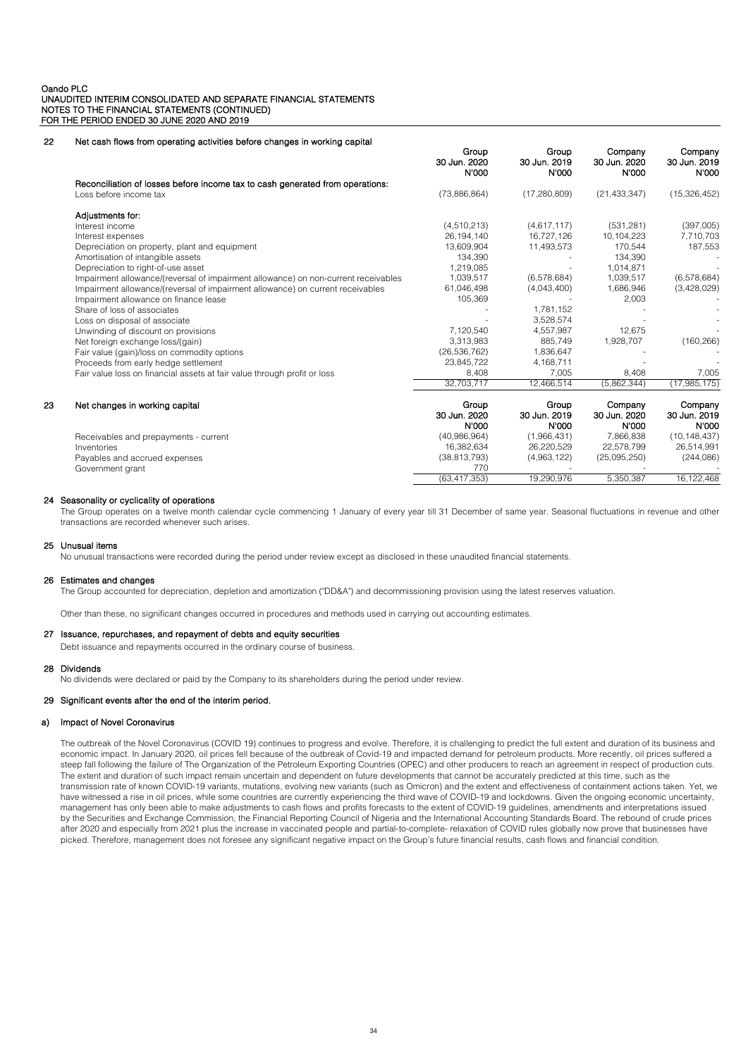Oando PLC
UNAUDITED INTERIM CONSOLIDATED AND SEPARATE FINANCIAL STATEMENTS
NOTES TO THE FINANCIAL STATEMENTS (CONTINUED)
FOR THE PERIOD ENDED 30 JUNE 2020 AND 2019

## 22 Net cash flows from operating activities before changes in working capital

| | Group 30 Jun. 2020 N'000 | Group 30 Jun. 2019 N'000 | Company 30 Jun. 2020 N'000 | Company 30 Jun. 2019 N'000 |
|---|---|---|---|---|
| **Reconciliation of losses before income tax to cash generated from operations:** | | | | |
| Loss before income tax | (73,886,864) | (17,280,809) | (21,433,347) | (15,326,452) |
| **Adjustments for:** | | | | |
| Interest income | (4,510,213) | (4,617,117) | (531,281) | (397,005) |
| Interest expenses | 26,194,140 | 16,727,126 | 10,104,223 | 7,710,703 |
| Depreciation on property, plant and equipment | 13,609,904 | 11,493,573 | 170,544 | 187,553 |
| Amortisation of intangible assets | 134,390 | - | 134,390 | - |
| Depreciation to right-of-use asset | 1,219,085 | - | 1,014,871 | - |
| Impairment allowance/(reversal of impairment allowance) on non-current receivables | 1,039,517 | (6,578,684) | 1,039,517 | (6,578,684) |
| Impairment allowance/(reversal of impairment allowance) on current receivables | 61,046,498 | (4,043,400) | 1,686,946 | (3,428,029) |
| Impairment allowance on finance lease | 105,369 | - | 2,003 | - |
| Share of loss of associates | - | 1,781,152 | - | - |
| Loss on disposal of associate | - | 3,528,574 | - | - |
| Unwinding of discount on provisions | 7,120,540 | 4,557,987 | 12,675 | - |
| Net foreign exchange loss/(gain) | 3,313,983 | 885,749 | 1,928,707 | (160,266) |
| Fair value (gain)/loss on commodity options | (26,536,762) | 1,836,647 | - | - |
| Proceeds from early hedge settlement | 23,845,722 | 4,168,711 | - | - |
| Fair value loss on financial assets at fair value through profit or loss | 8,408 | 7,005 | 8,408 | 7,005 |
| | 32,703,717 | 12,466,514 | (5,862,344) | (17,985,175) |

## 23 Net changes in working capital

| | Group 30 Jun. 2020 N'000 | Group 30 Jun. 2019 N'000 | Company 30 Jun. 2020 N'000 | Company 30 Jun. 2019 N'000 |
|---|---|---|---|---|
| Receivables and prepayments - current | (40,986,964) | (1,966,431) | 7,866,838 | (10,148,437) |
| Inventories | 16,382,634 | 26,220,529 | 22,578,799 | 26,514,991 |
| Payables and accrued expenses | (38,813,793) | (4,963,122) | (25,095,250) | (244,086) |
| Government grant | 770 | - | - | - |
| | (63,417,353) | 19,290,976 | 5,350,387 | 16,122,468 |

## 24 Seasonality or cyclicality of operations

The Group operates on a twelve month calendar cycle commencing 1 January of every year till 31 December of same year. Seasonal fluctuations in revenue and other transactions are recorded whenever such arises.

## 25 Unusual items

No unusual transactions were recorded during the period under review except as disclosed in these unaudited financial statements.

## 26 Estimates and changes

The Group accounted for depreciation, depletion and amortization ("DD&A") and decommissioning provision using the latest reserves valuation.

Other than these, no significant changes occurred in procedures and methods used in carrying out accounting estimates.

## 27 Issuance, repurchases, and repayment of debts and equity securities

Debt issuance and repayments occurred in the ordinary course of business.

## 28 Dividends

No dividends were declared or paid by the Company to its shareholders during the period under review.

## 29 Significant events after the end of the interim period.

### a) Impact of Novel Coronavirus

The outbreak of the Novel Coronavirus (COVID 19) continues to progress and evolve. Therefore, it is challenging to predict the full extent and duration of its business and economic impact. In January 2020, oil prices fell because of the outbreak of Covid-19 and impacted demand for petroleum products. More recently, oil prices suffered a steep fall following the failure of The Organization of the Petroleum Exporting Countries (OPEC) and other producers to reach an agreement in respect of production cuts. The extent and duration of such impact remain uncertain and dependent on future developments that cannot be accurately predicted at this time, such as the transmission rate of known COVID-19 variants, mutations, evolving new variants (such as Omicron) and the extent and effectiveness of containment actions taken. Yet, we have witnessed a rise in oil prices, while some countries are currently experiencing the third wave of COVID-19 and lockdowns. Given the ongoing economic uncertainty, management has only been able to make adjustments to cash flows and profits forecasts to the extent of COVID-19 guidelines, amendments and interpretations issued by the Securities and Exchange Commission, the Financial Reporting Council of Nigeria and the International Accounting Standards Board. The rebound of crude prices after 2020 and especially from 2021 plus the increase in vaccinated people and partial-to-complete- relaxation of COVID rules globally now prove that businesses have picked. Therefore, management does not foresee any significant negative impact on the Group's future financial results, cash flows and financial condition.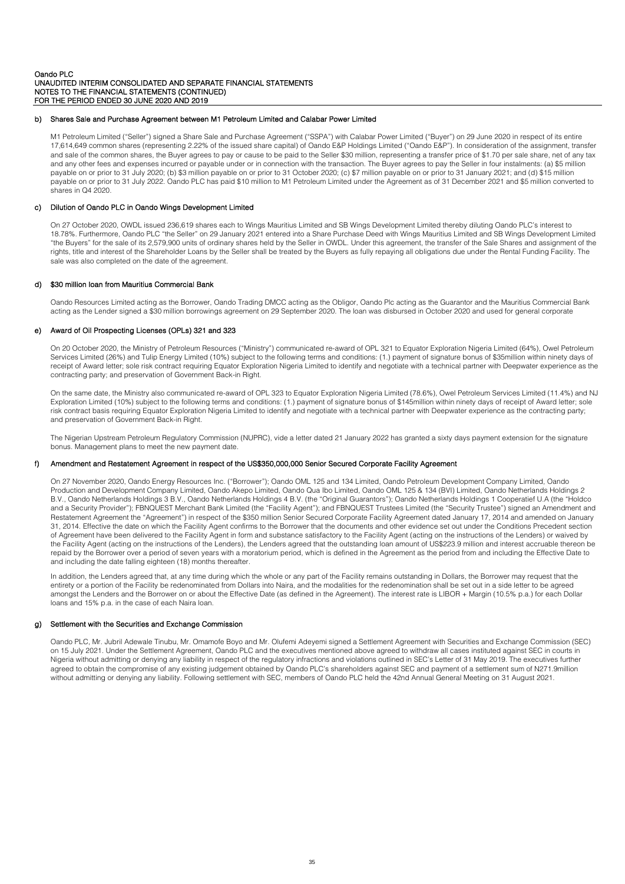#### b) Shares Sale and Purchase Agreement between M1 Petroleum Limited and Calabar Power Limited

M1 Petroleum Limited ("Seller") signed a Share Sale and Purchase Agreement ("SSPA") with Calabar Power Limited ("Buyer") on 29 June 2020 in respect of its entire 17,614,649 common shares (representing 2.22% of the issued share capital) of Oando E&P Holdings Limited ("Oando E&P"). In consideration of the assignment, transfer and sale of the common shares, the Buyer agrees to pay or cause to be paid to the Seller $30 million, representing a transfer price of $1.70 per sale share, net of any tax and any other fees and expenses incurred or payable under or in connection with the transaction. The Buyer agrees to pay the Seller in four instalments: (a) $5 million payable on or prior to 31 July 2020; (b) $3 million payable on or prior to 31 October 2020; (c) $7 million payable on or prior to 31 January 2021; and (d) $15 million payable on or prior to 31 July 2022. Oando PLC has paid $10 million to M1 Petroleum Limited under the Agreement as of 31 December 2021 and $5 million converted to shares in Q4 2020.

#### c) Dilution of Oando PLC in Oando Wings Development Limited

On 27 October 2020, OWDL issued 236,619 shares each to Wings Mauritius Limited and SB Wings Development Limited thereby diluting Oando PLC's interest to 18.78%. Furthermore, Oando PLC "the Seller" on 29 January 2021 entered into a Share Purchase Deed with Wings Mauritius Limited and SB Wings Development Limited "the Buyers" for the sale of its 2,579,900 units of ordinary shares held by the Seller in OWDL. Under this agreement, the transfer of the Sale Shares and assignment of the rights, title and interest of the Shareholder Loans by the Seller shall be treated by the Buyers as fully repaying all obligations due under the Rental Funding Facility. The sale was also completed on the date of the agreement.

#### d) $30 million loan from Mauritius Commercial Bank

Oando Resources Limited acting as the Borrower, Oando Trading DMCC acting as the Obligor, Oando Plc acting as the Guarantor and the Mauritius Commercial Bank acting as the Lender signed a $30 million borrowings agreement on 29 September 2020. The loan was disbursed in October 2020 and used for general corporate

#### e) Award of Oil Prospecting Licenses (OPLs) 321 and 323

On 20 October 2020, the Ministry of Petroleum Resources ("Ministry") communicated re-award of OPL 321 to Equator Exploration Nigeria Limited (64%), Owel Petroleum Services Limited (26%) and Tulip Energy Limited (10%) subject to the following terms and conditions: (1.) payment of signature bonus of $35million within ninety days of receipt of Award letter; sole risk contract requiring Equator Exploration Nigeria Limited to identify and negotiate with a technical partner with Deepwater experience as the contracting party; and preservation of Government Back-in Right.

On the same date, the Ministry also communicated re-award of OPL 323 to Equator Exploration Nigeria Limited (78.6%), Owel Petroleum Services Limited (11.4%) and NJ Exploration Limited (10%) subject to the following terms and conditions: (1.) payment of signature bonus of $145million within ninety days of receipt of Award letter; sole risk contract basis requiring Equator Exploration Nigeria Limited to identify and negotiate with a technical partner with Deepwater experience as the contracting party; and preservation of Government Back-in Right.

The Nigerian Upstream Petroleum Regulatory Commission (NUPRC), vide a letter dated 21 January 2022 has granted a sixty days payment extension for the signature bonus. Management plans to meet the new payment date.

#### f) Amendment and Restatement Agreement in respect of the US$350,000,000 Senior Secured Corporate Facility Agreement

On 27 November 2020, Oando Energy Resources Inc. ("Borrower"); Oando OML 125 and 134 Limited, Oando Petroleum Development Company Limited, Oando Production and Development Company Limited, Oando Akepo Limited, Oando Qua Ibo Limited, Oando OML 125 & 134 (BVI) Limited, Oando Netherlands Holdings 2 B.V., Oando Netherlands Holdings 3 B.V., Oando Netherlands Holdings 4 B.V. (the "Original Guarantors"); Oando Netherlands Holdings 1 Cooperatief U.A (the "Holdco and a Security Provider"); FBNQUEST Merchant Bank Limited (the "Facility Agent"); and FBNQUEST Trustees Limited (the "Security Trustee") signed an Amendment and Restatement Agreement the "Agreement") in respect of the $350 million Senior Secured Corporate Facility Agreement dated January 17, 2014 and amended on January 31, 2014. Effective the date on which the Facility Agent confirms to the Borrower that the documents and other evidence set out under the Conditions Precedent section of Agreement have been delivered to the Facility Agent in form and substance satisfactory to the Facility Agent (acting on the instructions of the Lenders) or waived by the Facility Agent (acting on the instructions of the Lenders), the Lenders agreed that the outstanding loan amount of US$223.9 million and interest accruable thereon be repaid by the Borrower over a period of seven years with a moratorium period, which is defined in the Agreement as the period from and including the Effective Date to and including the date falling eighteen (18) months thereafter.

In addition, the Lenders agreed that, at any time during which the whole or any part of the Facility remains outstanding in Dollars, the Borrower may request that the entirety or a portion of the Facility be redenominated from Dollars into Naira, and the modalities for the redenomination shall be set out in a side letter to be agreed amongst the Lenders and the Borrower on or about the Effective Date (as defined in the Agreement). The interest rate is LIBOR + Margin (10.5% p.a.) for each Dollar loans and 15% p.a. in the case of each Naira loan.

#### g) Settlement with the Securities and Exchange Commission

Oando PLC, Mr. Jubril Adewale Tinubu, Mr. Omamofe Boyo and Mr. Olufemi Adeyemi signed a Settlement Agreement with Securities and Exchange Commission (SEC) on 15 July 2021. Under the Settlement Agreement, Oando PLC and the executives mentioned above agreed to withdraw all cases instituted against SEC in courts in Nigeria without admitting or denying any liability in respect of the regulatory infractions and violations outlined in SEC's Letter of 31 May 2019. The executives further agreed to obtain the compromise of any existing judgement obtained by Oando PLC's shareholders against SEC and payment of a settlement sum of N271.9million without admitting or denying any liability. Following settlement with SEC, members of Oando PLC held the 42nd Annual General Meeting on 31 August 2021.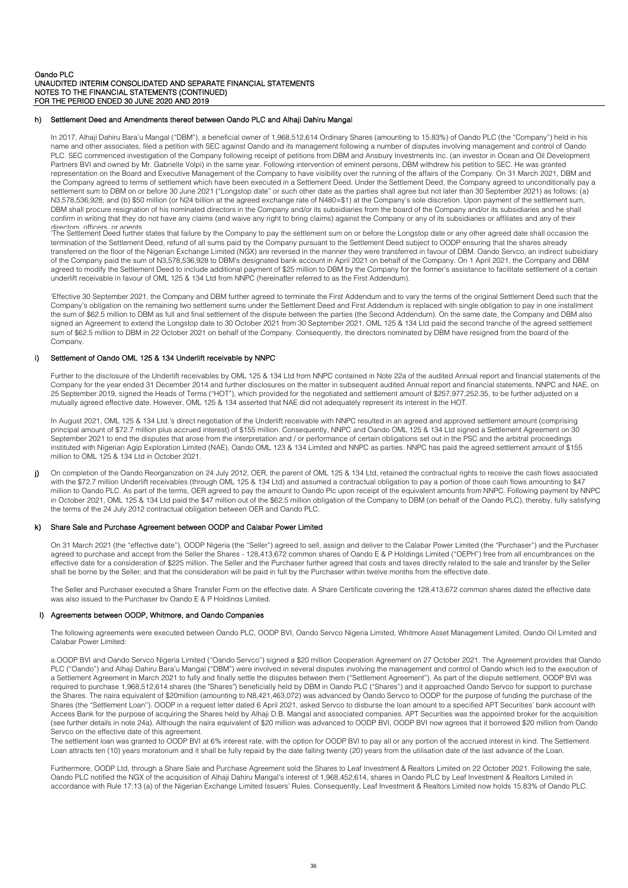### h) Settlement Deed and Amendments thereof between Oando PLC and Alhaji Dahiru Mangal

In 2017, Alhaji Dahiru Bara'u Mangal ("DBM"), a beneficial owner of 1,968,512,614 Ordinary Shares (amounting to 15.83%) of Oando PLC (the "Company") held in his name and other associates, filed a petition with SEC against Oando and its management following a number of disputes involving management and control of Oando PLC. SEC commenced investigation of the Company following receipt of petitions from DBM and Ansbury Investments Inc. (an investor in Ocean and Oil Development Partners BVI and owned by Mr. Gabrielle Volpi) in the same year. Following intervention of eminent persons, DBM withdrew his petition to SEC. He was granted representation on the Board and Executive Management of the Company to have visibility over the running of the affairs of the Company. On 31 March 2021, DBM and the Company agreed to terms of settlement which have been executed in a Settlement Deed. Under the Settlement Deed, the Company agreed to unconditionally pay a settlement sum to DBM on or before 30 June 2021 ("Longstop date" or such other date as the parties shall agree but not later than 30 September 2021) as follows: (a) N3,578,536,928; and (b) $50 million (or N24 billion at the agreed exchange rate of N480=$1) at the Company's sole discretion. Upon payment of the settlement sum, DBM shall procure resignation of his nominated directors in the Company and/or its subsidiaries from the board of the Company and/or its subsidiaries and he shall confirm in writing that they do not have any claims (and waive any right to bring claims) against the Company or any of its subsidiaries or affiliates and any of their directors, officers, or agents.

'The Settlement Deed further states that failure by the Company to pay the settlement sum on or before the Longstop date or any other agreed date shall occasion the termination of the Settlement Deed, refund of all sums paid by the Company pursuant to the Settlement Deed subject to OODP ensuring that the shares already transferred on the floor of the Nigerian Exchange Limited (NGX) are reversed in the manner they were transferred in favour of DBM. Oando Servco, an indirect subsidiary of the Company paid the sum of N3,578,536,928 to DBM's designated bank account in April 2021 on behalf of the Company. On 1 April 2021, the Company and DBM agreed to modify the Settlement Deed to include additional payment of $25 million to DBM by the Company for the former's assistance to facilitate settlement of a certain underlift receivable in favour of OML 125 & 134 Ltd from NNPC (hereinafter referred to as the First Addendum).

'Effective 30 September 2021, the Company and DBM further agreed to terminate the First Addendum and to vary the terms of the original Settlement Deed such that the Company's obligation on the remaining two settlement sums under the Settlement Deed and First Addendum is replaced with single obligation to pay in one installment the sum of $62.5 million to DBM as full and final settlement of the dispute between the parties (the Second Addendum). On the same date, the Company and DBM also signed an Agreement to extend the Longstop date to 30 October 2021 from 30 September 2021. OML 125 & 134 Ltd paid the second tranche of the agreed settlement sum of $62.5 million to DBM in 22 October 2021 on behalf of the Company. Consequently, the directors nominated by DBM have resigned from the board of the Company.

### i) Settlement of Oando OML 125 & 134 Underlift receivable by NNPC

Further to the disclosure of the Underlift receivables by OML 125 & 134 Ltd from NNPC contained in Note 22a of the audited Annual report and financial statements of the Company for the year ended 31 December 2014 and further disclosures on the matter in subsequent audited Annual report and financial statements, NNPC and NAE, on 25 September 2019, signed the Heads of Terms ("HOT"), which provided for the negotiated and settlement amount of $257,977,252.35, to be further adjusted on a mutually agreed effective date. However, OML 125 & 134 asserted that NAE did not adequately represent its interest in the HOT.

In August 2021, OML 125 & 134 Ltd.'s direct negotiation of the Underlift receivable with NNPC resulted in an agreed and approved settlement amount (comprising principal amount of $72.7 million plus accrued interest) of $155 million. Consequently, NNPC and Oando OML 125 & 134 Ltd signed a Settlement Agreement on 30 September 2021 to end the disputes that arose from the interpretation and / or performance of certain obligations set out in the PSC and the arbitral proceedings instituted with Nigerian Agip Exploration Limited (NAE), Oando OML 123 & 134 Limited and NNPC as parties. NNPC has paid the agreed settlement amount of $155 million to OML 125 & 134 Ltd in October 2021.

### j)

On completion of the Oando Reorganization on 24 July 2012, OER, the parent of OML 125 & 134 Ltd, retained the contractual rights to receive the cash flows associated with the $72.7 million Underlift receivables (through OML 125 & 134 Ltd) and assumed a contractual obligation to pay a portion of those cash flows amounting to $47 million to Oando PLC. As part of the terms, OER agreed to pay the amount to Oando Plc upon receipt of the equivalent amounts from NNPC. Following payment by NNPC in October 2021, OML 125 & 134 Ltd paid the $47 million out of the $62.5 million obligation of the Company to DBM (on behalf of the Oando PLC), thereby, fully satisfying the terms of the 24 July 2012 contractual obligation between OER and Oando PLC.

### k) Share Sale and Purchase Agreement between OODP and Calabar Power Limited

On 31 March 2021 (the "effective date"), OODP Nigeria (the "Seller") agreed to sell, assign and deliver to the Calabar Power Limited (the "Purchaser") and the Purchaser agreed to purchase and accept from the Seller the Shares - 128,413,672 common shares of Oando E & P Holdings Limited ("OEPH") free from all encumbrances on the effective date for a consideration of $225 million. The Seller and the Purchaser further agreed that costs and taxes directly related to the sale and transfer by the Seller shall be borne by the Seller; and that the consideration will be paid in full by the Purchaser within twelve months from the effective date.

The Seller and Purchaser executed a Share Transfer Form on the effective date. A Share Certificate covering the 128,413,672 common shares dated the effective date was also issued to the Purchaser by Oando E & P Holdings Limited.

### l) Agreements between OODP, Whitmore, and Oando Companies

The following agreements were executed between Oando PLC, OODP BVI, Oando Servco Nigeria Limited, Whitmore Asset Management Limited, Oando Oil Limited and Calabar Power Limited:

a.OODP BVI and Oando Servco Nigeria Limited ("Oando Servco") signed a $20 million Cooperation Agreement on 27 October 2021. The Agreement provides that Oando PLC ("Oando") and Alhaji Dahiru Bara'u Mangal ("DBM") were involved in several disputes involving the management and control of Oando which led to the execution of a Settlement Agreement in March 2021 to fully and finally settle the disputes between them ("Settlement Agreement"). As part of the dispute settlement, OODP BVI was required to purchase 1,968,512,614 shares (the "Shares") beneficially held by DBM in Oando PLC ("Shares") and it approached Oando Servco for support to purchase the Shares. The naira equivalent of $20million (amounting to N8,421,463,072) was advanced by Oando Servco to OODP for the purpose of funding the purchase of the Shares (the "Settlement Loan"). OODP in a request letter dated 6 April 2021, asked Servco to disburse the loan amount to a specified APT Securities' bank account with Access Bank for the purpose of acquiring the Shares held by Alhaji D.B. Mangal and associated companies. APT Securities was the appointed broker for the acquisition (see further details in note 24a). Although the naira equivalent of $20 million was advanced to OODP BVI, OODP BVI now agrees that it borrowed $20 million from Oando Servco on the effective date of this agreement.

The settlement loan was granted to OODP BVI at 6% interest rate, with the option for OODP BVI to pay all or any portion of the accrued interest in kind. The Settlement Loan attracts ten (10) years moratorium and it shall be fully repaid by the date falling twenty (20) years from the utilisation date of the last advance of the Loan.

Furthermore, OODP Ltd, through a Share Sale and Purchase Agreement sold the Shares to Leaf Investment & Realtors Limited on 22 October 2021. Following the sale, Oando PLC notified the NGX of the acquisition of Alhaji Dahiru Mangal's interest of 1,968,452,614, shares in Oando PLC by Leaf Investment & Realtors Limited in accordance with Rule 17:13 (a) of the Nigerian Exchange Limited Issuers' Rules. Consequently, Leaf Investment & Realtors Limited now holds 15.83% of Oando PLC.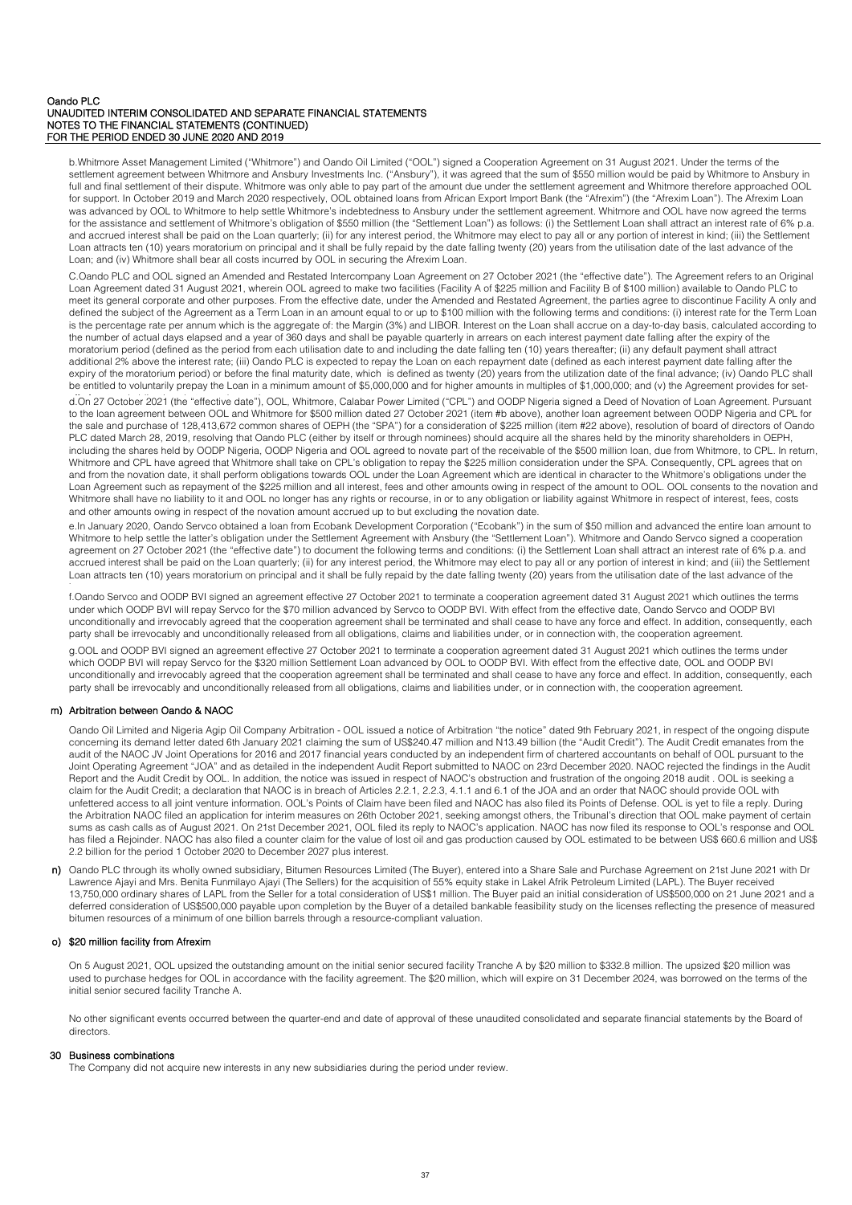b.Whitmore Asset Management Limited ("Whitmore") and Oando Oil Limited ("OOL") signed a Cooperation Agreement on 31 August 2021. Under the terms of the settlement agreement between Whitmore and Ansbury Investments Inc. ("Ansbury"), it was agreed that the sum of $550 million would be paid by Whitmore to Ansbury in full and final settlement of their dispute. Whitmore was only able to pay part of the amount due under the settlement agreement and Whitmore therefore approached OOL for support. In October 2019 and March 2020 respectively, OOL obtained loans from African Export Import Bank (the "Afrexim") (the "Afrexim Loan"). The Afrexim Loan was advanced by OOL to Whitmore to help settle Whitmore's indebtedness to Ansbury under the settlement agreement. Whitmore and OOL have now agreed the terms for the assistance and settlement of Whitmore's obligation of $550 million (the "Settlement Loan") as follows: (i) the Settlement Loan shall attract an interest rate of 6% p.a. and accrued interest shall be paid on the Loan quarterly; (ii) for any interest period, the Whitmore may elect to pay all or any portion of interest in kind; (iii) the Settlement Loan attracts ten (10) years moratorium on principal and it shall be fully repaid by the date falling twenty (20) years from the utilisation date of the last advance of the Loan; and (iv) Whitmore shall bear all costs incurred by OOL in securing the Afrexim Loan.

C.Oando PLC and OOL signed an Amended and Restated Intercompany Loan Agreement on 27 October 2021 (the "effective date"). The Agreement refers to an Original Loan Agreement dated 31 August 2021, wherein OOL agreed to make two facilities (Facility A of $225 million and Facility B of $100 million) available to Oando PLC to meet its general corporate and other purposes. From the effective date, under the Amended and Restated Agreement, the parties agree to discontinue Facility A only and defined the subject of the Agreement as a Term Loan in an amount equal to or up to $100 million with the following terms and conditions: (i) interest rate for the Term Loan is the percentage rate per annum which is the aggregate of: the Margin (3%) and LIBOR. Interest on the Loan shall accrue on a day-to-day basis, calculated according to the number of actual days elapsed and a year of 360 days and shall be payable quarterly in arrears on each interest payment date falling after the expiry of the moratorium period (defined as the period from each utilisation date to and including the date falling ten (10) years thereafter; (ii) any default payment shall attract additional 2% above the interest rate; (iii) Oando PLC is expected to repay the Loan on each repayment date (defined as each interest payment date falling after the expiry of the moratorium period) or before the final maturity date, which is defined as twenty (20) years from the utilization date of the final advance; (iv) Oando PLC shall be entitled to voluntarily prepay the Loan in a minimum amount of $5,000,000 and for higher amounts in multiples of $1,000,000; and (v) the Agreement provides for set-

d.On 27 October 2021 (the "effective date"), OOL, Whitmore, Calabar Power Limited ("CPL") and OODP Nigeria signed a Deed of Novation of Loan Agreement. Pursuant to the loan agreement between OOL and Whitmore for $500 million dated 27 October 2021 (item #b above), another loan agreement between OODP Nigeria and CPL for the sale and purchase of 128,413,672 common shares of OEPH (the "SPA") for a consideration of $225 million (item #22 above), resolution of board of directors of Oando PLC dated March 28, 2019, resolving that Oando PLC (either by itself or through nominees) should acquire all the shares held by the minority shareholders in OEPH, including the shares held by OODP Nigeria, OODP Nigeria and OOL agreed to novate part of the receivable of the $500 million loan, due from Whitmore, to CPL. In return, Whitmore and CPL have agreed that Whitmore shall take on CPL's obligation to repay the $225 million consideration under the SPA. Consequently, CPL agrees that on and from the novation date, it shall perform obligations towards OOL under the Loan Agreement which are identical in character to the Whitmore's obligations under the Loan Agreement such as repayment of the $225 million and all interest, fees and other amounts owing in respect of the amount to OOL. OOL consents to the novation and Whitmore shall have no liability to it and OOL no longer has any rights or recourse, in or to any obligation or liability against Whitmore in respect of interest, fees, costs and other amounts owing in respect of the novation amount accrued up to but excluding the novation date.

e.In January 2020, Oando Servco obtained a loan from Ecobank Development Corporation ("Ecobank") in the sum of $50 million and advanced the entire loan amount to Whitmore to help settle the latter's obligation under the Settlement Agreement with Ansbury (the "Settlement Loan"). Whitmore and Oando Servco signed a cooperation agreement on 27 October 2021 (the "effective date") to document the following terms and conditions: (i) the Settlement Loan shall attract an interest rate of 6% p.a. and accrued interest shall be paid on the Loan quarterly; (ii) for any interest period, the Whitmore may elect to pay all or any portion of interest in kind; and (iii) the Settlement Loan attracts ten (10) years moratorium on principal and it shall be fully repaid by the date falling twenty (20) years from the utilisation date of the last advance of the

f.Oando Servco and OODP BVI signed an agreement effective 27 October 2021 to terminate a cooperation agreement dated 31 August 2021 which outlines the terms under which OODP BVI will repay Servco for the $70 million advanced by Servco to OODP BVI. With effect from the effective date, Oando Servco and OODP BVI unconditionally and irrevocably agreed that the cooperation agreement shall be terminated and shall cease to have any force and effect. In addition, consequently, each party shall be irrevocably and unconditionally released from all obligations, claims and liabilities under, or in connection with, the cooperation agreement.

g.OOL and OODP BVI signed an agreement effective 27 October 2021 to terminate a cooperation agreement dated 31 August 2021 which outlines the terms under which OODP BVI will repay Servco for the $320 million Settlement Loan advanced by OOL to OODP BVI. With effect from the effective date, OOL and OODP BVI unconditionally and irrevocably agreed that the cooperation agreement shall be terminated and shall cease to have any force and effect. In addition, consequently, each party shall be irrevocably and unconditionally released from all obligations, claims and liabilities under, or in connection with, the cooperation agreement.

### m) Arbitration between Oando & NAOC

Oando Oil Limited and Nigeria Agip Oil Company Arbitration - OOL issued a notice of Arbitration "the notice" dated 9th February 2021, in respect of the ongoing dispute concerning its demand letter dated 6th January 2021 claiming the sum of US$240.47 million and N13.49 billion (the "Audit Credit"). The Audit Credit emanates from the audit of the NAOC JV Joint Operations for 2016 and 2017 financial years conducted by an independent firm of chartered accountants on behalf of OOL pursuant to the Joint Operating Agreement "JOA" and as detailed in the independent Audit Report submitted to NAOC on 23rd December 2020. NAOC rejected the findings in the Audit Report and the Audit Credit by OOL. In addition, the notice was issued in respect of NAOC's obstruction and frustration of the ongoing 2018 audit . OOL is seeking a claim for the Audit Credit; a declaration that NAOC is in breach of Articles 2.2.1, 2.2.3, 4.1.1 and 6.1 of the JOA and an order that NAOC should provide OOL with unfettered access to all joint venture information. OOL's Points of Claim have been filed and NAOC has also filed its Points of Defense. OOL is yet to file a reply. During the Arbitration NAOC filed an application for interim measures on 26th October 2021, seeking amongst others, the Tribunal's direction that OOL make payment of certain sums as cash calls as of August 2021. On 21st December 2021, OOL filed its reply to NAOC's application. NAOC has now filed its response to OOL's response and OOL has filed a Rejoinder. NAOC has also filed a counter claim for the value of lost oil and gas production caused by OOL estimated to be between US$ 660.6 million and US$ 2.2 billion for the period 1 October 2020 to December 2027 plus interest.

**n)** Oando PLC through its wholly owned subsidiary, Bitumen Resources Limited (The Buyer), entered into a Share Sale and Purchase Agreement on 21st June 2021 with Dr Lawrence Ajayi and Mrs. Benita Funmilayo Ajayi (The Sellers) for the acquisition of 55% equity stake in Lakel Afrik Petroleum Limited (LAPL). The Buyer received 13,750,000 ordinary shares of LAPL from the Seller for a total consideration of US$1 million. The Buyer paid an initial consideration of US$500,000 on 21 June 2021 and a deferred consideration of US$500,000 payable upon completion by the Buyer of a detailed bankable feasibility study on the licenses reflecting the presence of measured bitumen resources of a minimum of one billion barrels through a resource-compliant valuation.

### o) $20 million facility from Afrexim

On 5 August 2021, OOL upsized the outstanding amount on the initial senior secured facility Tranche A by $20 million to $332.8 million. The upsized $20 million was used to purchase hedges for OOL in accordance with the facility agreement. The $20 million, which will expire on 31 December 2024, was borrowed on the terms of the initial senior secured facility Tranche A.

No other significant events occurred between the quarter-end and date of approval of these unaudited consolidated and separate financial statements by the Board of directors.

## 30 Business combinations

The Company did not acquire new interests in any new subsidiaries during the period under review.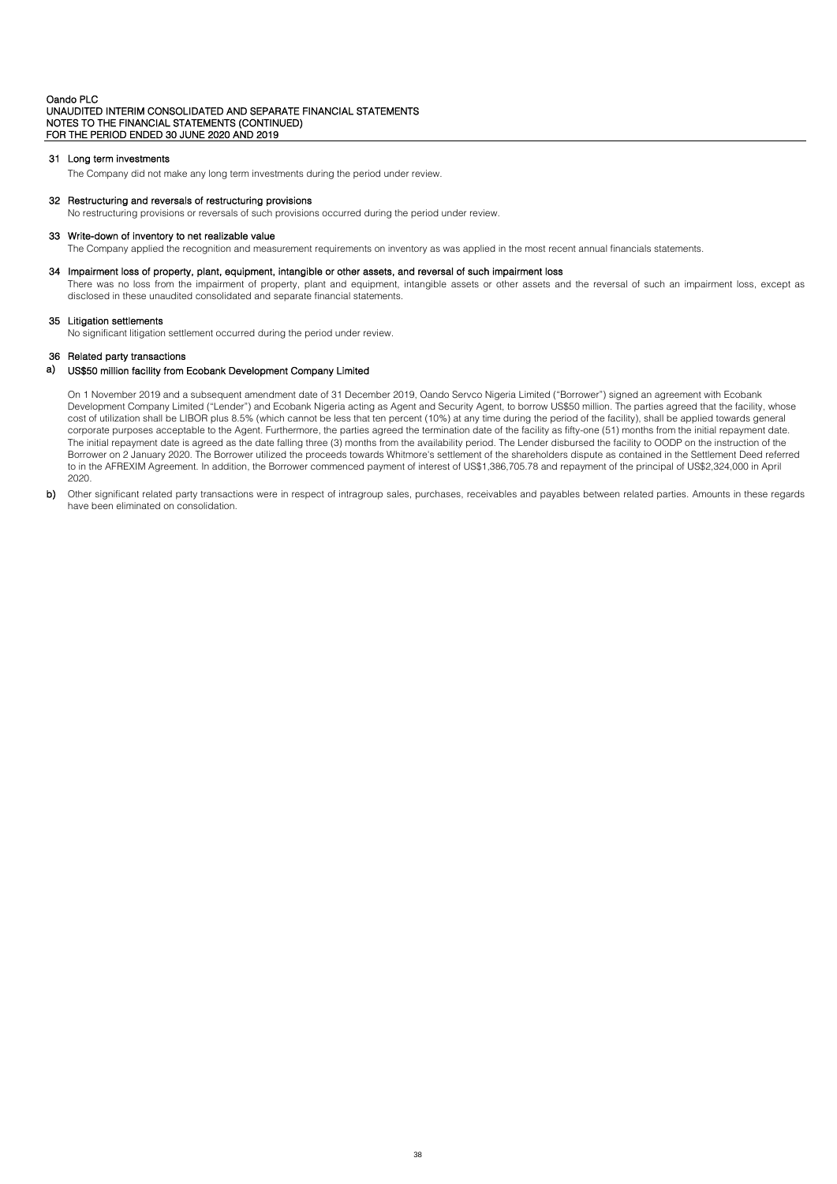### 31 Long term investments

The Company did not make any long term investments during the period under review.

### 32 Restructuring and reversals of restructuring provisions

No restructuring provisions or reversals of such provisions occurred during the period under review.

### 33 Write-down of inventory to net realizable value

The Company applied the recognition and measurement requirements on inventory as was applied in the most recent annual financials statements.

### 34 Impairment loss of property, plant, equipment, intangible or other assets, and reversal of such impairment loss

There was no loss from the impairment of property, plant and equipment, intangible assets or other assets and the reversal of such an impairment loss, except as disclosed in these unaudited consolidated and separate financial statements.

### 35 Litigation settlements

No significant litigation settlement occurred during the period under review.

### 36 Related party transactions

#### a) US$50 million facility from Ecobank Development Company Limited

On 1 November 2019 and a subsequent amendment date of 31 December 2019, Oando Servco Nigeria Limited ("Borrower") signed an agreement with Ecobank Development Company Limited ("Lender") and Ecobank Nigeria acting as Agent and Security Agent, to borrow US$50 million. The parties agreed that the facility, whose cost of utilization shall be LIBOR plus 8.5% (which cannot be less that ten percent (10%) at any time during the period of the facility), shall be applied towards general corporate purposes acceptable to the Agent. Furthermore, the parties agreed the termination date of the facility as fifty-one (51) months from the initial repayment date. The initial repayment date is agreed as the date falling three (3) months from the availability period. The Lender disbursed the facility to OODP on the instruction of the Borrower on 2 January 2020. The Borrower utilized the proceeds towards Whitmore's settlement of the shareholders dispute as contained in the Settlement Deed referred to in the AFREXIM Agreement. In addition, the Borrower commenced payment of interest of US$1,386,705.78 and repayment of the principal of US$2,324,000 in April 2020.

**b)** Other significant related party transactions were in respect of intragroup sales, purchases, receivables and payables between related parties. Amounts in these regards have been eliminated on consolidation.